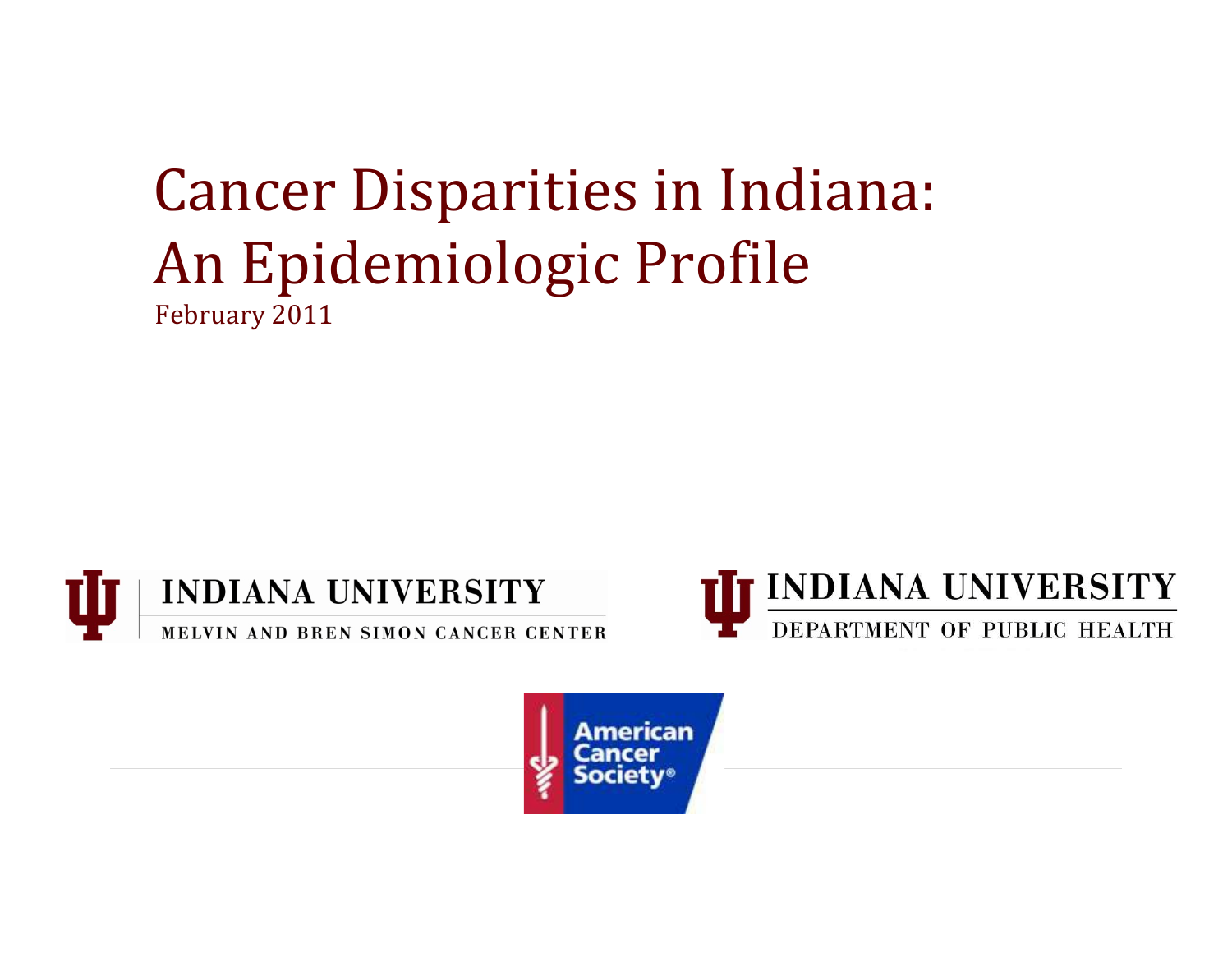# Cancer Disparities in Indiana: An Epidemiologic Profile

February 2011

INDIANA UNIVERSITY
MELVIN AND BREN SIMON CANCER CENTER

INDIANA UNIVERSITY
DEPARTMENT OF PUBLIC HEALTH

American Cancer Society®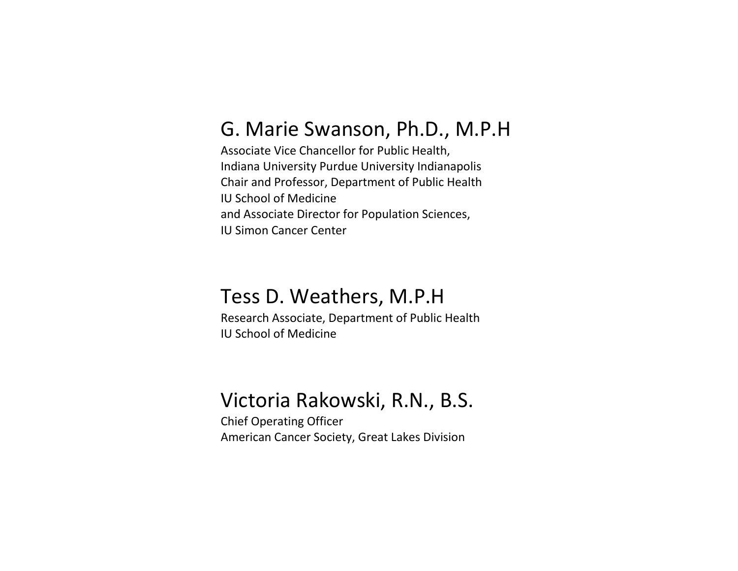## G. Marie Swanson, Ph.D., M.P.H

Associate Vice Chancellor for Public Health,
Indiana University Purdue University Indianapolis
Chair and Professor, Department of Public Health
IU School of Medicine
and Associate Director for Population Sciences,
IU Simon Cancer Center

## Tess D. Weathers, M.P.H

Research Associate, Department of Public Health
IU School of Medicine

## Victoria Rakowski, R.N., B.S.

Chief Operating Officer
American Cancer Society, Great Lakes Division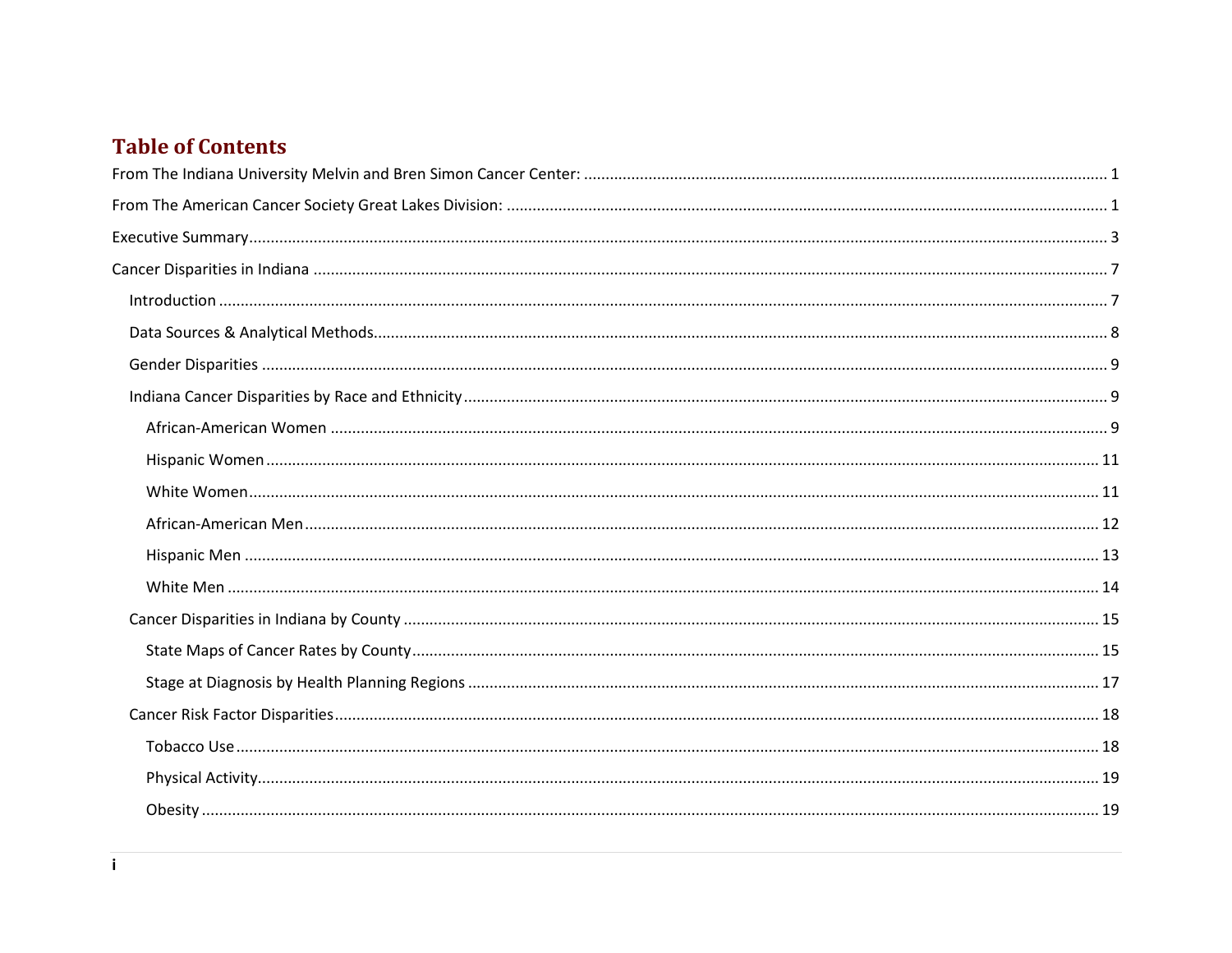# Table of Contents

From The Indiana University Melvin and Bren Simon Cancer Center: ..... 1

From The American Cancer Society Great Lakes Division: ..... 1

Executive Summary ..... 3

Cancer Disparities in Indiana ..... 7

- Introduction ..... 7
- Data Sources & Analytical Methods ..... 8
- Gender Disparities ..... 9
- Indiana Cancer Disparities by Race and Ethnicity ..... 9
  - African-American Women ..... 9
  - Hispanic Women ..... 11
  - White Women ..... 11
  - African-American Men ..... 12
  - Hispanic Men ..... 13
  - White Men ..... 14
- Cancer Disparities in Indiana by County ..... 15
  - State Maps of Cancer Rates by County ..... 15
  - Stage at Diagnosis by Health Planning Regions ..... 17
- Cancer Risk Factor Disparities ..... 18
  - Tobacco Use ..... 18
  - Physical Activity ..... 19
  - Obesity ..... 19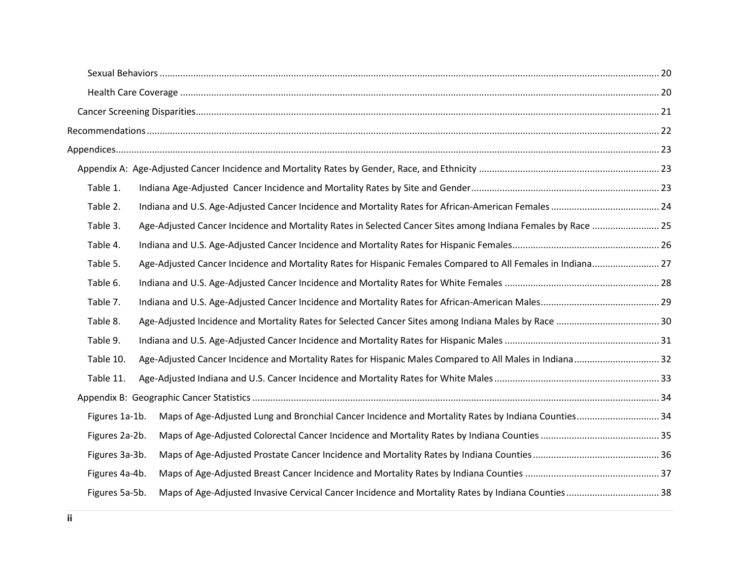Sexual Behaviors ........ 20

Health Care Coverage ........ 20

Cancer Screening Disparities ........ 21

Recommendations ........ 22

Appendices ........ 23

Appendix A: Age-Adjusted Cancer Incidence and Mortality Rates by Gender, Race, and Ethnicity ........ 23

Table 1. Indiana Age-Adjusted Cancer Incidence and Mortality Rates by Site and Gender ........ 23

Table 2. Indiana and U.S. Age-Adjusted Cancer Incidence and Mortality Rates for African-American Females ........ 24

Table 3. Age-Adjusted Cancer Incidence and Mortality Rates in Selected Cancer Sites among Indiana Females by Race ........ 25

Table 4. Indiana and U.S. Age-Adjusted Cancer Incidence and Mortality Rates for Hispanic Females ........ 26

Table 5. Age-Adjusted Cancer Incidence and Mortality Rates for Hispanic Females Compared to All Females in Indiana ........ 27

Table 6. Indiana and U.S. Age-Adjusted Cancer Incidence and Mortality Rates for White Females ........ 28

Table 7. Indiana and U.S. Age-Adjusted Cancer Incidence and Mortality Rates for African-American Males ........ 29

Table 8. Age-Adjusted Incidence and Mortality Rates for Selected Cancer Sites among Indiana Males by Race ........ 30

Table 9. Indiana and U.S. Age-Adjusted Cancer Incidence and Mortality Rates for Hispanic Males ........ 31

Table 10. Age-Adjusted Cancer Incidence and Mortality Rates for Hispanic Males Compared to All Males in Indiana ........ 32

Table 11. Age-Adjusted Indiana and U.S. Cancer Incidence and Mortality Rates for White Males ........ 33

Appendix B: Geographic Cancer Statistics ........ 34

Figures 1a-1b. Maps of Age-Adjusted Lung and Bronchial Cancer Incidence and Mortality Rates by Indiana Counties ........ 34

Figures 2a-2b. Maps of Age-Adjusted Colorectal Cancer Incidence and Mortality Rates by Indiana Counties ........ 35

Figures 3a-3b. Maps of Age-Adjusted Prostate Cancer Incidence and Mortality Rates by Indiana Counties ........ 36

Figures 4a-4b. Maps of Age-Adjusted Breast Cancer Incidence and Mortality Rates by Indiana Counties ........ 37

Figures 5a-5b. Maps of Age-Adjusted Invasive Cervical Cancer Incidence and Mortality Rates by Indiana Counties ........ 38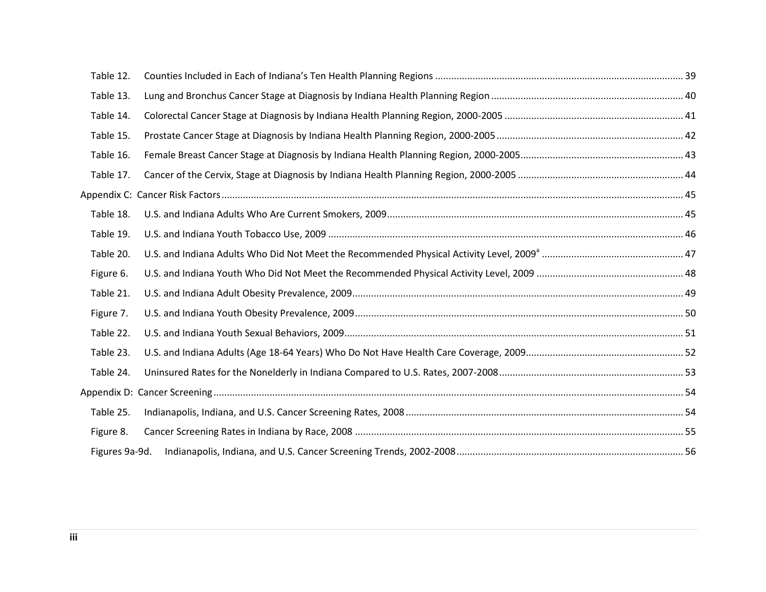Table 12. Counties Included in Each of Indiana's Ten Health Planning Regions ............ 39

Table 13. Lung and Bronchus Cancer Stage at Diagnosis by Indiana Health Planning Region ............ 40

Table 14. Colorectal Cancer Stage at Diagnosis by Indiana Health Planning Region, 2000-2005 ............ 41

Table 15. Prostate Cancer Stage at Diagnosis by Indiana Health Planning Region, 2000-2005 ............ 42

Table 16. Female Breast Cancer Stage at Diagnosis by Indiana Health Planning Region, 2000-2005 ............ 43

Table 17. Cancer of the Cervix, Stage at Diagnosis by Indiana Health Planning Region, 2000-2005 ............ 44

Appendix C: Cancer Risk Factors ............ 45

Table 18. U.S. and Indiana Adults Who Are Current Smokers, 2009 ............ 45

Table 19. U.S. and Indiana Youth Tobacco Use, 2009 ............ 46

Table 20. U.S. and Indiana Adults Who Did Not Meet the Recommended Physical Activity Level, 2009[a] ............ 47

Figure 6. U.S. and Indiana Youth Who Did Not Meet the Recommended Physical Activity Level, 2009 ............ 48

Table 21. U.S. and Indiana Adult Obesity Prevalence, 2009 ............ 49

Figure 7. U.S. and Indiana Youth Obesity Prevalence, 2009 ............ 50

Table 22. U.S. and Indiana Youth Sexual Behaviors, 2009 ............ 51

Table 23. U.S. and Indiana Adults (Age 18-64 Years) Who Do Not Have Health Care Coverage, 2009 ............ 52

Table 24. Uninsured Rates for the Nonelderly in Indiana Compared to U.S. Rates, 2007-2008 ............ 53

Appendix D: Cancer Screening ............ 54

Table 25. Indianapolis, Indiana, and U.S. Cancer Screening Rates, 2008 ............ 54

Figure 8. Cancer Screening Rates in Indiana by Race, 2008 ............ 55

Figures 9a-9d. Indianapolis, Indiana, and U.S. Cancer Screening Trends, 2002-2008 ............ 56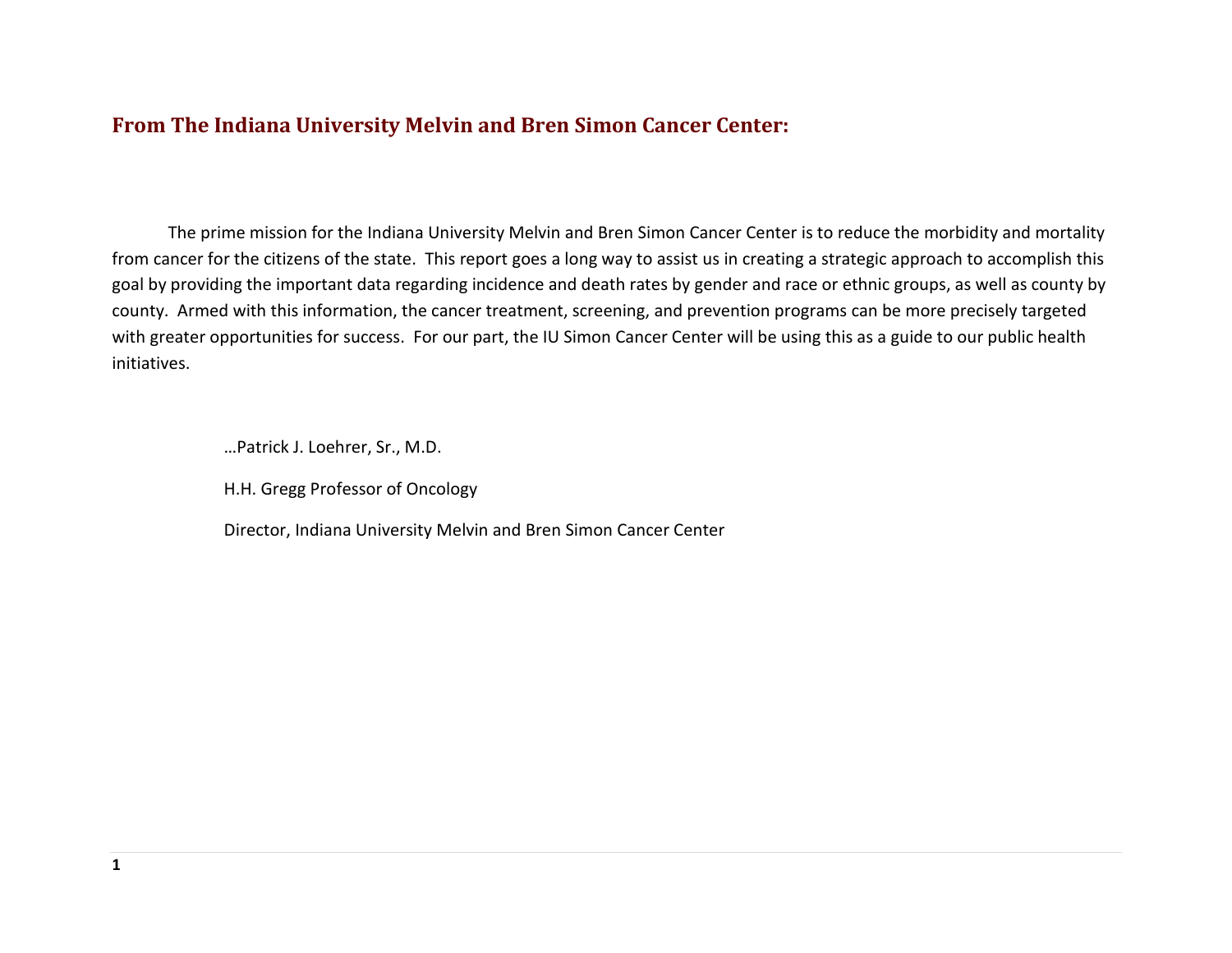## From The Indiana University Melvin and Bren Simon Cancer Center:

The prime mission for the Indiana University Melvin and Bren Simon Cancer Center is to reduce the morbidity and mortality from cancer for the citizens of the state. This report goes a long way to assist us in creating a strategic approach to accomplish this goal by providing the important data regarding incidence and death rates by gender and race or ethnic groups, as well as county by county. Armed with this information, the cancer treatment, screening, and prevention programs can be more precisely targeted with greater opportunities for success. For our part, the IU Simon Cancer Center will be using this as a guide to our public health initiatives.

…Patrick J. Loehrer, Sr., M.D.

H.H. Gregg Professor of Oncology

Director, Indiana University Melvin and Bren Simon Cancer Center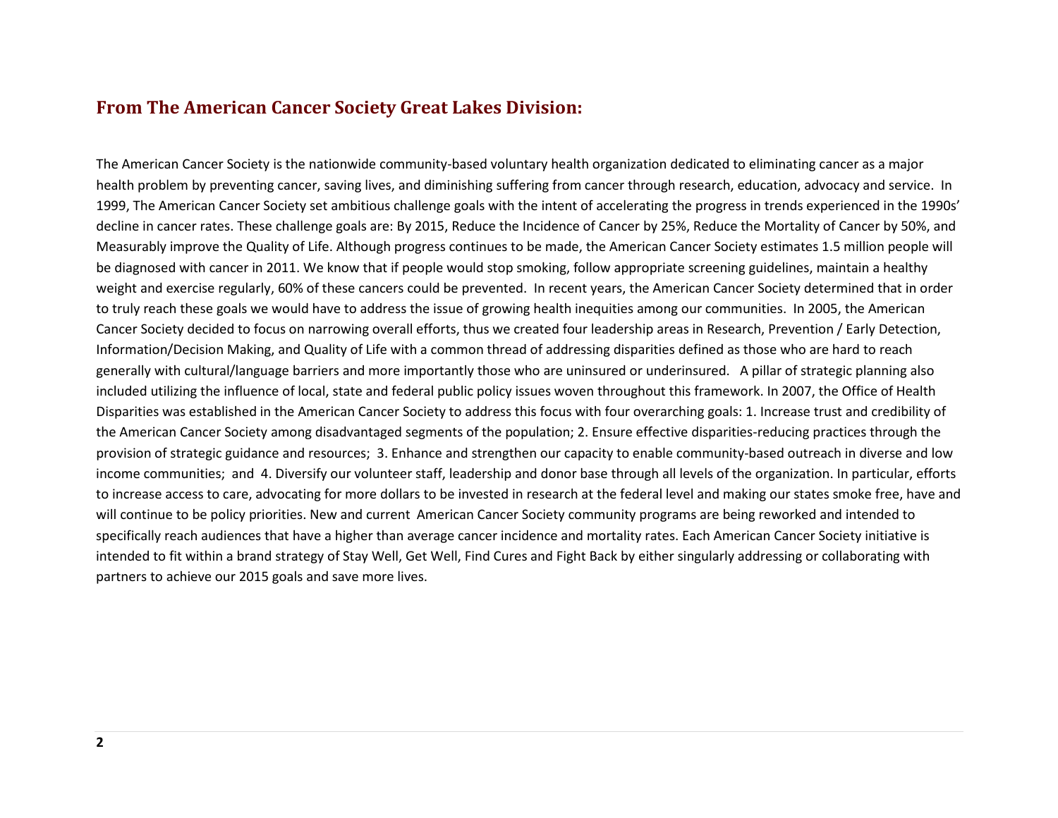## From The American Cancer Society Great Lakes Division:

The American Cancer Society is the nationwide community-based voluntary health organization dedicated to eliminating cancer as a major health problem by preventing cancer, saving lives, and diminishing suffering from cancer through research, education, advocacy and service. In 1999, The American Cancer Society set ambitious challenge goals with the intent of accelerating the progress in trends experienced in the 1990s' decline in cancer rates. These challenge goals are: By 2015, Reduce the Incidence of Cancer by 25%, Reduce the Mortality of Cancer by 50%, and Measurably improve the Quality of Life. Although progress continues to be made, the American Cancer Society estimates 1.5 million people will be diagnosed with cancer in 2011. We know that if people would stop smoking, follow appropriate screening guidelines, maintain a healthy weight and exercise regularly, 60% of these cancers could be prevented. In recent years, the American Cancer Society determined that in order to truly reach these goals we would have to address the issue of growing health inequities among our communities. In 2005, the American Cancer Society decided to focus on narrowing overall efforts, thus we created four leadership areas in Research, Prevention / Early Detection, Information/Decision Making, and Quality of Life with a common thread of addressing disparities defined as those who are hard to reach generally with cultural/language barriers and more importantly those who are uninsured or underinsured. A pillar of strategic planning also included utilizing the influence of local, state and federal public policy issues woven throughout this framework. In 2007, the Office of Health Disparities was established in the American Cancer Society to address this focus with four overarching goals: 1. Increase trust and credibility of the American Cancer Society among disadvantaged segments of the population; 2. Ensure effective disparities-reducing practices through the provision of strategic guidance and resources; 3. Enhance and strengthen our capacity to enable community-based outreach in diverse and low income communities; and 4. Diversify our volunteer staff, leadership and donor base through all levels of the organization. In particular, efforts to increase access to care, advocating for more dollars to be invested in research at the federal level and making our states smoke free, have and will continue to be policy priorities. New and current American Cancer Society community programs are being reworked and intended to specifically reach audiences that have a higher than average cancer incidence and mortality rates. Each American Cancer Society initiative is intended to fit within a brand strategy of Stay Well, Get Well, Find Cures and Fight Back by either singularly addressing or collaborating with partners to achieve our 2015 goals and save more lives.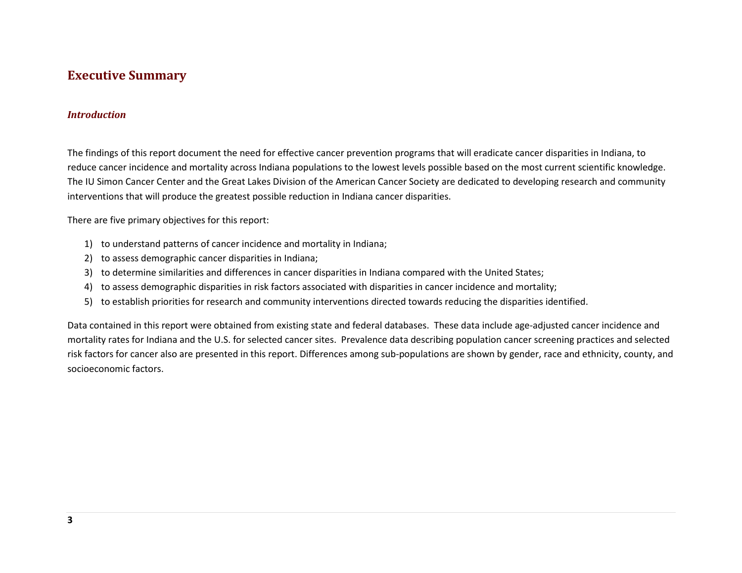## Executive Summary

### *Introduction*

The findings of this report document the need for effective cancer prevention programs that will eradicate cancer disparities in Indiana, to reduce cancer incidence and mortality across Indiana populations to the lowest levels possible based on the most current scientific knowledge. The IU Simon Cancer Center and the Great Lakes Division of the American Cancer Society are dedicated to developing research and community interventions that will produce the greatest possible reduction in Indiana cancer disparities.

There are five primary objectives for this report:

1) to understand patterns of cancer incidence and mortality in Indiana;
2) to assess demographic cancer disparities in Indiana;
3) to determine similarities and differences in cancer disparities in Indiana compared with the United States;
4) to assess demographic disparities in risk factors associated with disparities in cancer incidence and mortality;
5) to establish priorities for research and community interventions directed towards reducing the disparities identified.

Data contained in this report were obtained from existing state and federal databases. These data include age-adjusted cancer incidence and mortality rates for Indiana and the U.S. for selected cancer sites. Prevalence data describing population cancer screening practices and selected risk factors for cancer also are presented in this report. Differences among sub-populations are shown by gender, race and ethnicity, county, and socioeconomic factors.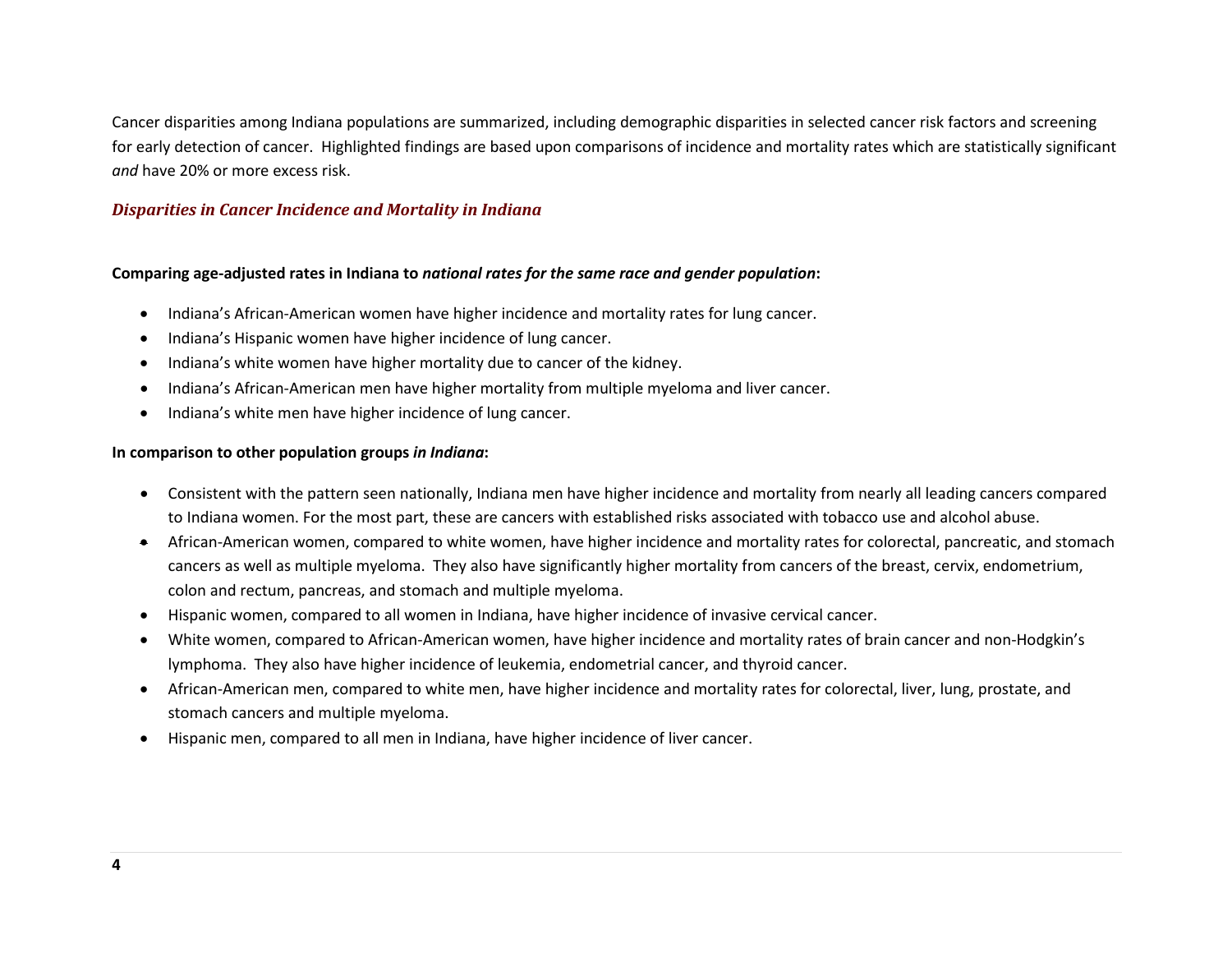Cancer disparities among Indiana populations are summarized, including demographic disparities in selected cancer risk factors and screening for early detection of cancer. Highlighted findings are based upon comparisons of incidence and mortality rates which are statistically significant *and* have 20% or more excess risk.

## *Disparities in Cancer Incidence and Mortality in Indiana*

**Comparing age-adjusted rates in Indiana to *national rates for the same race and gender population*:**

- Indiana's African-American women have higher incidence and mortality rates for lung cancer.
- Indiana's Hispanic women have higher incidence of lung cancer.
- Indiana's white women have higher mortality due to cancer of the kidney.
- Indiana's African-American men have higher mortality from multiple myeloma and liver cancer.
- Indiana's white men have higher incidence of lung cancer.

**In comparison to other population groups *in Indiana*:**

- Consistent with the pattern seen nationally, Indiana men have higher incidence and mortality from nearly all leading cancers compared to Indiana women. For the most part, these are cancers with established risks associated with tobacco use and alcohol abuse.
- African-American women, compared to white women, have higher incidence and mortality rates for colorectal, pancreatic, and stomach cancers as well as multiple myeloma. They also have significantly higher mortality from cancers of the breast, cervix, endometrium, colon and rectum, pancreas, and stomach and multiple myeloma.
- Hispanic women, compared to all women in Indiana, have higher incidence of invasive cervical cancer.
- White women, compared to African-American women, have higher incidence and mortality rates of brain cancer and non-Hodgkin's lymphoma. They also have higher incidence of leukemia, endometrial cancer, and thyroid cancer.
- African-American men, compared to white men, have higher incidence and mortality rates for colorectal, liver, lung, prostate, and stomach cancers and multiple myeloma.
- Hispanic men, compared to all men in Indiana, have higher incidence of liver cancer.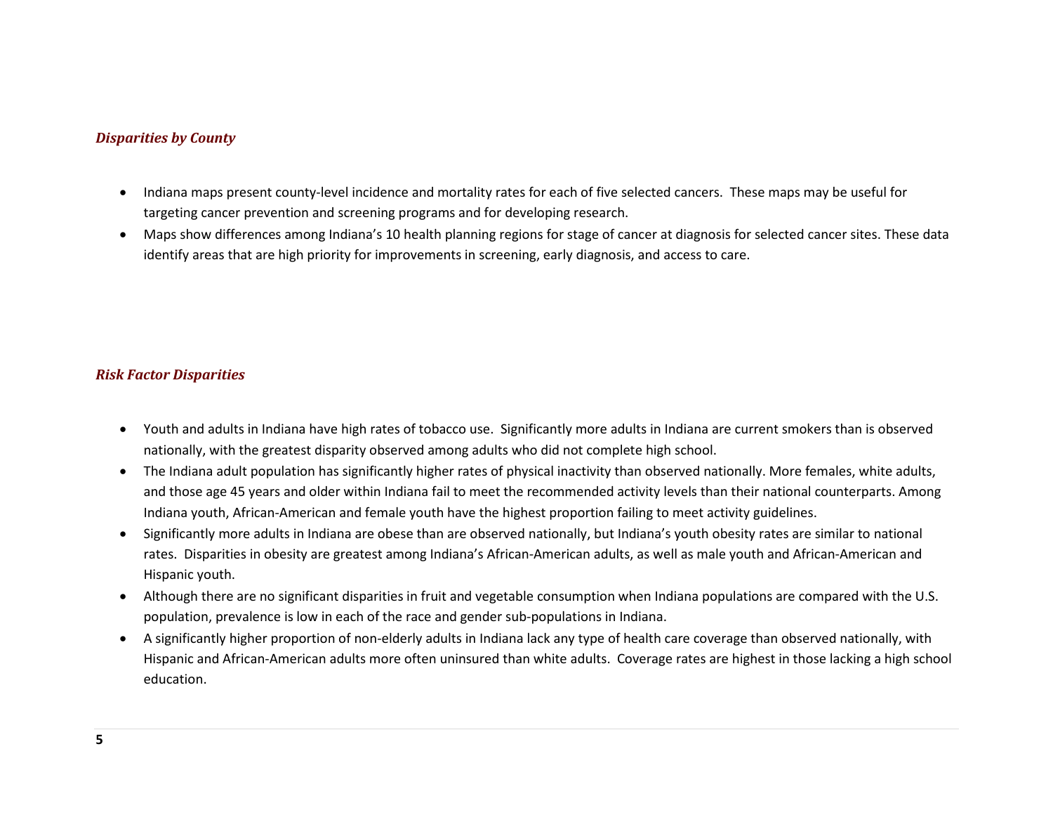### *Disparities by County*

- Indiana maps present county-level incidence and mortality rates for each of five selected cancers. These maps may be useful for targeting cancer prevention and screening programs and for developing research.
- Maps show differences among Indiana's 10 health planning regions for stage of cancer at diagnosis for selected cancer sites. These data identify areas that are high priority for improvements in screening, early diagnosis, and access to care.

### *Risk Factor Disparities*

- Youth and adults in Indiana have high rates of tobacco use. Significantly more adults in Indiana are current smokers than is observed nationally, with the greatest disparity observed among adults who did not complete high school.
- The Indiana adult population has significantly higher rates of physical inactivity than observed nationally. More females, white adults, and those age 45 years and older within Indiana fail to meet the recommended activity levels than their national counterparts. Among Indiana youth, African-American and female youth have the highest proportion failing to meet activity guidelines.
- Significantly more adults in Indiana are obese than are observed nationally, but Indiana's youth obesity rates are similar to national rates. Disparities in obesity are greatest among Indiana's African-American adults, as well as male youth and African-American and Hispanic youth.
- Although there are no significant disparities in fruit and vegetable consumption when Indiana populations are compared with the U.S. population, prevalence is low in each of the race and gender sub-populations in Indiana.
- A significantly higher proportion of non-elderly adults in Indiana lack any type of health care coverage than observed nationally, with Hispanic and African-American adults more often uninsured than white adults. Coverage rates are highest in those lacking a high school education.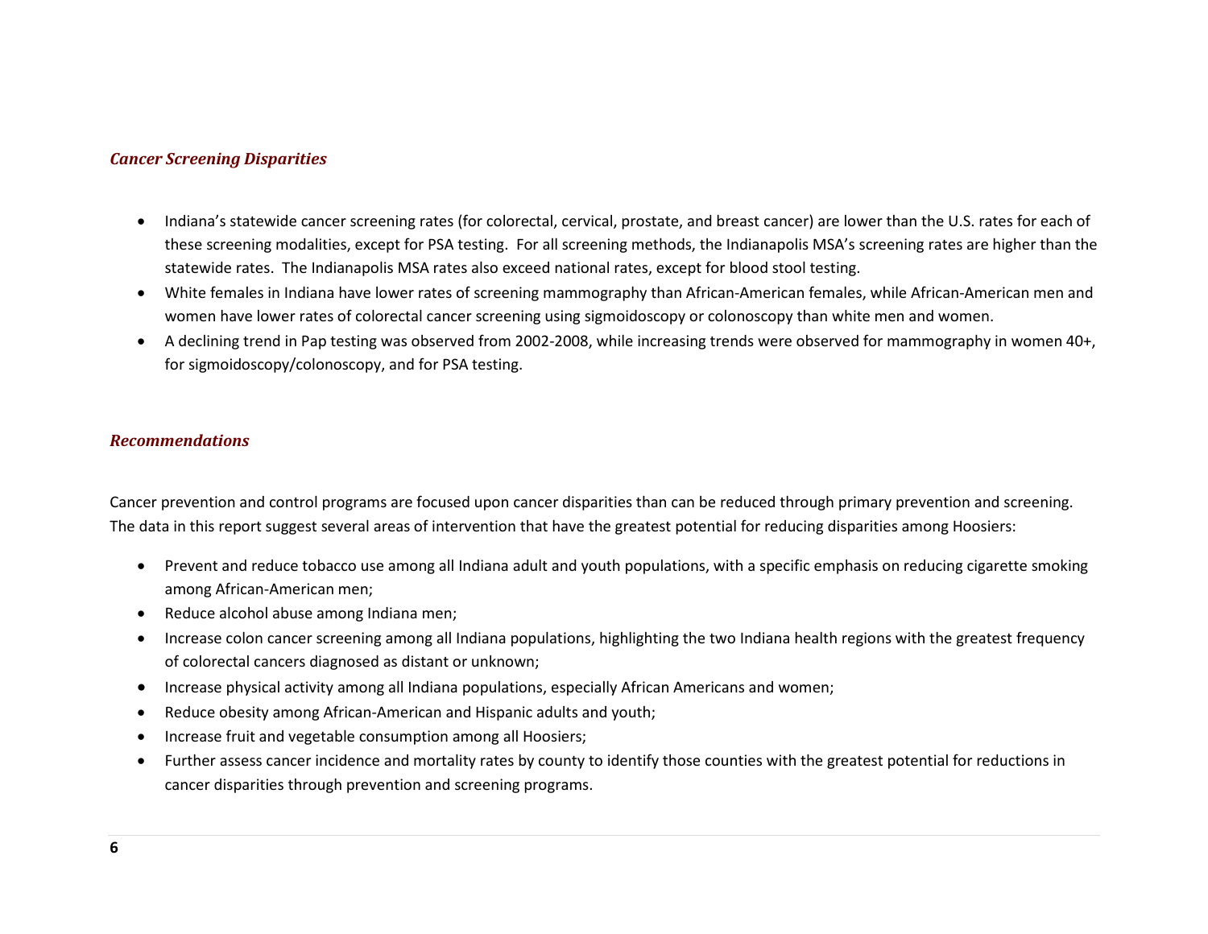### *Cancer Screening Disparities*

- Indiana's statewide cancer screening rates (for colorectal, cervical, prostate, and breast cancer) are lower than the U.S. rates for each of these screening modalities, except for PSA testing. For all screening methods, the Indianapolis MSA's screening rates are higher than the statewide rates. The Indianapolis MSA rates also exceed national rates, except for blood stool testing.
- White females in Indiana have lower rates of screening mammography than African-American females, while African-American men and women have lower rates of colorectal cancer screening using sigmoidoscopy or colonoscopy than white men and women.
- A declining trend in Pap testing was observed from 2002-2008, while increasing trends were observed for mammography in women 40+, for sigmoidoscopy/colonoscopy, and for PSA testing.

### *Recommendations*

Cancer prevention and control programs are focused upon cancer disparities than can be reduced through primary prevention and screening. The data in this report suggest several areas of intervention that have the greatest potential for reducing disparities among Hoosiers:

- Prevent and reduce tobacco use among all Indiana adult and youth populations, with a specific emphasis on reducing cigarette smoking among African-American men;
- Reduce alcohol abuse among Indiana men;
- Increase colon cancer screening among all Indiana populations, highlighting the two Indiana health regions with the greatest frequency of colorectal cancers diagnosed as distant or unknown;
- Increase physical activity among all Indiana populations, especially African Americans and women;
- Reduce obesity among African-American and Hispanic adults and youth;
- Increase fruit and vegetable consumption among all Hoosiers;
- Further assess cancer incidence and mortality rates by county to identify those counties with the greatest potential for reductions in cancer disparities through prevention and screening programs.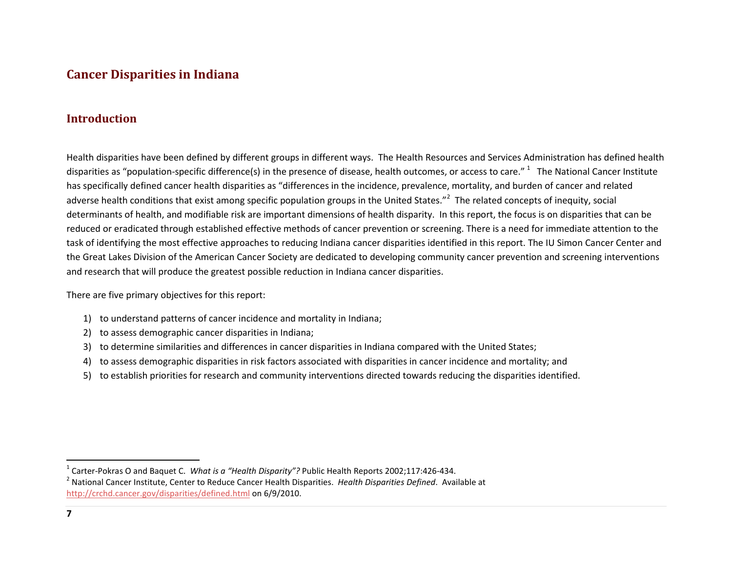# Cancer Disparities in Indiana

## Introduction

Health disparities have been defined by different groups in different ways. The Health Resources and Services Administration has defined health disparities as "population-specific difference(s) in the presence of disease, health outcomes, or access to care." [1] The National Cancer Institute has specifically defined cancer health disparities as "differences in the incidence, prevalence, mortality, and burden of cancer and related adverse health conditions that exist among specific population groups in the United States."[2] The related concepts of inequity, social determinants of health, and modifiable risk are important dimensions of health disparity. In this report, the focus is on disparities that can be reduced or eradicated through established effective methods of cancer prevention or screening. There is a need for immediate attention to the task of identifying the most effective approaches to reducing Indiana cancer disparities identified in this report. The IU Simon Cancer Center and the Great Lakes Division of the American Cancer Society are dedicated to developing community cancer prevention and screening interventions and research that will produce the greatest possible reduction in Indiana cancer disparities.

There are five primary objectives for this report:

1) to understand patterns of cancer incidence and mortality in Indiana;
2) to assess demographic cancer disparities in Indiana;
3) to determine similarities and differences in cancer disparities in Indiana compared with the United States;
4) to assess demographic disparities in risk factors associated with disparities in cancer incidence and mortality; and
5) to establish priorities for research and community interventions directed towards reducing the disparities identified.

---

[1] Carter-Pokras O and Baquet C. *What is a "Health Disparity"?* Public Health Reports 2002;117:426-434.
[2] National Cancer Institute, Center to Reduce Cancer Health Disparities. *Health Disparities Defined*. Available at http://crchd.cancer.gov/disparities/defined.html on 6/9/2010.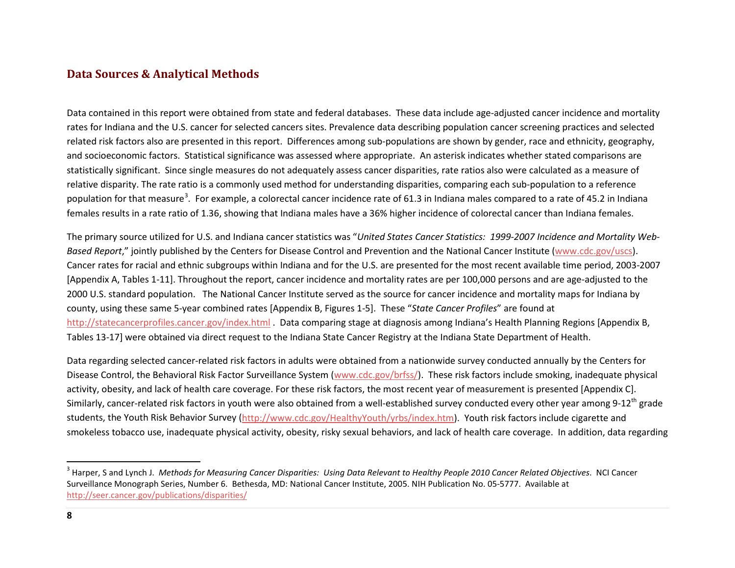## Data Sources & Analytical Methods

Data contained in this report were obtained from state and federal databases. These data include age-adjusted cancer incidence and mortality rates for Indiana and the U.S. cancer for selected cancers sites. Prevalence data describing population cancer screening practices and selected related risk factors also are presented in this report. Differences among sub-populations are shown by gender, race and ethnicity, geography, and socioeconomic factors. Statistical significance was assessed where appropriate. An asterisk indicates whether stated comparisons are statistically significant. Since single measures do not adequately assess cancer disparities, rate ratios also were calculated as a measure of relative disparity. The rate ratio is a commonly used method for understanding disparities, comparing each sub-population to a reference population for that measure[3]. For example, a colorectal cancer incidence rate of 61.3 in Indiana males compared to a rate of 45.2 in Indiana females results in a rate ratio of 1.36, showing that Indiana males have a 36% higher incidence of colorectal cancer than Indiana females.

The primary source utilized for U.S. and Indiana cancer statistics was "*United States Cancer Statistics: 1999-2007 Incidence and Mortality Web-Based Report*," jointly published by the Centers for Disease Control and Prevention and the National Cancer Institute (www.cdc.gov/uscs). Cancer rates for racial and ethnic subgroups within Indiana and for the U.S. are presented for the most recent available time period, 2003-2007 [Appendix A, Tables 1-11]. Throughout the report, cancer incidence and mortality rates are per 100,000 persons and are age-adjusted to the 2000 U.S. standard population. The National Cancer Institute served as the source for cancer incidence and mortality maps for Indiana by county, using these same 5-year combined rates [Appendix B, Figures 1-5]. These "*State Cancer Profiles*" are found at http://statecancerprofiles.cancer.gov/index.html . Data comparing stage at diagnosis among Indiana's Health Planning Regions [Appendix B, Tables 13-17] were obtained via direct request to the Indiana State Cancer Registry at the Indiana State Department of Health.

Data regarding selected cancer-related risk factors in adults were obtained from a nationwide survey conducted annually by the Centers for Disease Control, the Behavioral Risk Factor Surveillance System (www.cdc.gov/brfss/). These risk factors include smoking, inadequate physical activity, obesity, and lack of health care coverage. For these risk factors, the most recent year of measurement is presented [Appendix C]. Similarly, cancer-related risk factors in youth were also obtained from a well-established survey conducted every other year among 9-12th grade students, the Youth Risk Behavior Survey (http://www.cdc.gov/HealthyYouth/yrbs/index.htm). Youth risk factors include cigarette and smokeless tobacco use, inadequate physical activity, obesity, risky sexual behaviors, and lack of health care coverage. In addition, data regarding

---

[3] Harper, S and Lynch J. *Methods for Measuring Cancer Disparities: Using Data Relevant to Healthy People 2010 Cancer Related Objectives*. NCI Cancer Surveillance Monograph Series, Number 6. Bethesda, MD: National Cancer Institute, 2005. NIH Publication No. 05-5777. Available at http://seer.cancer.gov/publications/disparities/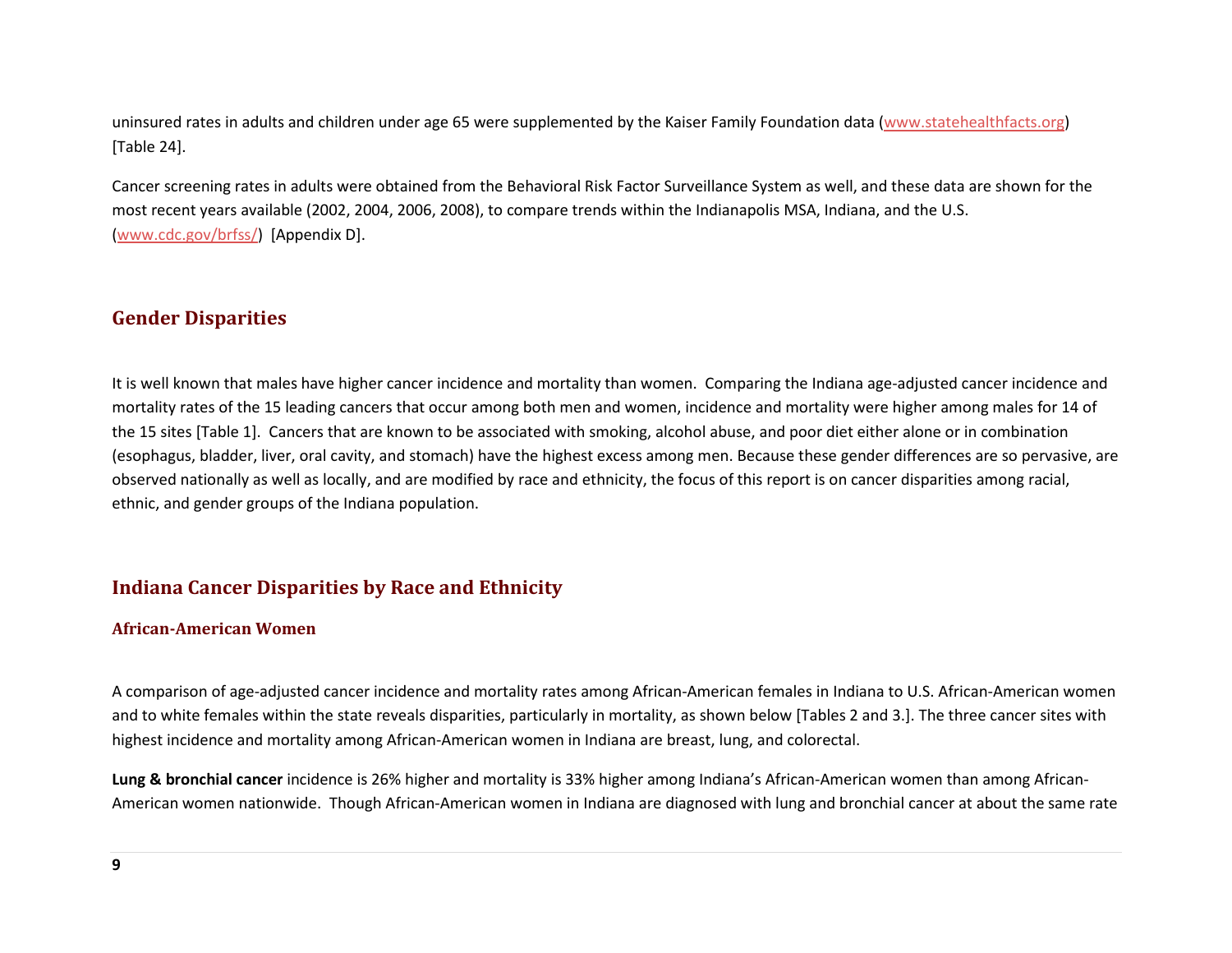uninsured rates in adults and children under age 65 were supplemented by the Kaiser Family Foundation data (www.statehealthfacts.org) [Table 24].

Cancer screening rates in adults were obtained from the Behavioral Risk Factor Surveillance System as well, and these data are shown for the most recent years available (2002, 2004, 2006, 2008), to compare trends within the Indianapolis MSA, Indiana, and the U.S. (www.cdc.gov/brfss/) [Appendix D].

## Gender Disparities

It is well known that males have higher cancer incidence and mortality than women. Comparing the Indiana age-adjusted cancer incidence and mortality rates of the 15 leading cancers that occur among both men and women, incidence and mortality were higher among males for 14 of the 15 sites [Table 1]. Cancers that are known to be associated with smoking, alcohol abuse, and poor diet either alone or in combination (esophagus, bladder, liver, oral cavity, and stomach) have the highest excess among men. Because these gender differences are so pervasive, are observed nationally as well as locally, and are modified by race and ethnicity, the focus of this report is on cancer disparities among racial, ethnic, and gender groups of the Indiana population.

## Indiana Cancer Disparities by Race and Ethnicity

### African-American Women

A comparison of age-adjusted cancer incidence and mortality rates among African-American females in Indiana to U.S. African-American women and to white females within the state reveals disparities, particularly in mortality, as shown below [Tables 2 and 3.]. The three cancer sites with highest incidence and mortality among African-American women in Indiana are breast, lung, and colorectal.

**Lung & bronchial cancer** incidence is 26% higher and mortality is 33% higher among Indiana's African-American women than among African-American women nationwide. Though African-American women in Indiana are diagnosed with lung and bronchial cancer at about the same rate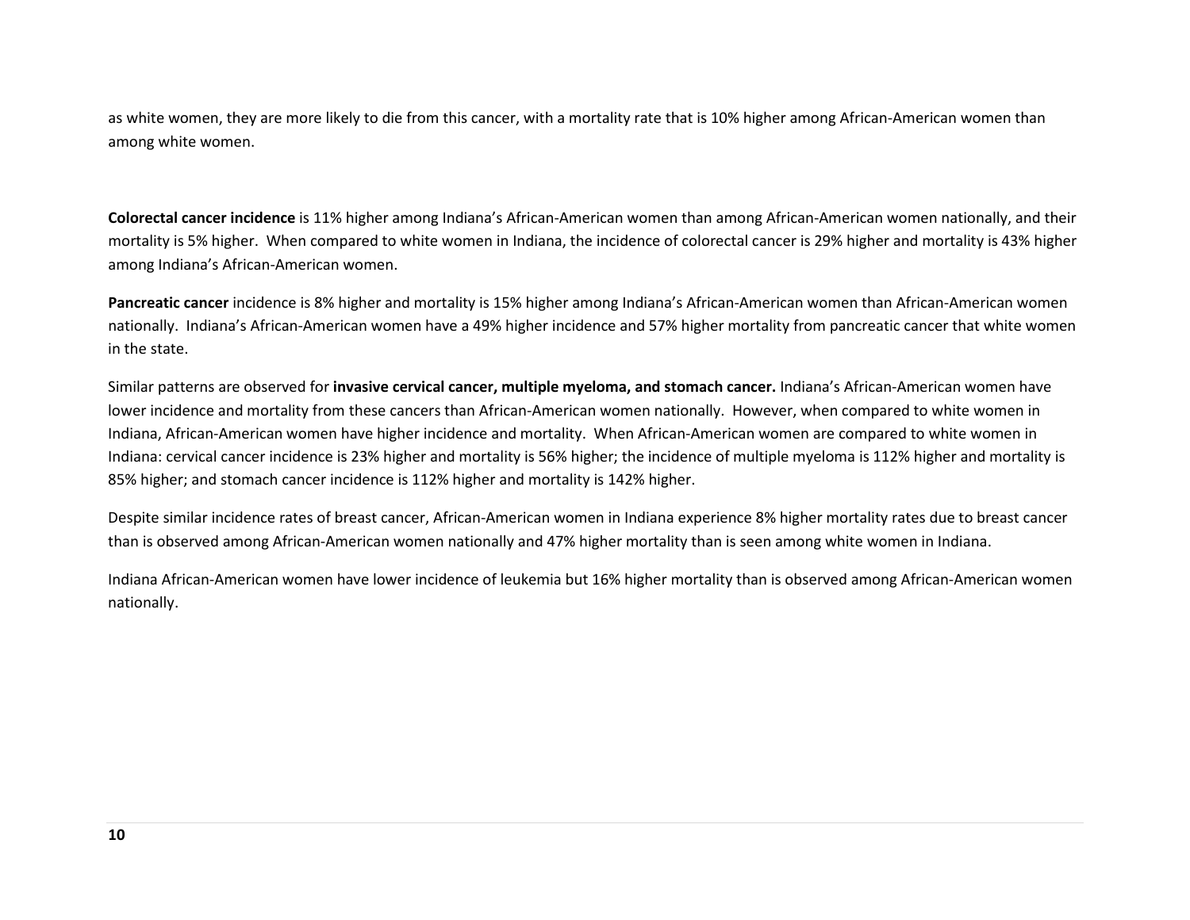as white women, they are more likely to die from this cancer, with a mortality rate that is 10% higher among African-American women than among white women.

**Colorectal cancer incidence** is 11% higher among Indiana's African-American women than among African-American women nationally, and their mortality is 5% higher. When compared to white women in Indiana, the incidence of colorectal cancer is 29% higher and mortality is 43% higher among Indiana's African-American women.

**Pancreatic cancer** incidence is 8% higher and mortality is 15% higher among Indiana's African-American women than African-American women nationally. Indiana's African-American women have a 49% higher incidence and 57% higher mortality from pancreatic cancer that white women in the state.

Similar patterns are observed for **invasive cervical cancer, multiple myeloma, and stomach cancer.** Indiana's African-American women have lower incidence and mortality from these cancers than African-American women nationally. However, when compared to white women in Indiana, African-American women have higher incidence and mortality. When African-American women are compared to white women in Indiana: cervical cancer incidence is 23% higher and mortality is 56% higher; the incidence of multiple myeloma is 112% higher and mortality is 85% higher; and stomach cancer incidence is 112% higher and mortality is 142% higher.

Despite similar incidence rates of breast cancer, African-American women in Indiana experience 8% higher mortality rates due to breast cancer than is observed among African-American women nationally and 47% higher mortality than is seen among white women in Indiana.

Indiana African-American women have lower incidence of leukemia but 16% higher mortality than is observed among African-American women nationally.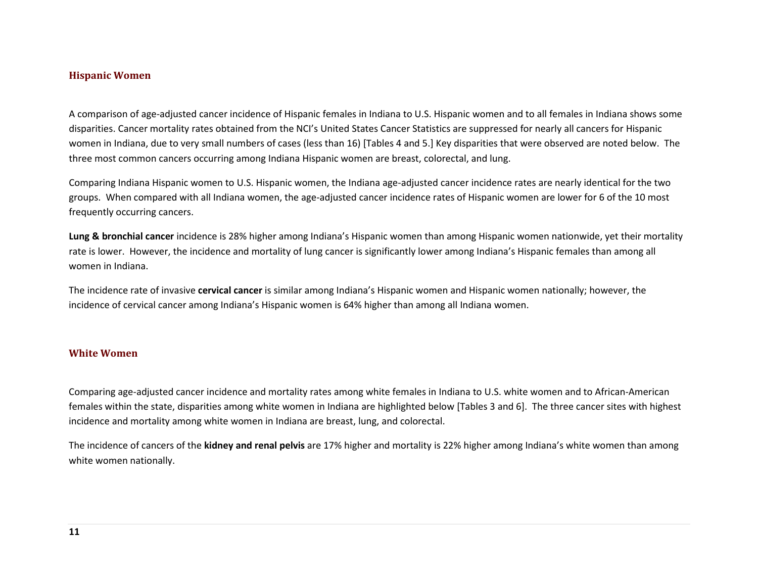## Hispanic Women

A comparison of age-adjusted cancer incidence of Hispanic females in Indiana to U.S. Hispanic women and to all females in Indiana shows some disparities. Cancer mortality rates obtained from the NCI's United States Cancer Statistics are suppressed for nearly all cancers for Hispanic women in Indiana, due to very small numbers of cases (less than 16) [Tables 4 and 5.] Key disparities that were observed are noted below. The three most common cancers occurring among Indiana Hispanic women are breast, colorectal, and lung.

Comparing Indiana Hispanic women to U.S. Hispanic women, the Indiana age-adjusted cancer incidence rates are nearly identical for the two groups. When compared with all Indiana women, the age-adjusted cancer incidence rates of Hispanic women are lower for 6 of the 10 most frequently occurring cancers.

**Lung & bronchial cancer** incidence is 28% higher among Indiana's Hispanic women than among Hispanic women nationwide, yet their mortality rate is lower. However, the incidence and mortality of lung cancer is significantly lower among Indiana's Hispanic females than among all women in Indiana.

The incidence rate of invasive **cervical cancer** is similar among Indiana's Hispanic women and Hispanic women nationally; however, the incidence of cervical cancer among Indiana's Hispanic women is 64% higher than among all Indiana women.

## White Women

Comparing age-adjusted cancer incidence and mortality rates among white females in Indiana to U.S. white women and to African-American females within the state, disparities among white women in Indiana are highlighted below [Tables 3 and 6]. The three cancer sites with highest incidence and mortality among white women in Indiana are breast, lung, and colorectal.

The incidence of cancers of the **kidney and renal pelvis** are 17% higher and mortality is 22% higher among Indiana's white women than among white women nationally.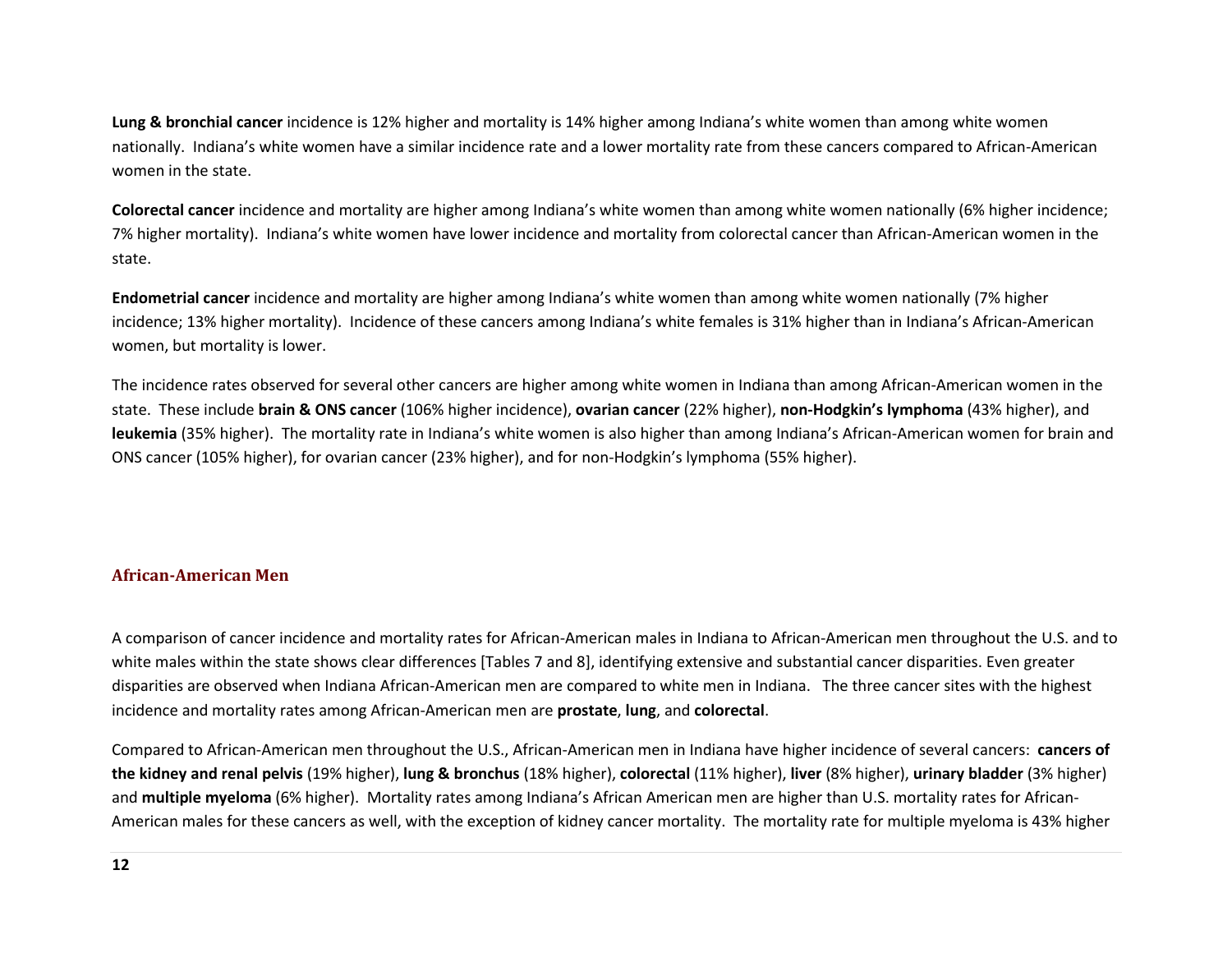**Lung & bronchial cancer** incidence is 12% higher and mortality is 14% higher among Indiana's white women than among white women nationally. Indiana's white women have a similar incidence rate and a lower mortality rate from these cancers compared to African-American women in the state.

**Colorectal cancer** incidence and mortality are higher among Indiana's white women than among white women nationally (6% higher incidence; 7% higher mortality). Indiana's white women have lower incidence and mortality from colorectal cancer than African-American women in the state.

**Endometrial cancer** incidence and mortality are higher among Indiana's white women than among white women nationally (7% higher incidence; 13% higher mortality). Incidence of these cancers among Indiana's white females is 31% higher than in Indiana's African-American women, but mortality is lower.

The incidence rates observed for several other cancers are higher among white women in Indiana than among African-American women in the state. These include **brain & ONS cancer** (106% higher incidence), **ovarian cancer** (22% higher), **non-Hodgkin's lymphoma** (43% higher), and **leukemia** (35% higher). The mortality rate in Indiana's white women is also higher than among Indiana's African-American women for brain and ONS cancer (105% higher), for ovarian cancer (23% higher), and for non-Hodgkin's lymphoma (55% higher).

## African-American Men

A comparison of cancer incidence and mortality rates for African-American males in Indiana to African-American men throughout the U.S. and to white males within the state shows clear differences [Tables 7 and 8], identifying extensive and substantial cancer disparities. Even greater disparities are observed when Indiana African-American men are compared to white men in Indiana. The three cancer sites with the highest incidence and mortality rates among African-American men are **prostate**, **lung**, and **colorectal**.

Compared to African-American men throughout the U.S., African-American men in Indiana have higher incidence of several cancers: **cancers of the kidney and renal pelvis** (19% higher), **lung & bronchus** (18% higher), **colorectal** (11% higher), **liver** (8% higher), **urinary bladder** (3% higher) and **multiple myeloma** (6% higher). Mortality rates among Indiana's African American men are higher than U.S. mortality rates for African-American males for these cancers as well, with the exception of kidney cancer mortality. The mortality rate for multiple myeloma is 43% higher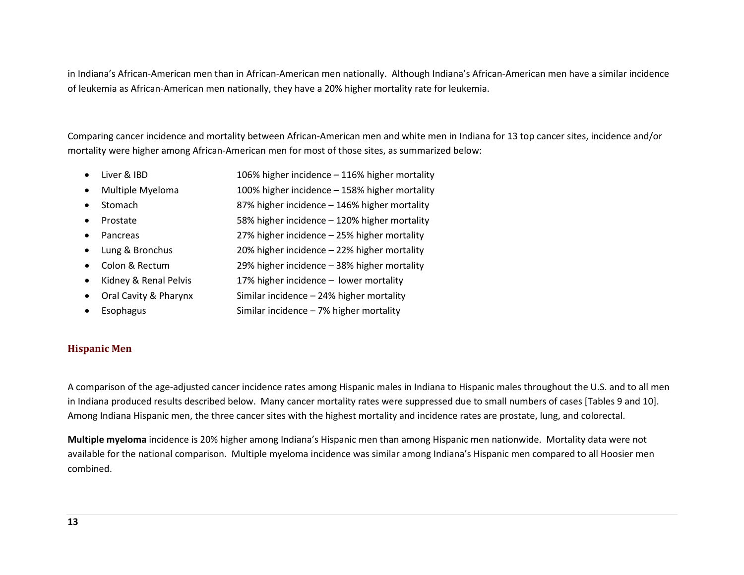in Indiana's African-American men than in African-American men nationally. Although Indiana's African-American men have a similar incidence of leukemia as African-American men nationally, they have a 20% higher mortality rate for leukemia.

Comparing cancer incidence and mortality between African-American men and white men in Indiana for 13 top cancer sites, incidence and/or mortality were higher among African-American men for most of those sites, as summarized below:

- Liver & IBD — 106% higher incidence – 116% higher mortality
- Multiple Myeloma — 100% higher incidence – 158% higher mortality
- Stomach — 87% higher incidence – 146% higher mortality
- Prostate — 58% higher incidence – 120% higher mortality
- Pancreas — 27% higher incidence – 25% higher mortality
- Lung & Bronchus — 20% higher incidence – 22% higher mortality
- Colon & Rectum — 29% higher incidence – 38% higher mortality
- Kidney & Renal Pelvis — 17% higher incidence – lower mortality
- Oral Cavity & Pharynx — Similar incidence – 24% higher mortality
- Esophagus — Similar incidence – 7% higher mortality

### Hispanic Men

A comparison of the age-adjusted cancer incidence rates among Hispanic males in Indiana to Hispanic males throughout the U.S. and to all men in Indiana produced results described below. Many cancer mortality rates were suppressed due to small numbers of cases [Tables 9 and 10]. Among Indiana Hispanic men, the three cancer sites with the highest mortality and incidence rates are prostate, lung, and colorectal.

**Multiple myeloma** incidence is 20% higher among Indiana's Hispanic men than among Hispanic men nationwide. Mortality data were not available for the national comparison. Multiple myeloma incidence was similar among Indiana's Hispanic men compared to all Hoosier men combined.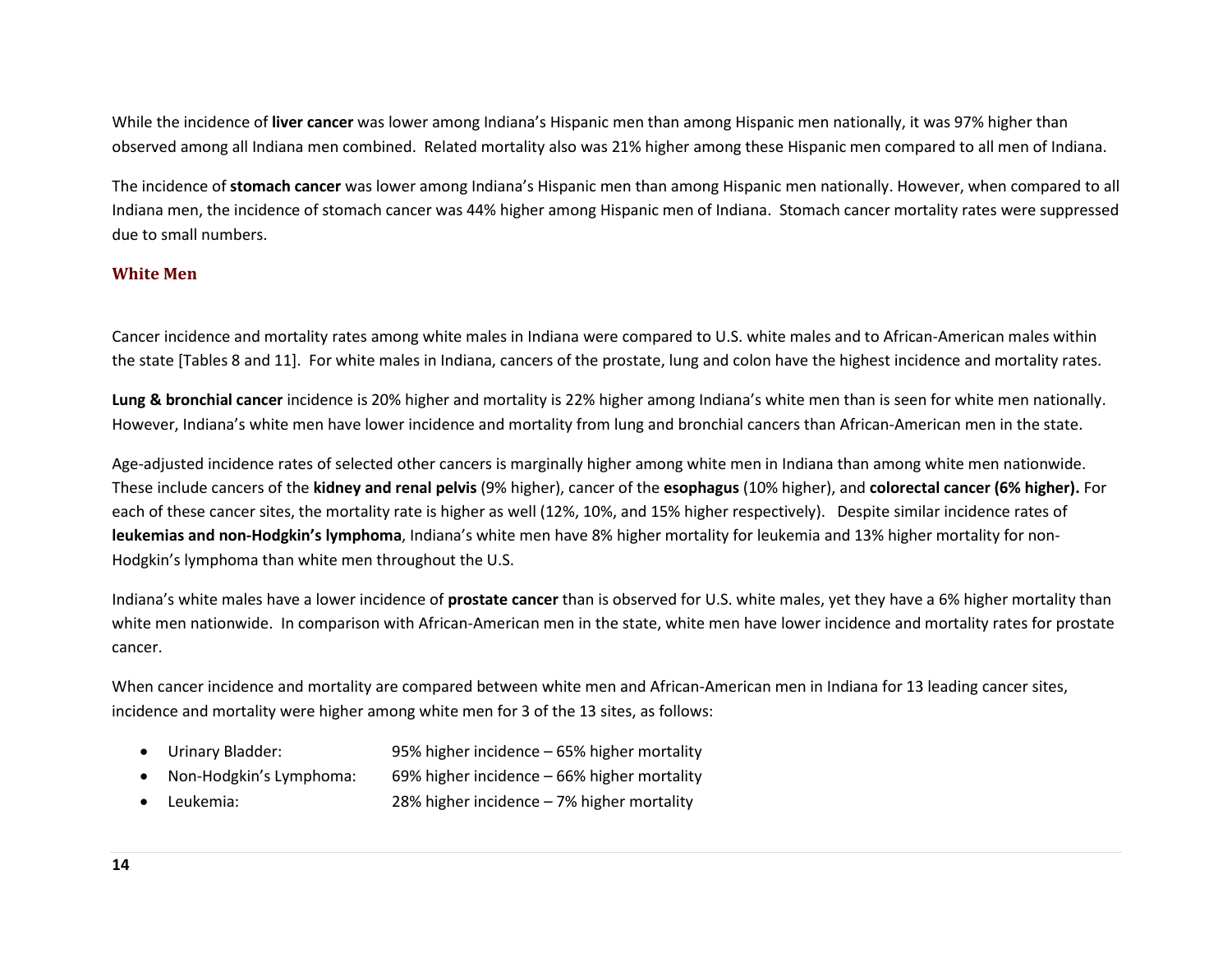While the incidence of **liver cancer** was lower among Indiana's Hispanic men than among Hispanic men nationally, it was 97% higher than observed among all Indiana men combined. Related mortality also was 21% higher among these Hispanic men compared to all men of Indiana.

The incidence of **stomach cancer** was lower among Indiana's Hispanic men than among Hispanic men nationally. However, when compared to all Indiana men, the incidence of stomach cancer was 44% higher among Hispanic men of Indiana. Stomach cancer mortality rates were suppressed due to small numbers.

### White Men

Cancer incidence and mortality rates among white males in Indiana were compared to U.S. white males and to African-American males within the state [Tables 8 and 11]. For white males in Indiana, cancers of the prostate, lung and colon have the highest incidence and mortality rates.

**Lung & bronchial cancer** incidence is 20% higher and mortality is 22% higher among Indiana's white men than is seen for white men nationally. However, Indiana's white men have lower incidence and mortality from lung and bronchial cancers than African-American men in the state.

Age-adjusted incidence rates of selected other cancers is marginally higher among white men in Indiana than among white men nationwide. These include cancers of the **kidney and renal pelvis** (9% higher), cancer of the **esophagus** (10% higher), and **colorectal cancer (6% higher).** For each of these cancer sites, the mortality rate is higher as well (12%, 10%, and 15% higher respectively). Despite similar incidence rates of **leukemias and non-Hodgkin's lymphoma**, Indiana's white men have 8% higher mortality for leukemia and 13% higher mortality for non-Hodgkin's lymphoma than white men throughout the U.S.

Indiana's white males have a lower incidence of **prostate cancer** than is observed for U.S. white males, yet they have a 6% higher mortality than white men nationwide. In comparison with African-American men in the state, white men have lower incidence and mortality rates for prostate cancer.

When cancer incidence and mortality are compared between white men and African-American men in Indiana for 13 leading cancer sites, incidence and mortality were higher among white men for 3 of the 13 sites, as follows:

- Urinary Bladder: 95% higher incidence – 65% higher mortality
- Non-Hodgkin's Lymphoma: 69% higher incidence – 66% higher mortality
- Leukemia: 28% higher incidence – 7% higher mortality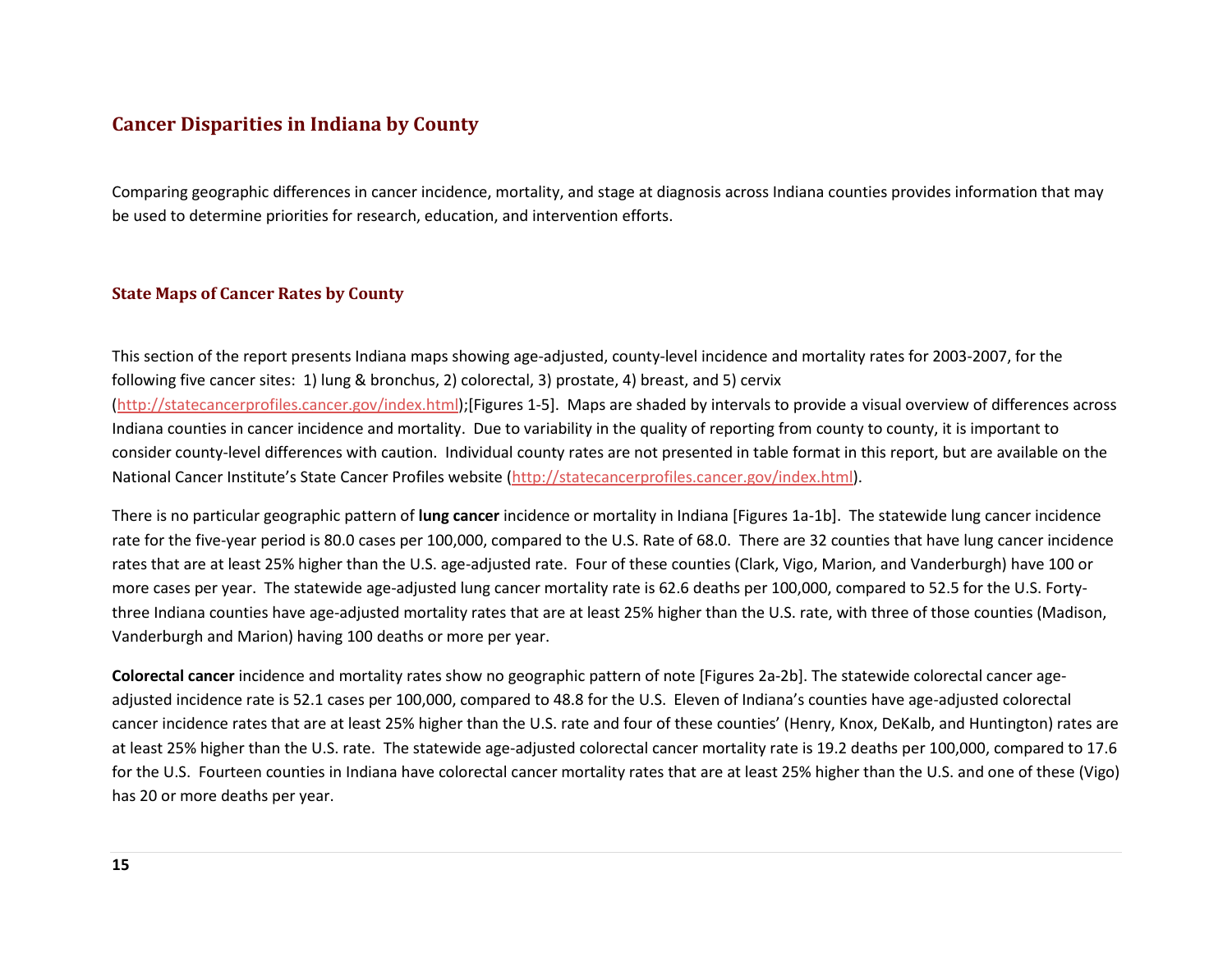## Cancer Disparities in Indiana by County

Comparing geographic differences in cancer incidence, mortality, and stage at diagnosis across Indiana counties provides information that may be used to determine priorities for research, education, and intervention efforts.

### State Maps of Cancer Rates by County

This section of the report presents Indiana maps showing age-adjusted, county-level incidence and mortality rates for 2003-2007, for the following five cancer sites: 1) lung & bronchus, 2) colorectal, 3) prostate, 4) breast, and 5) cervix (http://statecancerprofiles.cancer.gov/index.html);[Figures 1-5]. Maps are shaded by intervals to provide a visual overview of differences across Indiana counties in cancer incidence and mortality. Due to variability in the quality of reporting from county to county, it is important to consider county-level differences with caution. Individual county rates are not presented in table format in this report, but are available on the National Cancer Institute's State Cancer Profiles website (http://statecancerprofiles.cancer.gov/index.html).

There is no particular geographic pattern of **lung cancer** incidence or mortality in Indiana [Figures 1a-1b]. The statewide lung cancer incidence rate for the five-year period is 80.0 cases per 100,000, compared to the U.S. Rate of 68.0. There are 32 counties that have lung cancer incidence rates that are at least 25% higher than the U.S. age-adjusted rate. Four of these counties (Clark, Vigo, Marion, and Vanderburgh) have 100 or more cases per year. The statewide age-adjusted lung cancer mortality rate is 62.6 deaths per 100,000, compared to 52.5 for the U.S. Forty-three Indiana counties have age-adjusted mortality rates that are at least 25% higher than the U.S. rate, with three of those counties (Madison, Vanderburgh and Marion) having 100 deaths or more per year.

**Colorectal cancer** incidence and mortality rates show no geographic pattern of note [Figures 2a-2b]. The statewide colorectal cancer age-adjusted incidence rate is 52.1 cases per 100,000, compared to 48.8 for the U.S. Eleven of Indiana's counties have age-adjusted colorectal cancer incidence rates that are at least 25% higher than the U.S. rate and four of these counties' (Henry, Knox, DeKalb, and Huntington) rates are at least 25% higher than the U.S. rate. The statewide age-adjusted colorectal cancer mortality rate is 19.2 deaths per 100,000, compared to 17.6 for the U.S. Fourteen counties in Indiana have colorectal cancer mortality rates that are at least 25% higher than the U.S. and one of these (Vigo) has 20 or more deaths per year.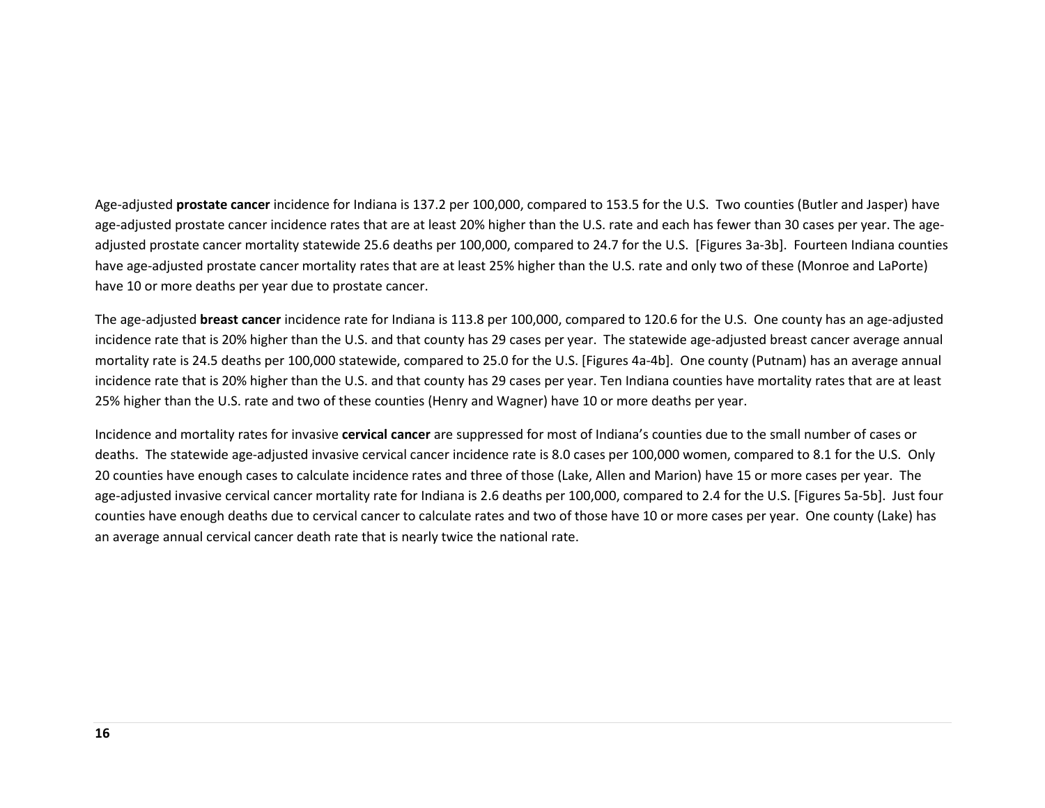Age-adjusted **prostate cancer** incidence for Indiana is 137.2 per 100,000, compared to 153.5 for the U.S. Two counties (Butler and Jasper) have age-adjusted prostate cancer incidence rates that are at least 20% higher than the U.S. rate and each has fewer than 30 cases per year. The age-adjusted prostate cancer mortality statewide 25.6 deaths per 100,000, compared to 24.7 for the U.S. [Figures 3a-3b]. Fourteen Indiana counties have age-adjusted prostate cancer mortality rates that are at least 25% higher than the U.S. rate and only two of these (Monroe and LaPorte) have 10 or more deaths per year due to prostate cancer.

The age-adjusted **breast cancer** incidence rate for Indiana is 113.8 per 100,000, compared to 120.6 for the U.S. One county has an age-adjusted incidence rate that is 20% higher than the U.S. and that county has 29 cases per year. The statewide age-adjusted breast cancer average annual mortality rate is 24.5 deaths per 100,000 statewide, compared to 25.0 for the U.S. [Figures 4a-4b]. One county (Putnam) has an average annual incidence rate that is 20% higher than the U.S. and that county has 29 cases per year. Ten Indiana counties have mortality rates that are at least 25% higher than the U.S. rate and two of these counties (Henry and Wagner) have 10 or more deaths per year.

Incidence and mortality rates for invasive **cervical cancer** are suppressed for most of Indiana's counties due to the small number of cases or deaths. The statewide age-adjusted invasive cervical cancer incidence rate is 8.0 cases per 100,000 women, compared to 8.1 for the U.S. Only 20 counties have enough cases to calculate incidence rates and three of those (Lake, Allen and Marion) have 15 or more cases per year. The age-adjusted invasive cervical cancer mortality rate for Indiana is 2.6 deaths per 100,000, compared to 2.4 for the U.S. [Figures 5a-5b]. Just four counties have enough deaths due to cervical cancer to calculate rates and two of those have 10 or more cases per year. One county (Lake) has an average annual cervical cancer death rate that is nearly twice the national rate.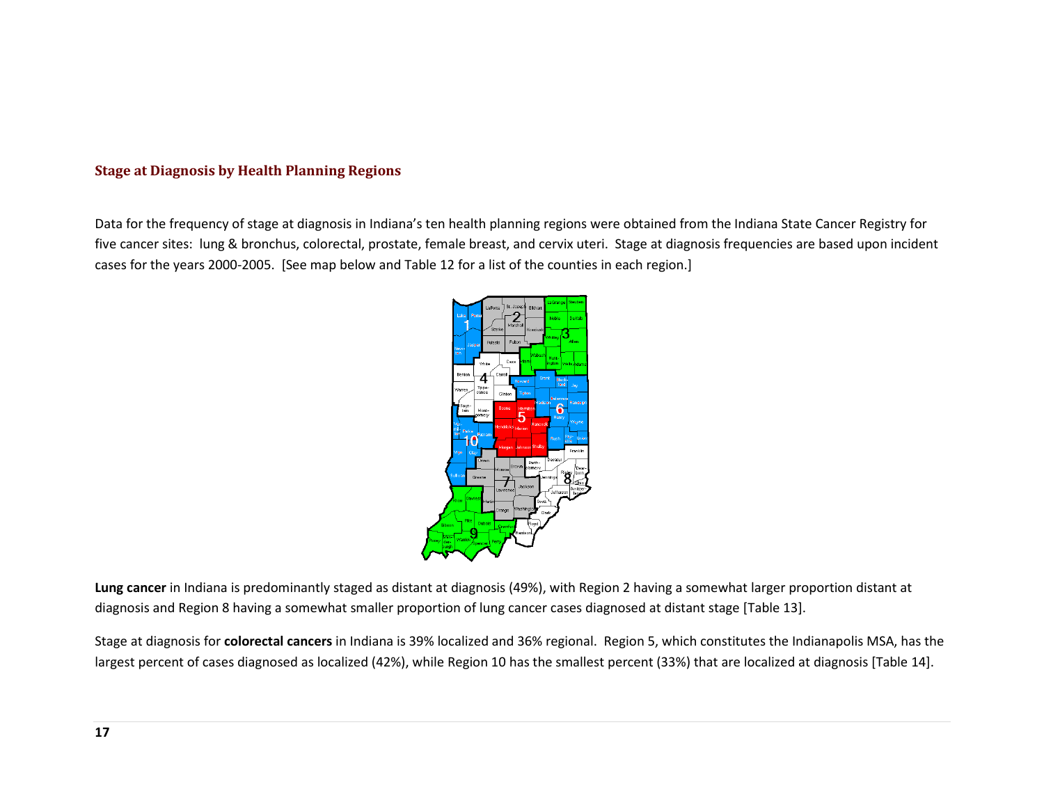## Stage at Diagnosis by Health Planning Regions

Data for the frequency of stage at diagnosis in Indiana's ten health planning regions were obtained from the Indiana State Cancer Registry for five cancer sites: lung & bronchus, colorectal, prostate, female breast, and cervix uteri. Stage at diagnosis frequencies are based upon incident cases for the years 2000-2005. [See map below and Table 12 for a list of the counties in each region.]

**Lung cancer** in Indiana is predominantly staged as distant at diagnosis (49%), with Region 2 having a somewhat larger proportion distant at diagnosis and Region 8 having a somewhat smaller proportion of lung cancer cases diagnosed at distant stage [Table 13].

Stage at diagnosis for **colorectal cancers** in Indiana is 39% localized and 36% regional. Region 5, which constitutes the Indianapolis MSA, has the largest percent of cases diagnosed as localized (42%), while Region 10 has the smallest percent (33%) that are localized at diagnosis [Table 14].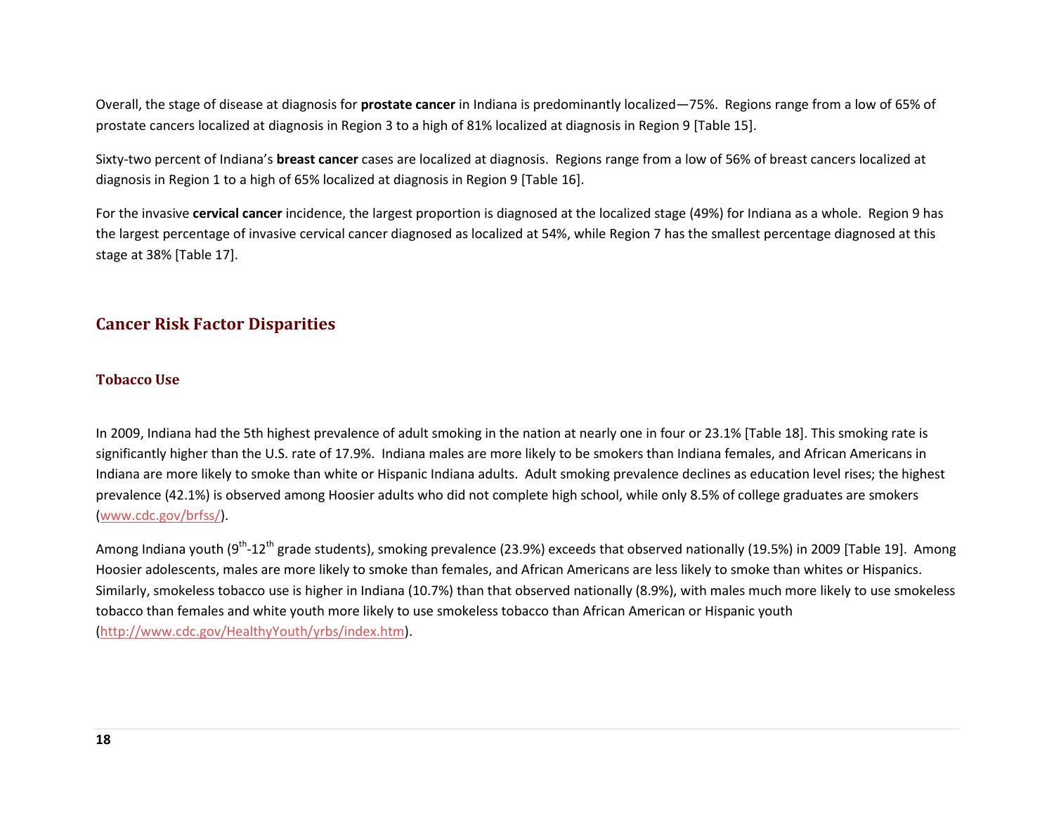Overall, the stage of disease at diagnosis for **prostate cancer** in Indiana is predominantly localized—75%. Regions range from a low of 65% of prostate cancers localized at diagnosis in Region 3 to a high of 81% localized at diagnosis in Region 9 [Table 15].

Sixty-two percent of Indiana's **breast cancer** cases are localized at diagnosis. Regions range from a low of 56% of breast cancers localized at diagnosis in Region 1 to a high of 65% localized at diagnosis in Region 9 [Table 16].

For the invasive **cervical cancer** incidence, the largest proportion is diagnosed at the localized stage (49%) for Indiana as a whole. Region 9 has the largest percentage of invasive cervical cancer diagnosed as localized at 54%, while Region 7 has the smallest percentage diagnosed at this stage at 38% [Table 17].

## Cancer Risk Factor Disparities

### Tobacco Use

In 2009, Indiana had the 5th highest prevalence of adult smoking in the nation at nearly one in four or 23.1% [Table 18]. This smoking rate is significantly higher than the U.S. rate of 17.9%. Indiana males are more likely to be smokers than Indiana females, and African Americans in Indiana are more likely to smoke than white or Hispanic Indiana adults. Adult smoking prevalence declines as education level rises; the highest prevalence (42.1%) is observed among Hoosier adults who did not complete high school, while only 8.5% of college graduates are smokers (www.cdc.gov/brfss/).

Among Indiana youth ($9^{th}$-$12^{th}$ grade students), smoking prevalence (23.9%) exceeds that observed nationally (19.5%) in 2009 [Table 19]. Among Hoosier adolescents, males are more likely to smoke than females, and African Americans are less likely to smoke than whites or Hispanics. Similarly, smokeless tobacco use is higher in Indiana (10.7%) than that observed nationally (8.9%), with males much more likely to use smokeless tobacco than females and white youth more likely to use smokeless tobacco than African American or Hispanic youth (http://www.cdc.gov/HealthyYouth/yrbs/index.htm).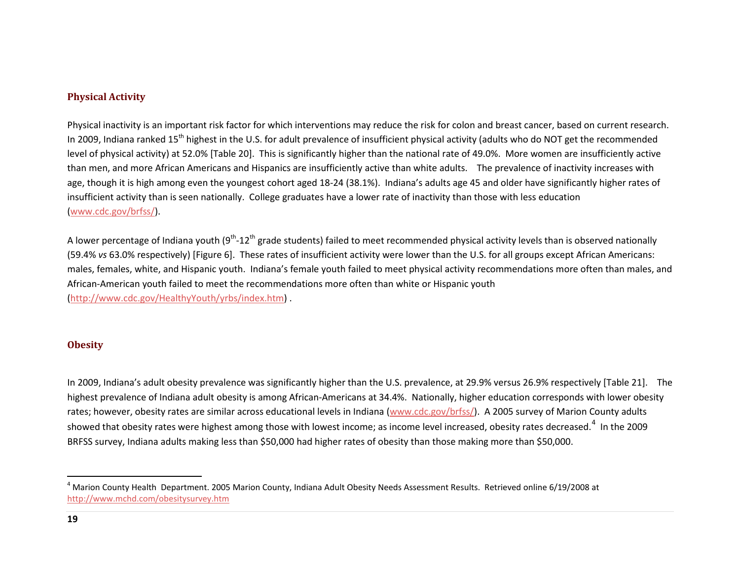## Physical Activity

Physical inactivity is an important risk factor for which interventions may reduce the risk for colon and breast cancer, based on current research. In 2009, Indiana ranked 15th highest in the U.S. for adult prevalence of insufficient physical activity (adults who do NOT get the recommended level of physical activity) at 52.0% [Table 20]. This is significantly higher than the national rate of 49.0%. More women are insufficiently active than men, and more African Americans and Hispanics are insufficiently active than white adults. The prevalence of inactivity increases with age, though it is high among even the youngest cohort aged 18-24 (38.1%). Indiana's adults age 45 and older have significantly higher rates of insufficient activity than is seen nationally. College graduates have a lower rate of inactivity than those with less education (www.cdc.gov/brfss/).

A lower percentage of Indiana youth (9th-12th grade students) failed to meet recommended physical activity levels than is observed nationally (59.4% *vs* 63.0% respectively) [Figure 6]. These rates of insufficient activity were lower than the U.S. for all groups except African Americans: males, females, white, and Hispanic youth. Indiana's female youth failed to meet physical activity recommendations more often than males, and African-American youth failed to meet the recommendations more often than white or Hispanic youth (http://www.cdc.gov/HealthyYouth/yrbs/index.htm) .

## Obesity

In 2009, Indiana's adult obesity prevalence was significantly higher than the U.S. prevalence, at 29.9% versus 26.9% respectively [Table 21]. The highest prevalence of Indiana adult obesity is among African-Americans at 34.4%. Nationally, higher education corresponds with lower obesity rates; however, obesity rates are similar across educational levels in Indiana (www.cdc.gov/brfss/). A 2005 survey of Marion County adults showed that obesity rates were highest among those with lowest income; as income level increased, obesity rates decreased.[4] In the 2009 BRFSS survey, Indiana adults making less than $50,000 had higher rates of obesity than those making more than $50,000.

---

[4] Marion County Health Department. 2005 Marion County, Indiana Adult Obesity Needs Assessment Results. Retrieved online 6/19/2008 at http://www.mchd.com/obesitysurvey.htm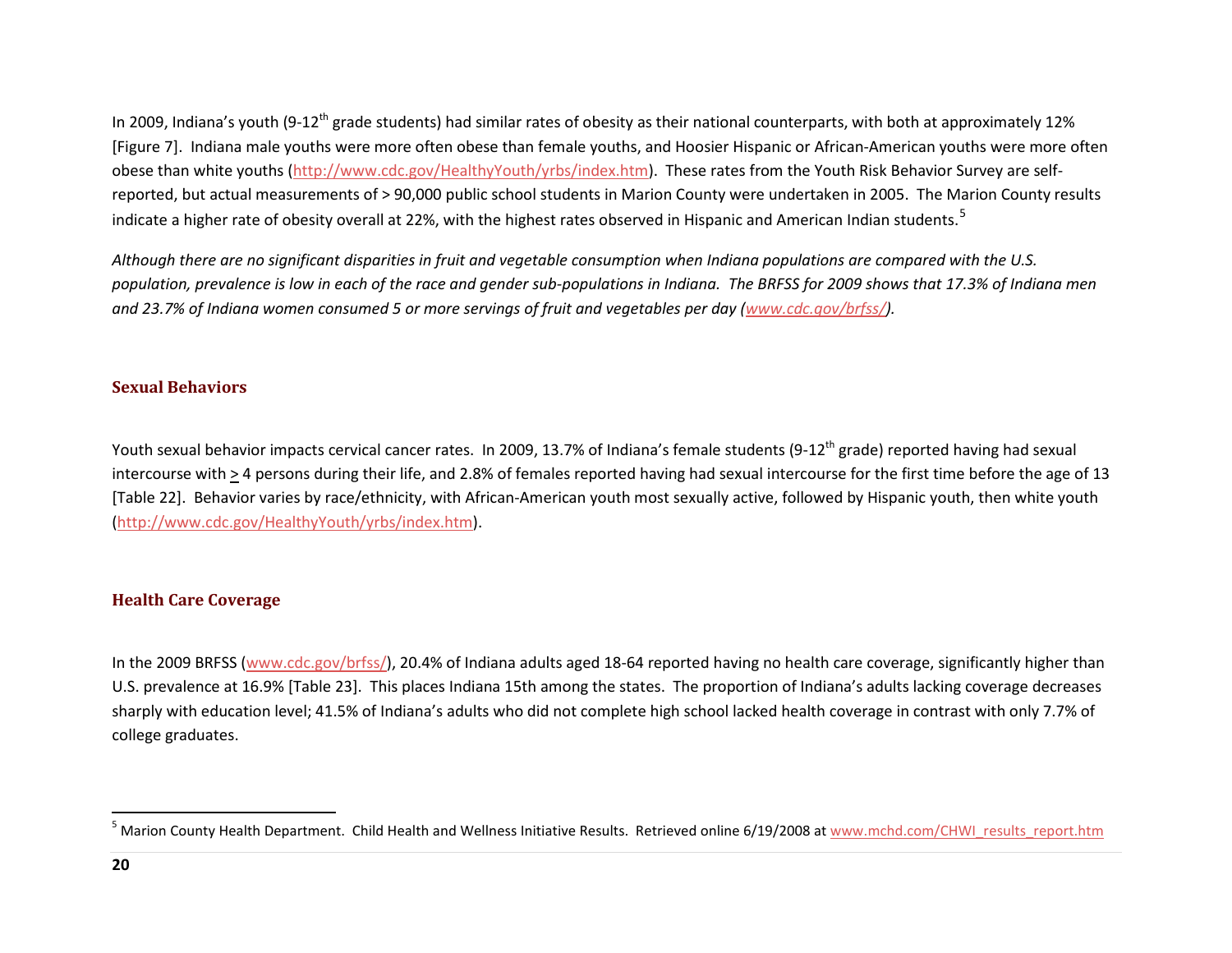In 2009, Indiana's youth (9-12th grade students) had similar rates of obesity as their national counterparts, with both at approximately 12% [Figure 7]. Indiana male youths were more often obese than female youths, and Hoosier Hispanic or African-American youths were more often obese than white youths (http://www.cdc.gov/HealthyYouth/yrbs/index.htm). These rates from the Youth Risk Behavior Survey are self-reported, but actual measurements of > 90,000 public school students in Marion County were undertaken in 2005. The Marion County results indicate a higher rate of obesity overall at 22%, with the highest rates observed in Hispanic and American Indian students.[5]

*Although there are no significant disparities in fruit and vegetable consumption when Indiana populations are compared with the U.S. population, prevalence is low in each of the race and gender sub-populations in Indiana. The BRFSS for 2009 shows that 17.3% of Indiana men and 23.7% of Indiana women consumed 5 or more servings of fruit and vegetables per day (www.cdc.gov/brfss/).*

## Sexual Behaviors

Youth sexual behavior impacts cervical cancer rates. In 2009, 13.7% of Indiana's female students (9-12th grade) reported having had sexual intercourse with ≥ 4 persons during their life, and 2.8% of females reported having had sexual intercourse for the first time before the age of 13 [Table 22]. Behavior varies by race/ethnicity, with African-American youth most sexually active, followed by Hispanic youth, then white youth (http://www.cdc.gov/HealthyYouth/yrbs/index.htm).

## Health Care Coverage

In the 2009 BRFSS (www.cdc.gov/brfss/), 20.4% of Indiana adults aged 18-64 reported having no health care coverage, significantly higher than U.S. prevalence at 16.9% [Table 23]. This places Indiana 15th among the states. The proportion of Indiana's adults lacking coverage decreases sharply with education level; 41.5% of Indiana's adults who did not complete high school lacked health coverage in contrast with only 7.7% of college graduates.

---

[5] Marion County Health Department. Child Health and Wellness Initiative Results. Retrieved online 6/19/2008 at www.mchd.com/CHWI_results_report.htm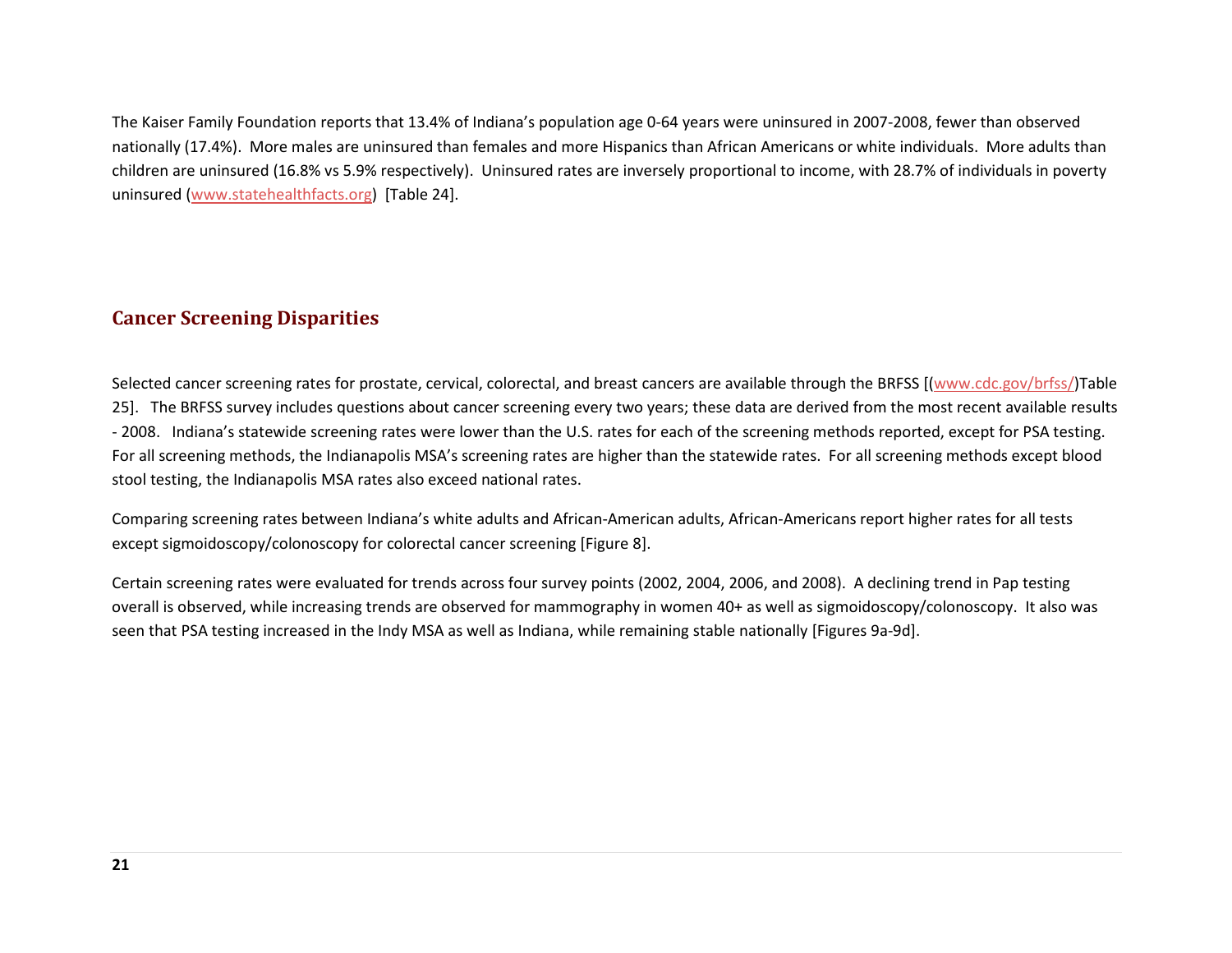The Kaiser Family Foundation reports that 13.4% of Indiana's population age 0-64 years were uninsured in 2007-2008, fewer than observed nationally (17.4%). More males are uninsured than females and more Hispanics than African Americans or white individuals. More adults than children are uninsured (16.8% vs 5.9% respectively). Uninsured rates are inversely proportional to income, with 28.7% of individuals in poverty uninsured (www.statehealthfacts.org) [Table 24].

## Cancer Screening Disparities

Selected cancer screening rates for prostate, cervical, colorectal, and breast cancers are available through the BRFSS [(www.cdc.gov/brfss/)Table 25]. The BRFSS survey includes questions about cancer screening every two years; these data are derived from the most recent available results - 2008. Indiana's statewide screening rates were lower than the U.S. rates for each of the screening methods reported, except for PSA testing. For all screening methods, the Indianapolis MSA's screening rates are higher than the statewide rates. For all screening methods except blood stool testing, the Indianapolis MSA rates also exceed national rates.

Comparing screening rates between Indiana's white adults and African-American adults, African-Americans report higher rates for all tests except sigmoidoscopy/colonoscopy for colorectal cancer screening [Figure 8].

Certain screening rates were evaluated for trends across four survey points (2002, 2004, 2006, and 2008). A declining trend in Pap testing overall is observed, while increasing trends are observed for mammography in women 40+ as well as sigmoidoscopy/colonoscopy. It also was seen that PSA testing increased in the Indy MSA as well as Indiana, while remaining stable nationally [Figures 9a-9d].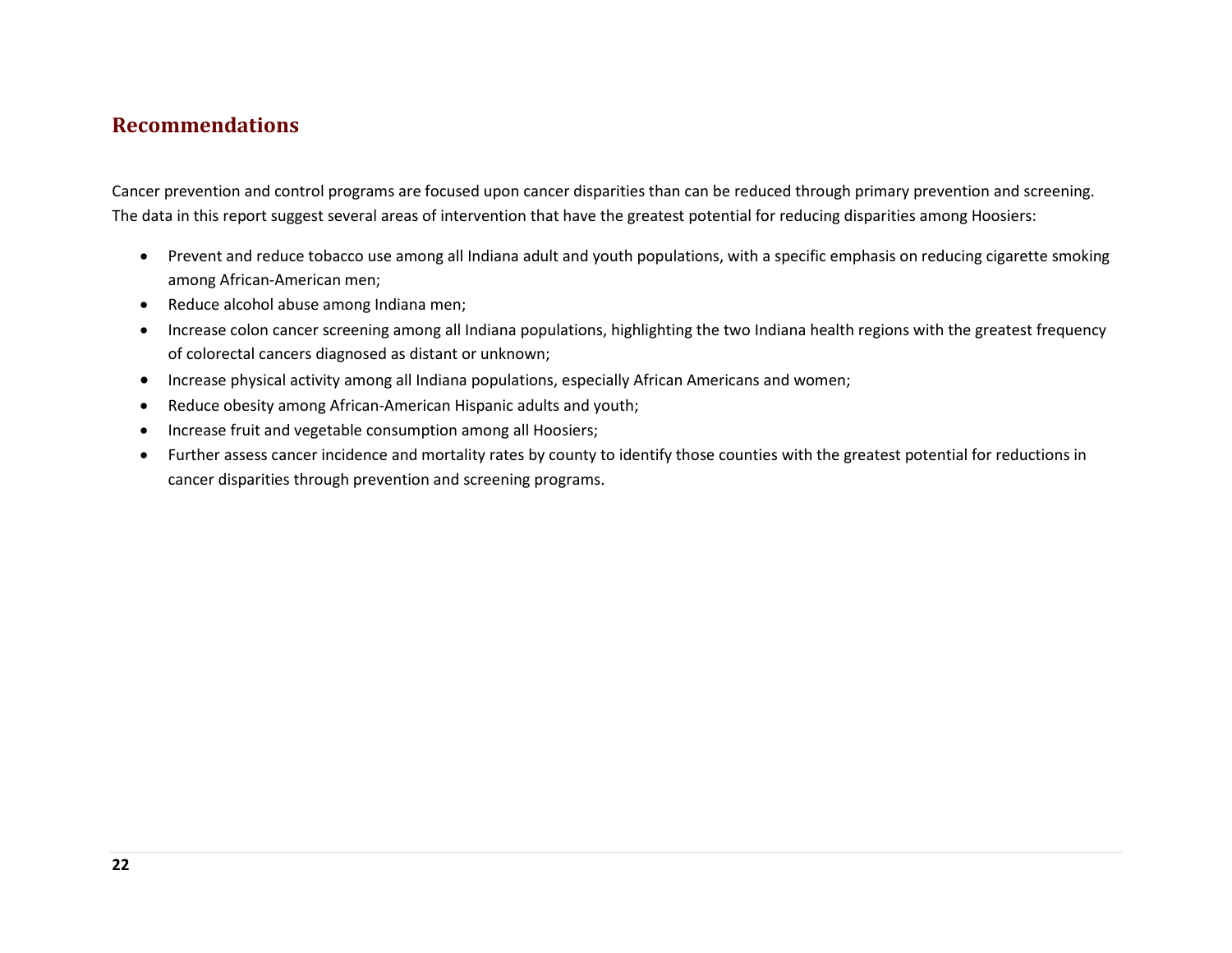## Recommendations

Cancer prevention and control programs are focused upon cancer disparities than can be reduced through primary prevention and screening. The data in this report suggest several areas of intervention that have the greatest potential for reducing disparities among Hoosiers:

- Prevent and reduce tobacco use among all Indiana adult and youth populations, with a specific emphasis on reducing cigarette smoking among African-American men;
- Reduce alcohol abuse among Indiana men;
- Increase colon cancer screening among all Indiana populations, highlighting the two Indiana health regions with the greatest frequency of colorectal cancers diagnosed as distant or unknown;
- Increase physical activity among all Indiana populations, especially African Americans and women;
- Reduce obesity among African-American Hispanic adults and youth;
- Increase fruit and vegetable consumption among all Hoosiers;
- Further assess cancer incidence and mortality rates by county to identify those counties with the greatest potential for reductions in cancer disparities through prevention and screening programs.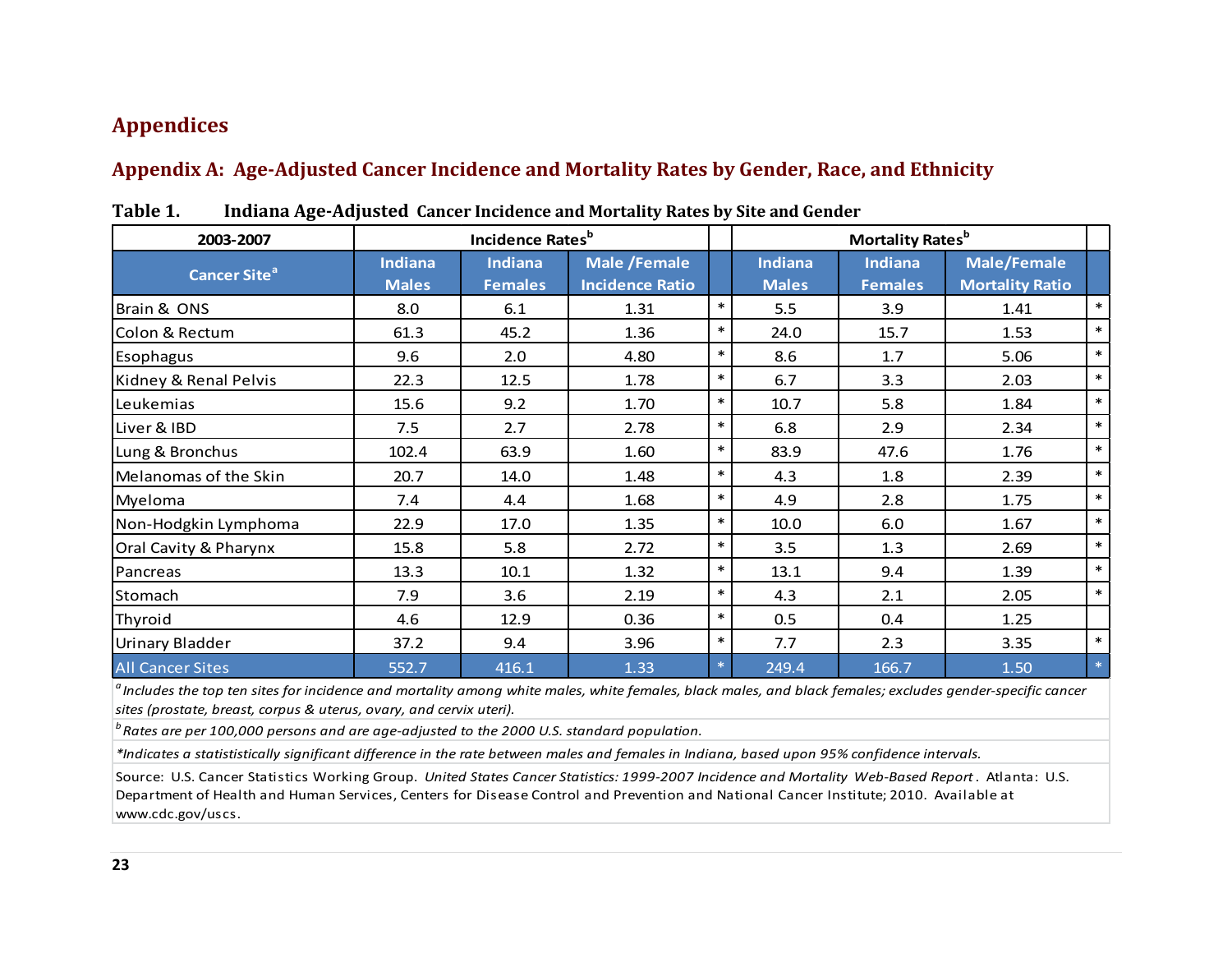# Appendices

## Appendix A: Age-Adjusted Cancer Incidence and Mortality Rates by Gender, Race, and Ethnicity

**Table 1. Indiana Age-Adjusted Cancer Incidence and Mortality Rates by Site and Gender**

| 2003-2007 | Incidence Rates[b] | | | | Mortality Rates[b] | | | |
|---|---|---|---|---|---|---|---|---|
| Cancer Site[a] | Indiana Males | Indiana Females | Male /Female Incidence Ratio | | Indiana Males | Indiana Females | Male/Female Mortality Ratio | |
| Brain & ONS | 8.0 | 6.1 | 1.31 | * | 5.5 | 3.9 | 1.41 | * |
| Colon & Rectum | 61.3 | 45.2 | 1.36 | * | 24.0 | 15.7 | 1.53 | * |
| Esophagus | 9.6 | 2.0 | 4.80 | * | 8.6 | 1.7 | 5.06 | * |
| Kidney & Renal Pelvis | 22.3 | 12.5 | 1.78 | * | 6.7 | 3.3 | 2.03 | * |
| Leukemias | 15.6 | 9.2 | 1.70 | * | 10.7 | 5.8 | 1.84 | * |
| Liver & IBD | 7.5 | 2.7 | 2.78 | * | 6.8 | 2.9 | 2.34 | * |
| Lung & Bronchus | 102.4 | 63.9 | 1.60 | * | 83.9 | 47.6 | 1.76 | * |
| Melanomas of the Skin | 20.7 | 14.0 | 1.48 | * | 4.3 | 1.8 | 2.39 | * |
| Myeloma | 7.4 | 4.4 | 1.68 | * | 4.9 | 2.8 | 1.75 | * |
| Non-Hodgkin Lymphoma | 22.9 | 17.0 | 1.35 | * | 10.0 | 6.0 | 1.67 | * |
| Oral Cavity & Pharynx | 15.8 | 5.8 | 2.72 | * | 3.5 | 1.3 | 2.69 | * |
| Pancreas | 13.3 | 10.1 | 1.32 | * | 13.1 | 9.4 | 1.39 | * |
| Stomach | 7.9 | 3.6 | 2.19 | * | 4.3 | 2.1 | 2.05 | * |
| Thyroid | 4.6 | 12.9 | 0.36 | * | 0.5 | 0.4 | 1.25 | |
| Urinary Bladder | 37.2 | 9.4 | 3.96 | * | 7.7 | 2.3 | 3.35 | * |
| All Cancer Sites | 552.7 | 416.1 | 1.33 | * | 249.4 | 166.7 | 1.50 | * |

[a] *Includes the top ten sites for incidence and mortality among white males, white females, black males, and black females; excludes gender-specific cancer sites (prostate, breast, corpus & uterus, ovary, and cervix uteri).*

[b] *Rates are per 100,000 persons and are age-adjusted to the 2000 U.S. standard population.*

**Indicates a statistically significant difference in the rate between males and females in Indiana, based upon 95% confidence intervals.*

Source: U.S. Cancer Statistics Working Group. *United States Cancer Statistics: 1999-2007 Incidence and Mortality Web-Based Report*. Atlanta: U.S. Department of Health and Human Services, Centers for Disease Control and Prevention and National Cancer Institute; 2010. Available at www.cdc.gov/uscs.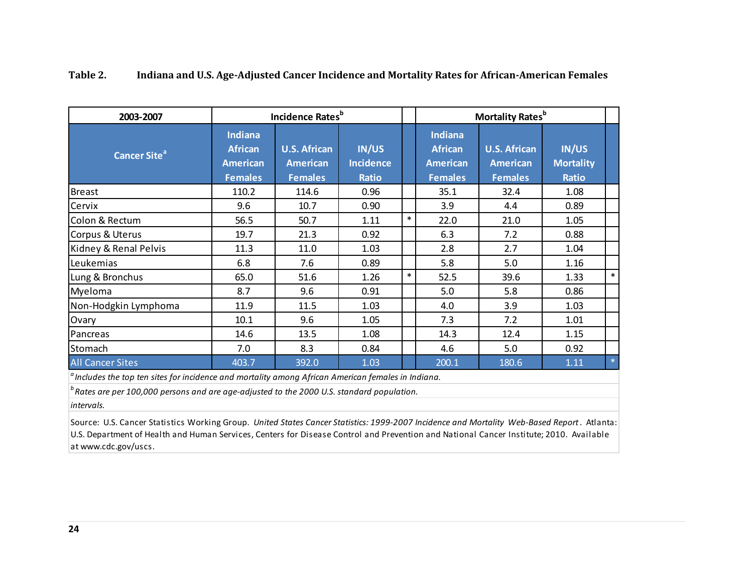**Table 2. Indiana and U.S. Age-Adjusted Cancer Incidence and Mortality Rates for African-American Females**

| 2003-2007 | Incidence Rates[b] | | | | Mortality Rates[b] | | | |
|---|---|---|---|---|---|---|---|---|
| Cancer Site[a] | Indiana African American Females | U.S. African American Females | IN/US Incidence Ratio | | Indiana African American Females | U.S. African American Females | IN/US Mortality Ratio | |
| Breast | 110.2 | 114.6 | 0.96 | | 35.1 | 32.4 | 1.08 | |
| Cervix | 9.6 | 10.7 | 0.90 | | 3.9 | 4.4 | 0.89 | |
| Colon & Rectum | 56.5 | 50.7 | 1.11 | * | 22.0 | 21.0 | 1.05 | |
| Corpus & Uterus | 19.7 | 21.3 | 0.92 | | 6.3 | 7.2 | 0.88 | |
| Kidney & Renal Pelvis | 11.3 | 11.0 | 1.03 | | 2.8 | 2.7 | 1.04 | |
| Leukemias | 6.8 | 7.6 | 0.89 | | 5.8 | 5.0 | 1.16 | |
| Lung & Bronchus | 65.0 | 51.6 | 1.26 | * | 52.5 | 39.6 | 1.33 | * |
| Myeloma | 8.7 | 9.6 | 0.91 | | 5.0 | 5.8 | 0.86 | |
| Non-Hodgkin Lymphoma | 11.9 | 11.5 | 1.03 | | 4.0 | 3.9 | 1.03 | |
| Ovary | 10.1 | 9.6 | 1.05 | | 7.3 | 7.2 | 1.01 | |
| Pancreas | 14.6 | 13.5 | 1.08 | | 14.3 | 12.4 | 1.15 | |
| Stomach | 7.0 | 8.3 | 0.84 | | 4.6 | 5.0 | 0.92 | |
| All Cancer Sites | 403.7 | 392.0 | 1.03 | | 200.1 | 180.6 | 1.11 | * |

[a] *Includes the top ten sites for incidence and mortality among African American females in Indiana.*

[b] *Rates are per 100,000 persons and are age-adjusted to the 2000 U.S. standard population.*

*intervals.*

Source: U.S. Cancer Statistics Working Group. *United States Cancer Statistics: 1999-2007 Incidence and Mortality Web-Based Report*. Atlanta: U.S. Department of Health and Human Services, Centers for Disease Control and Prevention and National Cancer Institute; 2010. Available at www.cdc.gov/uscs.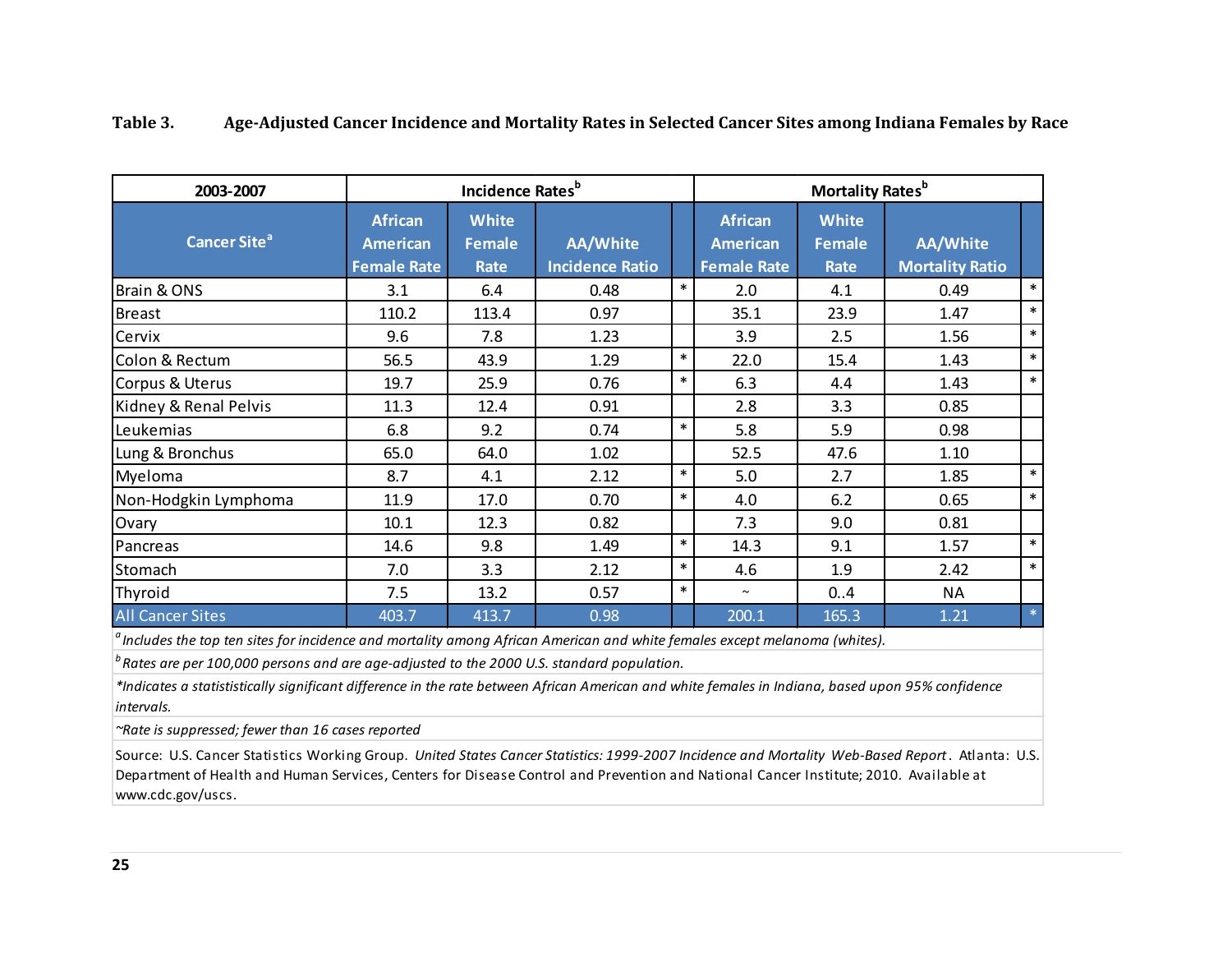**Table 3. Age-Adjusted Cancer Incidence and Mortality Rates in Selected Cancer Sites among Indiana Females by Race**

| 2003-2007 | Incidence Rates[b] | | | | Mortality Rates[b] | | | |
|---|---|---|---|---|---|---|---|---|
| Cancer Site[a] | African American Female Rate | White Female Rate | AA/White Incidence Ratio | | African American Female Rate | White Female Rate | AA/White Mortality Ratio | |
| Brain & ONS | 3.1 | 6.4 | 0.48 | * | 2.0 | 4.1 | 0.49 | * |
| Breast | 110.2 | 113.4 | 0.97 | | 35.1 | 23.9 | 1.47 | * |
| Cervix | 9.6 | 7.8 | 1.23 | | 3.9 | 2.5 | 1.56 | * |
| Colon & Rectum | 56.5 | 43.9 | 1.29 | * | 22.0 | 15.4 | 1.43 | * |
| Corpus & Uterus | 19.7 | 25.9 | 0.76 | * | 6.3 | 4.4 | 1.43 | * |
| Kidney & Renal Pelvis | 11.3 | 12.4 | 0.91 | | 2.8 | 3.3 | 0.85 | |
| Leukemias | 6.8 | 9.2 | 0.74 | * | 5.8 | 5.9 | 0.98 | |
| Lung & Bronchus | 65.0 | 64.0 | 1.02 | | 52.5 | 47.6 | 1.10 | |
| Myeloma | 8.7 | 4.1 | 2.12 | * | 5.0 | 2.7 | 1.85 | * |
| Non-Hodgkin Lymphoma | 11.9 | 17.0 | 0.70 | * | 4.0 | 6.2 | 0.65 | * |
| Ovary | 10.1 | 12.3 | 0.82 | | 7.3 | 9.0 | 0.81 | |
| Pancreas | 14.6 | 9.8 | 1.49 | * | 14.3 | 9.1 | 1.57 | * |
| Stomach | 7.0 | 3.3 | 2.12 | * | 4.6 | 1.9 | 2.42 | * |
| Thyroid | 7.5 | 13.2 | 0.57 | * | ~ | 0..4 | NA | |
| All Cancer Sites | 403.7 | 413.7 | 0.98 | | 200.1 | 165.3 | 1.21 | * |

[a] *Includes the top ten sites for incidence and mortality among African American and white females except melanoma (whites).*

[b] *Rates are per 100,000 persons and are age-adjusted to the 2000 U.S. standard population.*

*\*Indicates a statistically significant difference in the rate between African American and white females in Indiana, based upon 95% confidence intervals.*

*~Rate is suppressed; fewer than 16 cases reported*

Source: U.S. Cancer Statistics Working Group. *United States Cancer Statistics: 1999-2007 Incidence and Mortality Web-Based Report*. Atlanta: U.S. Department of Health and Human Services, Centers for Disease Control and Prevention and National Cancer Institute; 2010. Available at www.cdc.gov/uscs.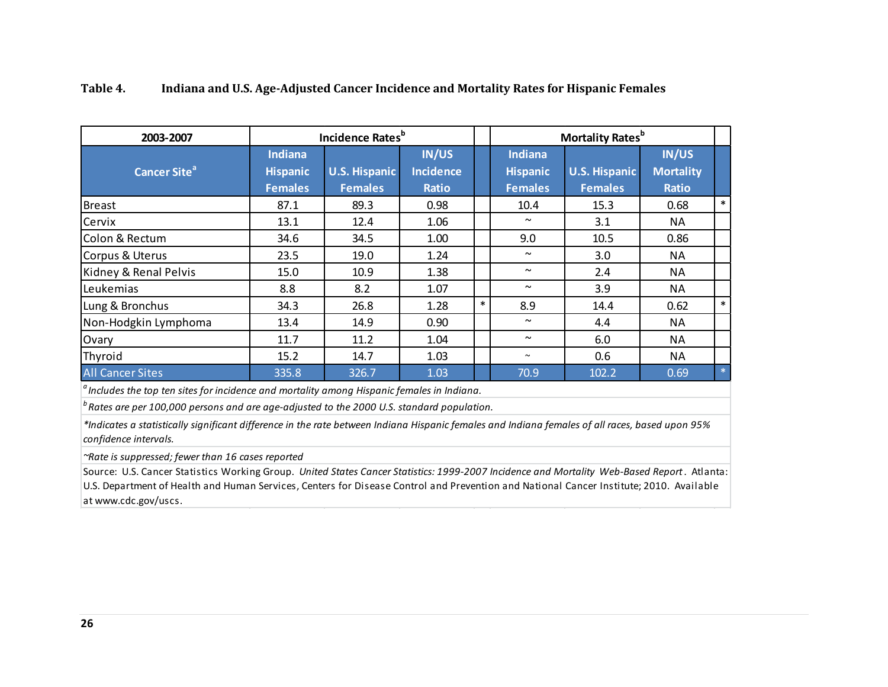**Table 4. Indiana and U.S. Age-Adjusted Cancer Incidence and Mortality Rates for Hispanic Females**

| 2003-2007 | Incidence Rates[b] | | | | Mortality Rates[b] | | | |
|---|---|---|---|---|---|---|---|---|
| Cancer Site[a] | Indiana Hispanic Females | U.S. Hispanic Females | IN/US Incidence Ratio | | Indiana Hispanic Females | U.S. Hispanic Females | IN/US Mortality Ratio | |
| Breast | 87.1 | 89.3 | 0.98 | | 10.4 | 15.3 | 0.68 | * |
| Cervix | 13.1 | 12.4 | 1.06 | | ~ | 3.1 | NA | |
| Colon & Rectum | 34.6 | 34.5 | 1.00 | | 9.0 | 10.5 | 0.86 | |
| Corpus & Uterus | 23.5 | 19.0 | 1.24 | | ~ | 3.0 | NA | |
| Kidney & Renal Pelvis | 15.0 | 10.9 | 1.38 | | ~ | 2.4 | NA | |
| Leukemias | 8.8 | 8.2 | 1.07 | | ~ | 3.9 | NA | |
| Lung & Bronchus | 34.3 | 26.8 | 1.28 | * | 8.9 | 14.4 | 0.62 | * |
| Non-Hodgkin Lymphoma | 13.4 | 14.9 | 0.90 | | ~ | 4.4 | NA | |
| Ovary | 11.7 | 11.2 | 1.04 | | ~ | 6.0 | NA | |
| Thyroid | 15.2 | 14.7 | 1.03 | | ~ | 0.6 | NA | |
| All Cancer Sites | 335.8 | 326.7 | 1.03 | | 70.9 | 102.2 | 0.69 | * |

[a] *Includes the top ten sites for incidence and mortality among Hispanic females in Indiana.*

[b] *Rates are per 100,000 persons and are age-adjusted to the 2000 U.S. standard population.*

*\*Indicates a statistically significant difference in the rate between Indiana Hispanic females and Indiana females of all races, based upon 95% confidence intervals.*

*~Rate is suppressed; fewer than 16 cases reported*

Source: U.S. Cancer Statistics Working Group. *United States Cancer Statistics: 1999-2007 Incidence and Mortality Web-Based Report*. Atlanta: U.S. Department of Health and Human Services, Centers for Disease Control and Prevention and National Cancer Institute; 2010. Available at www.cdc.gov/uscs.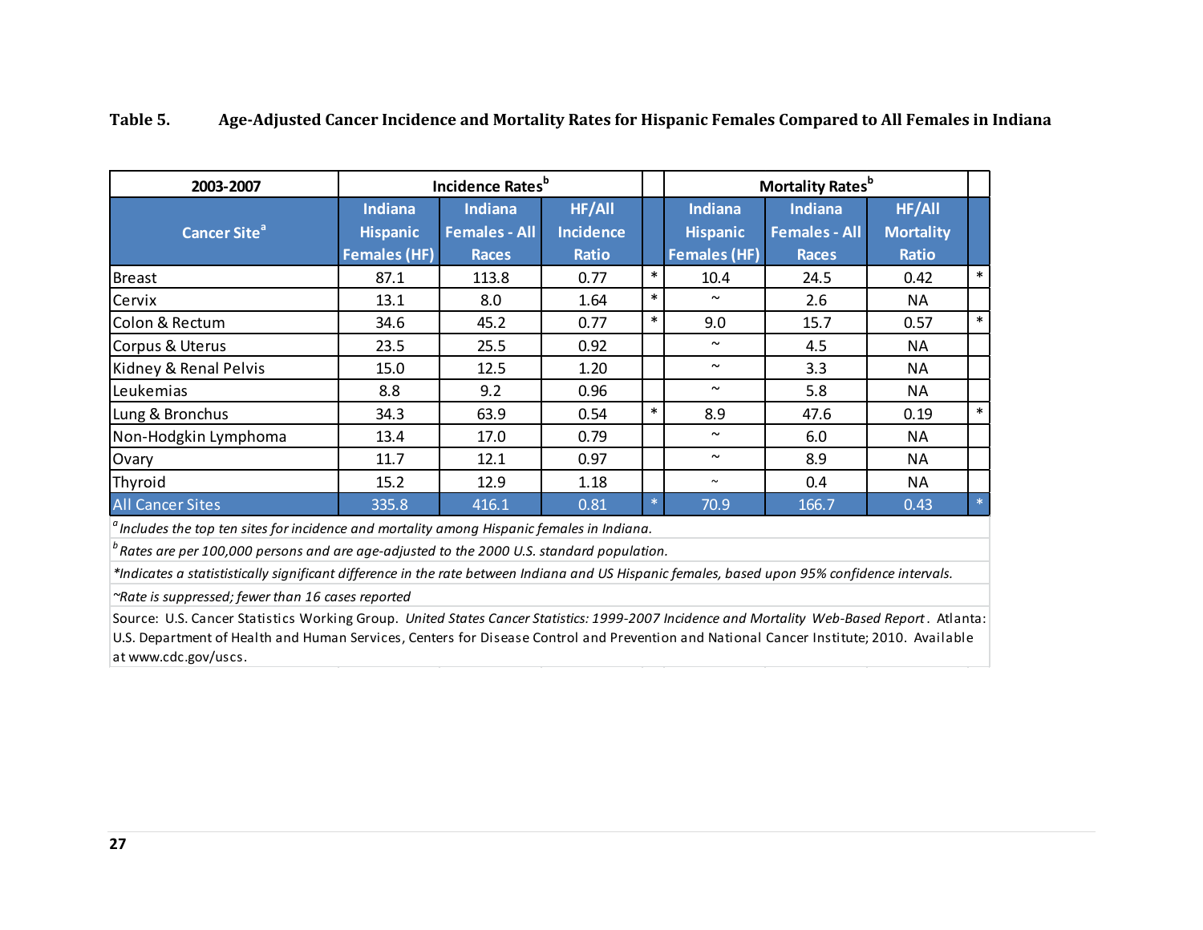**Table 5. Age-Adjusted Cancer Incidence and Mortality Rates for Hispanic Females Compared to All Females in Indiana**

| 2003-2007 | Incidence Rates[b] | | | | Mortality Rates[b] | | | |
|---|---|---|---|---|---|---|---|---|
| Cancer Site[a] | Indiana Hispanic Females (HF) | Indiana Females - All Races | HF/All Incidence Ratio | | Indiana Hispanic Females (HF) | Indiana Females - All Races | HF/All Mortality Ratio | |
| Breast | 87.1 | 113.8 | 0.77 | * | 10.4 | 24.5 | 0.42 | * |
| Cervix | 13.1 | 8.0 | 1.64 | * | ~ | 2.6 | NA | |
| Colon & Rectum | 34.6 | 45.2 | 0.77 | * | 9.0 | 15.7 | 0.57 | * |
| Corpus & Uterus | 23.5 | 25.5 | 0.92 | | ~ | 4.5 | NA | |
| Kidney & Renal Pelvis | 15.0 | 12.5 | 1.20 | | ~ | 3.3 | NA | |
| Leukemias | 8.8 | 9.2 | 0.96 | | ~ | 5.8 | NA | |
| Lung & Bronchus | 34.3 | 63.9 | 0.54 | * | 8.9 | 47.6 | 0.19 | * |
| Non-Hodgkin Lymphoma | 13.4 | 17.0 | 0.79 | | ~ | 6.0 | NA | |
| Ovary | 11.7 | 12.1 | 0.97 | | ~ | 8.9 | NA | |
| Thyroid | 15.2 | 12.9 | 1.18 | | ~ | 0.4 | NA | |
| All Cancer Sites | 335.8 | 416.1 | 0.81 | * | 70.9 | 166.7 | 0.43 | * |

[a] *Includes the top ten sites for incidence and mortality among Hispanic females in Indiana.*

[b] *Rates are per 100,000 persons and are age-adjusted to the 2000 U.S. standard population.*

*\*Indicates a statistically significant difference in the rate between Indiana and US Hispanic females, based upon 95% confidence intervals.*

*~Rate is suppressed; fewer than 16 cases reported*

Source: U.S. Cancer Statistics Working Group. *United States Cancer Statistics: 1999-2007 Incidence and Mortality Web-Based Report*. Atlanta: U.S. Department of Health and Human Services, Centers for Disease Control and Prevention and National Cancer Institute; 2010. Available at www.cdc.gov/uscs.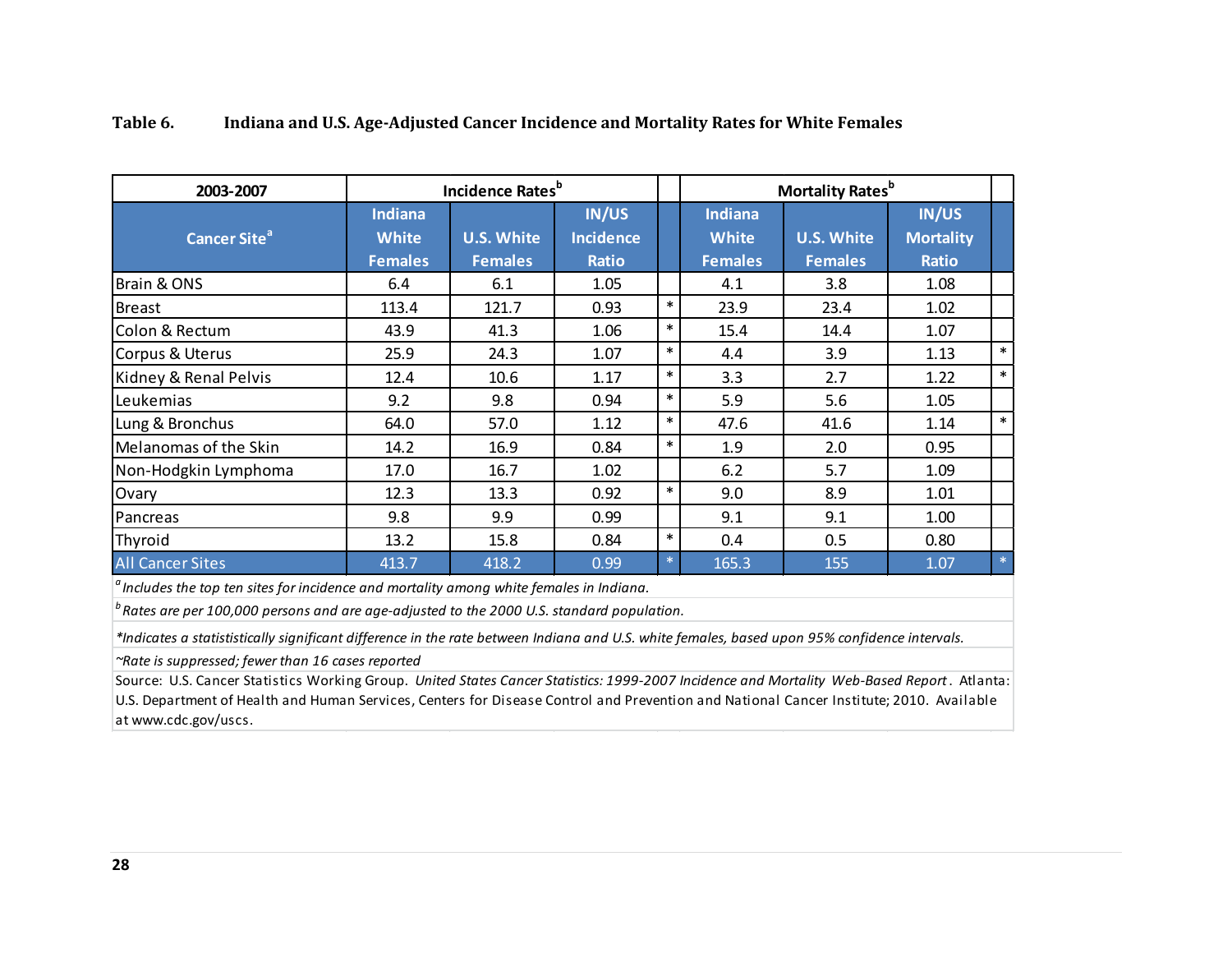**Table 6. Indiana and U.S. Age-Adjusted Cancer Incidence and Mortality Rates for White Females**

| 2003-2007 | Incidence Rates[b] | | | | Mortality Rates[b] | | | |
|---|---|---|---|---|---|---|---|---|
| Cancer Site[a] | Indiana White Females | U.S. White Females | IN/US Incidence Ratio | | Indiana White Females | U.S. White Females | IN/US Mortality Ratio | |
| Brain & ONS | 6.4 | 6.1 | 1.05 | | 4.1 | 3.8 | 1.08 | |
| Breast | 113.4 | 121.7 | 0.93 | * | 23.9 | 23.4 | 1.02 | |
| Colon & Rectum | 43.9 | 41.3 | 1.06 | * | 15.4 | 14.4 | 1.07 | |
| Corpus & Uterus | 25.9 | 24.3 | 1.07 | * | 4.4 | 3.9 | 1.13 | * |
| Kidney & Renal Pelvis | 12.4 | 10.6 | 1.17 | * | 3.3 | 2.7 | 1.22 | * |
| Leukemias | 9.2 | 9.8 | 0.94 | * | 5.9 | 5.6 | 1.05 | |
| Lung & Bronchus | 64.0 | 57.0 | 1.12 | * | 47.6 | 41.6 | 1.14 | * |
| Melanomas of the Skin | 14.2 | 16.9 | 0.84 | * | 1.9 | 2.0 | 0.95 | |
| Non-Hodgkin Lymphoma | 17.0 | 16.7 | 1.02 | | 6.2 | 5.7 | 1.09 | |
| Ovary | 12.3 | 13.3 | 0.92 | * | 9.0 | 8.9 | 1.01 | |
| Pancreas | 9.8 | 9.9 | 0.99 | | 9.1 | 9.1 | 1.00 | |
| Thyroid | 13.2 | 15.8 | 0.84 | * | 0.4 | 0.5 | 0.80 | |
| All Cancer Sites | 413.7 | 418.2 | 0.99 | * | 165.3 | 155 | 1.07 | * |

*[a] Includes the top ten sites for incidence and mortality among white females in Indiana.*

*[b] Rates are per 100,000 persons and are age-adjusted to the 2000 U.S. standard population.*

*\*Indicates a statistically significant difference in the rate between Indiana and U.S. white females, based upon 95% confidence intervals.*

*~Rate is suppressed; fewer than 16 cases reported*

Source: U.S. Cancer Statistics Working Group. *United States Cancer Statistics: 1999-2007 Incidence and Mortality Web-Based Report*. Atlanta: U.S. Department of Health and Human Services, Centers for Disease Control and Prevention and National Cancer Institute; 2010. Available at www.cdc.gov/uscs.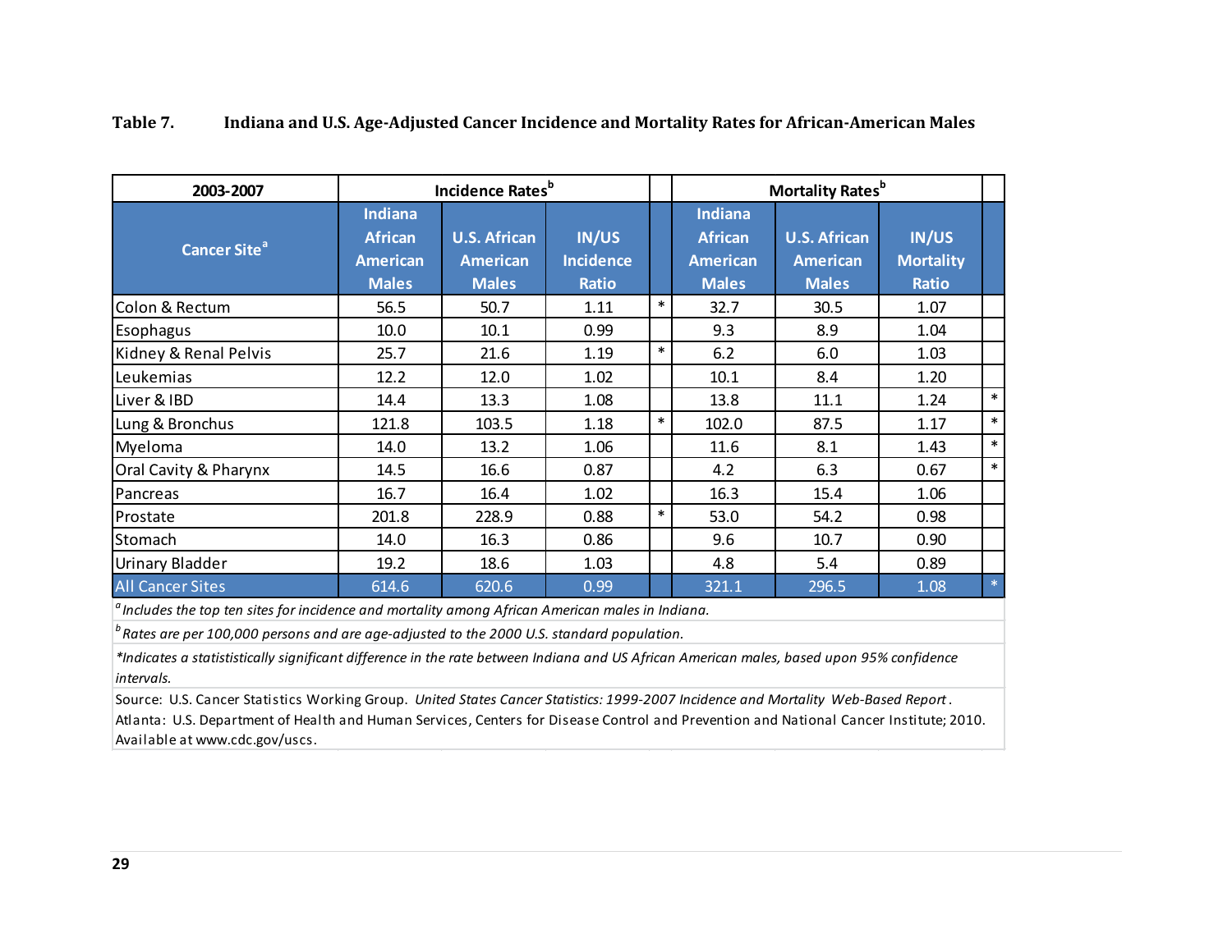**Table 7. Indiana and U.S. Age-Adjusted Cancer Incidence and Mortality Rates for African-American Males**

| 2003-2007 | Incidence Rates[b] | | | | Mortality Rates[b] | | | |
|---|---|---|---|---|---|---|---|---|
| Cancer Site[a] | Indiana African American Males | U.S. African American Males | IN/US Incidence Ratio | | Indiana African American Males | U.S. African American Males | IN/US Mortality Ratio | |
| Colon & Rectum | 56.5 | 50.7 | 1.11 | * | 32.7 | 30.5 | 1.07 | |
| Esophagus | 10.0 | 10.1 | 0.99 | | 9.3 | 8.9 | 1.04 | |
| Kidney & Renal Pelvis | 25.7 | 21.6 | 1.19 | * | 6.2 | 6.0 | 1.03 | |
| Leukemias | 12.2 | 12.0 | 1.02 | | 10.1 | 8.4 | 1.20 | |
| Liver & IBD | 14.4 | 13.3 | 1.08 | | 13.8 | 11.1 | 1.24 | * |
| Lung & Bronchus | 121.8 | 103.5 | 1.18 | * | 102.0 | 87.5 | 1.17 | * |
| Myeloma | 14.0 | 13.2 | 1.06 | | 11.6 | 8.1 | 1.43 | * |
| Oral Cavity & Pharynx | 14.5 | 16.6 | 0.87 | | 4.2 | 6.3 | 0.67 | * |
| Pancreas | 16.7 | 16.4 | 1.02 | | 16.3 | 15.4 | 1.06 | |
| Prostate | 201.8 | 228.9 | 0.88 | * | 53.0 | 54.2 | 0.98 | |
| Stomach | 14.0 | 16.3 | 0.86 | | 9.6 | 10.7 | 0.90 | |
| Urinary Bladder | 19.2 | 18.6 | 1.03 | | 4.8 | 5.4 | 0.89 | |
| All Cancer Sites | 614.6 | 620.6 | 0.99 | | 321.1 | 296.5 | 1.08 | * |

[a] *Includes the top ten sites for incidence and mortality among African American males in Indiana.*

[b] *Rates are per 100,000 persons and are age-adjusted to the 2000 U.S. standard population.*

*\*Indicates a statistically significant difference in the rate between Indiana and US African American males, based upon 95% confidence intervals.*

Source: U.S. Cancer Statistics Working Group. *United States Cancer Statistics: 1999-2007 Incidence and Mortality Web-Based Report*. Atlanta: U.S. Department of Health and Human Services, Centers for Disease Control and Prevention and National Cancer Institute; 2010. Available at www.cdc.gov/uscs.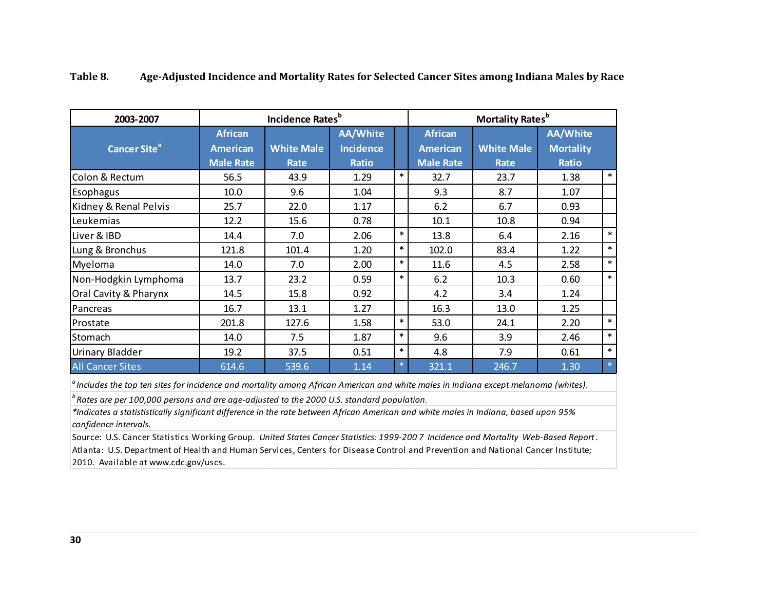**Table 8. Age-Adjusted Incidence and Mortality Rates for Selected Cancer Sites among Indiana Males by Race**

| 2003-2007 | Incidence Rates[b] | | | | Mortality Rates[b] | | | |
|---|---|---|---|---|---|---|---|---|
| Cancer Site[a] | African American Male Rate | White Male Rate | AA/White Incidence Ratio | | African American Male Rate | White Male Rate | AA/White Mortality Ratio | |
| Colon & Rectum | 56.5 | 43.9 | 1.29 | * | 32.7 | 23.7 | 1.38 | * |
| Esophagus | 10.0 | 9.6 | 1.04 | | 9.3 | 8.7 | 1.07 | |
| Kidney & Renal Pelvis | 25.7 | 22.0 | 1.17 | | 6.2 | 6.7 | 0.93 | |
| Leukemias | 12.2 | 15.6 | 0.78 | | 10.1 | 10.8 | 0.94 | |
| Liver & IBD | 14.4 | 7.0 | 2.06 | * | 13.8 | 6.4 | 2.16 | * |
| Lung & Bronchus | 121.8 | 101.4 | 1.20 | * | 102.0 | 83.4 | 1.22 | * |
| Myeloma | 14.0 | 7.0 | 2.00 | * | 11.6 | 4.5 | 2.58 | * |
| Non-Hodgkin Lymphoma | 13.7 | 23.2 | 0.59 | * | 6.2 | 10.3 | 0.60 | * |
| Oral Cavity & Pharynx | 14.5 | 15.8 | 0.92 | | 4.2 | 3.4 | 1.24 | |
| Pancreas | 16.7 | 13.1 | 1.27 | | 16.3 | 13.0 | 1.25 | |
| Prostate | 201.8 | 127.6 | 1.58 | * | 53.0 | 24.1 | 2.20 | * |
| Stomach | 14.0 | 7.5 | 1.87 | * | 9.6 | 3.9 | 2.46 | * |
| Urinary Bladder | 19.2 | 37.5 | 0.51 | * | 4.8 | 7.9 | 0.61 | * |
| All Cancer Sites | 614.6 | 539.6 | 1.14 | * | 321.1 | 246.7 | 1.30 | * |

[a] *Includes the top ten sites for incidence and mortality among African American and white males in Indiana except melanoma (whites).*

[b] *Rates are per 100,000 persons and are age-adjusted to the 2000 U.S. standard population.*

*\*Indicates a statistically significant difference in the rate between African American and white males in Indiana, based upon 95% confidence intervals.*

Source: U.S. Cancer Statistics Working Group. *United States Cancer Statistics: 1999-2007 Incidence and Mortality Web-Based Report*. Atlanta: U.S. Department of Health and Human Services, Centers for Disease Control and Prevention and National Cancer Institute; 2010. Available at www.cdc.gov/uscs.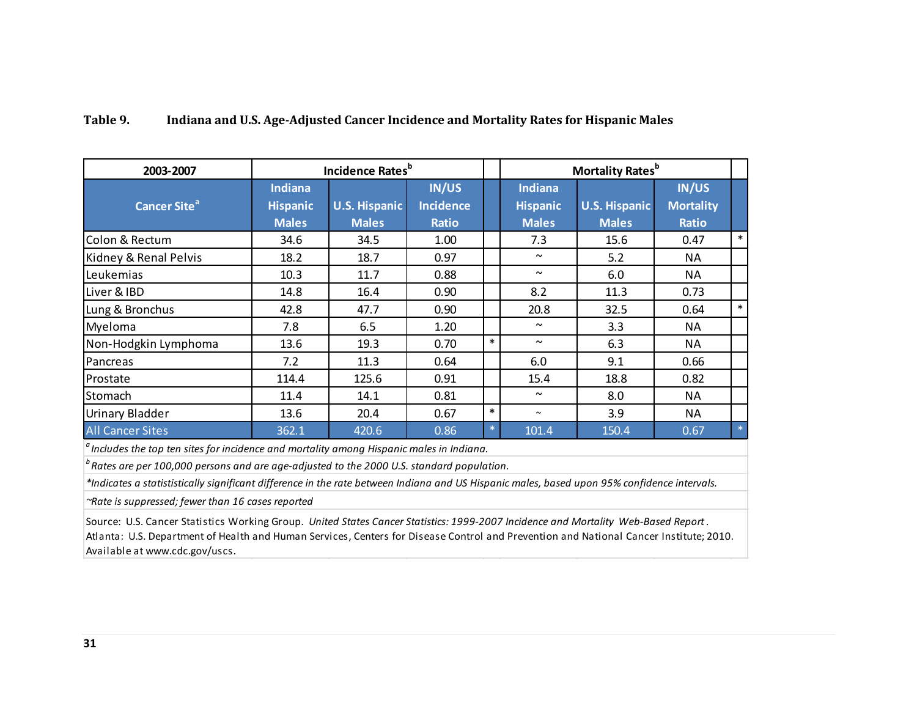**Table 9. Indiana and U.S. Age-Adjusted Cancer Incidence and Mortality Rates for Hispanic Males**

| 2003-2007 | Incidence Rates[b] | | | | Mortality Rates[b] | | | |
|---|---|---|---|---|---|---|---|---|
| Cancer Site[a] | Indiana Hispanic Males | U.S. Hispanic Males | IN/US Incidence Ratio | | Indiana Hispanic Males | U.S. Hispanic Males | IN/US Mortality Ratio | |
| Colon & Rectum | 34.6 | 34.5 | 1.00 | | 7.3 | 15.6 | 0.47 | * |
| Kidney & Renal Pelvis | 18.2 | 18.7 | 0.97 | | ~ | 5.2 | NA | |
| Leukemias | 10.3 | 11.7 | 0.88 | | ~ | 6.0 | NA | |
| Liver & IBD | 14.8 | 16.4 | 0.90 | | 8.2 | 11.3 | 0.73 | |
| Lung & Bronchus | 42.8 | 47.7 | 0.90 | | 20.8 | 32.5 | 0.64 | * |
| Myeloma | 7.8 | 6.5 | 1.20 | | ~ | 3.3 | NA | |
| Non-Hodgkin Lymphoma | 13.6 | 19.3 | 0.70 | * | ~ | 6.3 | NA | |
| Pancreas | 7.2 | 11.3 | 0.64 | | 6.0 | 9.1 | 0.66 | |
| Prostate | 114.4 | 125.6 | 0.91 | | 15.4 | 18.8 | 0.82 | |
| Stomach | 11.4 | 14.1 | 0.81 | | ~ | 8.0 | NA | |
| Urinary Bladder | 13.6 | 20.4 | 0.67 | * | ~ | 3.9 | NA | |
| All Cancer Sites | 362.1 | 420.6 | 0.86 | * | 101.4 | 150.4 | 0.67 | * |

[a] *Includes the top ten sites for incidence and mortality among Hispanic males in Indiana.*

[b] *Rates are per 100,000 persons and are age-adjusted to the 2000 U.S. standard population.*

*\*Indicates a statistically significant difference in the rate between Indiana and US Hispanic males, based upon 95% confidence intervals.*

*~Rate is suppressed; fewer than 16 cases reported*

Source: U.S. Cancer Statistics Working Group. *United States Cancer Statistics: 1999-2007 Incidence and Mortality Web-Based Report*. Atlanta: U.S. Department of Health and Human Services, Centers for Disease Control and Prevention and National Cancer Institute; 2010. Available at www.cdc.gov/uscs.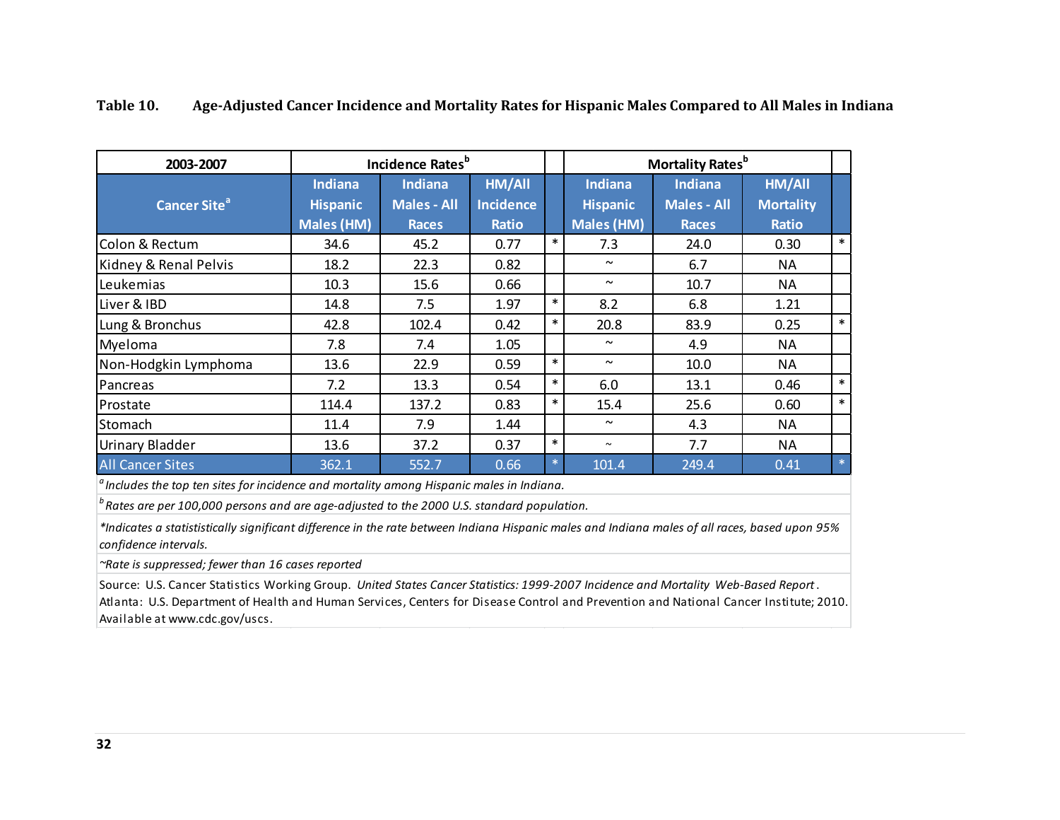**Table 10. Age-Adjusted Cancer Incidence and Mortality Rates for Hispanic Males Compared to All Males in Indiana**

| 2003-2007 | Incidence Rates[b] | | | | Mortality Rates[b] | | | |
|---|---|---|---|---|---|---|---|---|
| Cancer Site[a] | Indiana Hispanic Males (HM) | Indiana Males - All Races | HM/All Incidence Ratio | | Indiana Hispanic Males (HM) | Indiana Males - All Races | HM/All Mortality Ratio | |
| Colon & Rectum | 34.6 | 45.2 | 0.77 | * | 7.3 | 24.0 | 0.30 | * |
| Kidney & Renal Pelvis | 18.2 | 22.3 | 0.82 | | ~ | 6.7 | NA | |
| Leukemias | 10.3 | 15.6 | 0.66 | | ~ | 10.7 | NA | |
| Liver & IBD | 14.8 | 7.5 | 1.97 | * | 8.2 | 6.8 | 1.21 | |
| Lung & Bronchus | 42.8 | 102.4 | 0.42 | * | 20.8 | 83.9 | 0.25 | * |
| Myeloma | 7.8 | 7.4 | 1.05 | | ~ | 4.9 | NA | |
| Non-Hodgkin Lymphoma | 13.6 | 22.9 | 0.59 | * | ~ | 10.0 | NA | |
| Pancreas | 7.2 | 13.3 | 0.54 | * | 6.0 | 13.1 | 0.46 | * |
| Prostate | 114.4 | 137.2 | 0.83 | * | 15.4 | 25.6 | 0.60 | * |
| Stomach | 11.4 | 7.9 | 1.44 | | ~ | 4.3 | NA | |
| Urinary Bladder | 13.6 | 37.2 | 0.37 | * | ~ | 7.7 | NA | |
| All Cancer Sites | 362.1 | 552.7 | 0.66 | * | 101.4 | 249.4 | 0.41 | * |

[a] *Includes the top ten sites for incidence and mortality among Hispanic males in Indiana.*

[b] *Rates are per 100,000 persons and are age-adjusted to the 2000 U.S. standard population.*

**Indicates a statistically significant difference in the rate between Indiana Hispanic males and Indiana males of all races, based upon 95% confidence intervals.*

*~Rate is suppressed; fewer than 16 cases reported*

Source: U.S. Cancer Statistics Working Group. *United States Cancer Statistics: 1999-2007 Incidence and Mortality Web-Based Report*. Atlanta: U.S. Department of Health and Human Services, Centers for Disease Control and Prevention and National Cancer Institute; 2010. Available at www.cdc.gov/uscs.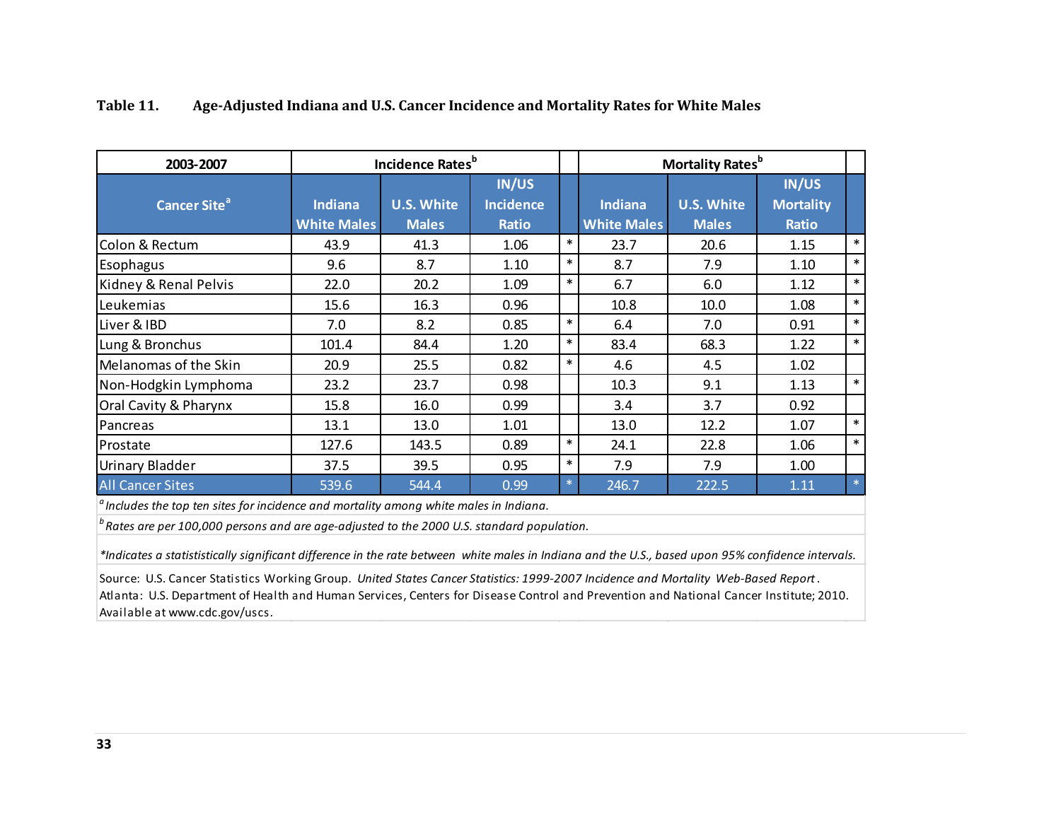**Table 11. Age-Adjusted Indiana and U.S. Cancer Incidence and Mortality Rates for White Males**

| 2003-2007 | Incidence Rates[b] | | | | Mortality Rates[b] | | | |
|---|---|---|---|---|---|---|---|---|
| Cancer Site[a] | Indiana White Males | U.S. White Males | IN/US Incidence Ratio | | Indiana White Males | U.S. White Males | IN/US Mortality Ratio | |
| Colon & Rectum | 43.9 | 41.3 | 1.06 | * | 23.7 | 20.6 | 1.15 | * |
| Esophagus | 9.6 | 8.7 | 1.10 | * | 8.7 | 7.9 | 1.10 | * |
| Kidney & Renal Pelvis | 22.0 | 20.2 | 1.09 | * | 6.7 | 6.0 | 1.12 | * |
| Leukemias | 15.6 | 16.3 | 0.96 | | 10.8 | 10.0 | 1.08 | * |
| Liver & IBD | 7.0 | 8.2 | 0.85 | * | 6.4 | 7.0 | 0.91 | * |
| Lung & Bronchus | 101.4 | 84.4 | 1.20 | * | 83.4 | 68.3 | 1.22 | * |
| Melanomas of the Skin | 20.9 | 25.5 | 0.82 | * | 4.6 | 4.5 | 1.02 | |
| Non-Hodgkin Lymphoma | 23.2 | 23.7 | 0.98 | | 10.3 | 9.1 | 1.13 | * |
| Oral Cavity & Pharynx | 15.8 | 16.0 | 0.99 | | 3.4 | 3.7 | 0.92 | |
| Pancreas | 13.1 | 13.0 | 1.01 | | 13.0 | 12.2 | 1.07 | * |
| Prostate | 127.6 | 143.5 | 0.89 | * | 24.1 | 22.8 | 1.06 | * |
| Urinary Bladder | 37.5 | 39.5 | 0.95 | * | 7.9 | 7.9 | 1.00 | |
| All Cancer Sites | 539.6 | 544.4 | 0.99 | * | 246.7 | 222.5 | 1.11 | * |

[a] *Includes the top ten sites for incidence and mortality among white males in Indiana.*

[b] *Rates are per 100,000 persons and are age-adjusted to the 2000 U.S. standard population.*

*\*Indicates a statistically significant difference in the rate between white males in Indiana and the U.S., based upon 95% confidence intervals.*

Source: U.S. Cancer Statistics Working Group. *United States Cancer Statistics: 1999-2007 Incidence and Mortality Web-Based Report*. Atlanta: U.S. Department of Health and Human Services, Centers for Disease Control and Prevention and National Cancer Institute; 2010. Available at www.cdc.gov/uscs.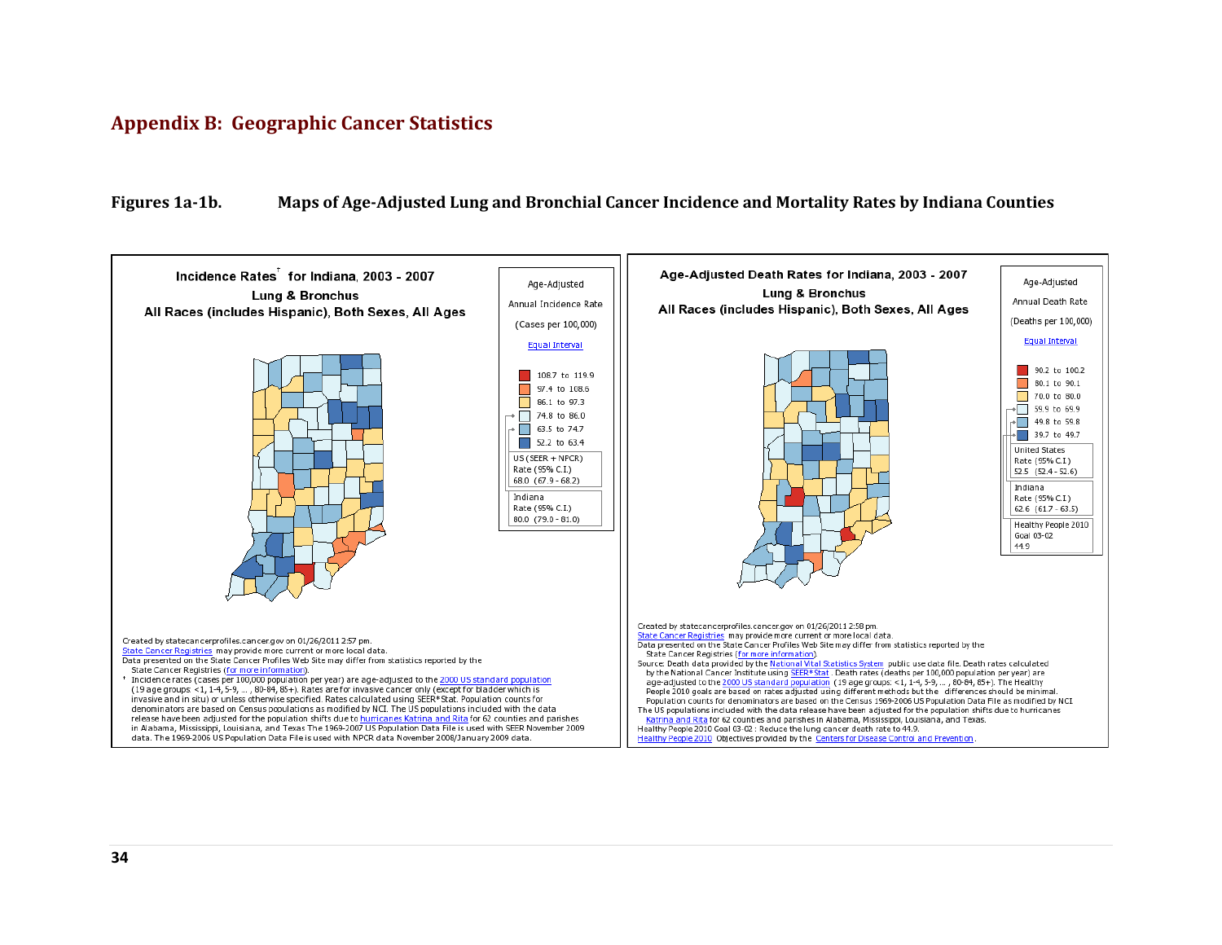# Appendix B: Geographic Cancer Statistics

**Figures 1a-1b. Maps of Age-Adjusted Lung and Bronchial Cancer Incidence and Mortality Rates by Indiana Counties**

## Incidence Rates[†] for Indiana, 2003 - 2007
### Lung & Bronchus
### All Races (includes Hispanic), Both Sexes, All Ages

Age-Adjusted Annual Incidence Rate (Cases per 100,000)

Equal Interval

- 108.7 to 119.9
- 97.4 to 108.6
- 86.1 to 97.3
- 74.8 to 86.0
- 63.5 to 74.7
- 52.2 to 63.4

US (SEER + NPCR) Rate (95% C.I.) 68.0 (67.9 - 68.2)

Indiana Rate (95% C.I.) 80.0 (79.0 - 81.0)

Created by statecancerprofiles.cancer.gov on 01/26/2011 2:57 pm.
State Cancer Registries may provide more current or more local data.
Data presented on the State Cancer Profiles Web Site may differ from statistics reported by the State Cancer Registries (for more information).
† Incidence rates (cases per 100,000 population per year) are age-adjusted to the 2000 US standard population (19 age groups: <1, 1-4, 5-9, ... , 80-84, 85+). Rates are for invasive cancer only (except for bladder which is invasive and in situ) or unless otherwise specified. Rates calculated using SEER*Stat. Population counts for denominators are based on Census populations as modified by NCI. The US populations included with the data release have been adjusted for the population shifts due to hurricanes Katrina and Rita for 62 counties and parishes in Alabama, Mississippi, Louisiana, and Texas. The 1969-2007 US Population Data File is used with SEER November 2009 data. The 1969-2006 US Population Data File is used with NPCR data November 2008/January 2009 data.

## Age-Adjusted Death Rates for Indiana, 2003 - 2007
### Lung & Bronchus
### All Races (includes Hispanic), Both Sexes, All Ages

Age-Adjusted Annual Death Rate (Deaths per 100,000)

Equal Interval

- 90.2 to 100.2
- 80.1 to 90.1
- 70.0 to 80.0
- 59.9 to 69.9
- 49.8 to 59.8
- 39.7 to 49.7

United States Rate (95% C.I.) 52.5 (52.4 - 52.6)

Indiana Rate (95% C.I.) 62.6 (61.7 - 63.5)

Healthy People 2010 Goal 03-02 44.9

Created by statecancerprofiles.cancer.gov on 01/26/2011 2:58 pm.
State Cancer Registries may provide more current or more local data.
Data presented on the State Cancer Profiles Web Site may differ from statistics reported by the State Cancer Registries (for more information).
Source: Death data provided by the National Vital Statistics System public use data file. Death rates calculated by the National Cancer Institute using SEER*Stat. Death rates (deaths per 100,000 population per year) are age-adjusted to the 2000 US standard population (19 age groups: <1, 1-4, 5-9, ... , 80-84, 85+). The Healthy People 2010 goals are based on rates adjusted using different methods but the differences should be minimal. Population counts for denominators are based on the Census 1969-2006 US Population Data File as modified by NCI.
The US populations included with the data release have been adjusted for the population shifts due to hurricanes Katrina and Rita for 62 counties and parishes in Alabama, Mississippi, Louisiana, and Texas.
Healthy People 2010 Goal 03-02 : Reduce the lung cancer death rate to 44.9.
Healthy People 2010 Objectives provided by the Centers for Disease Control and Prevention.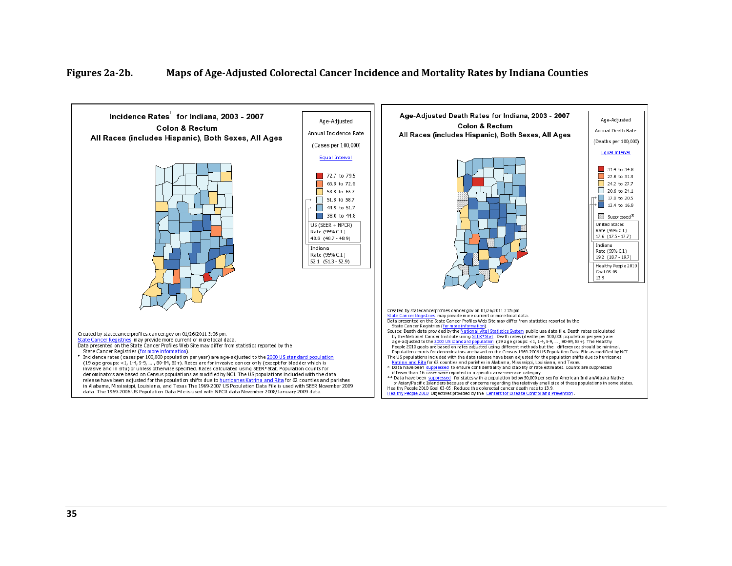**Figures 2a-2b. Maps of Age-Adjusted Colorectal Cancer Incidence and Mortality Rates by Indiana Counties**

Incidence Rates[†] for Indiana, 2003 - 2007
Colon & Rectum
All Races (includes Hispanic), Both Sexes, All Ages

Age-Adjusted
Annual Incidence Rate
(Cases per 100,000)
Equal Interval

- 72.7 to 79.5
- 65.8 to 72.6
- 58.8 to 65.7
- 51.8 to 58.7
- 44.9 to 51.7
- 38.0 to 44.8

US (SEER + NPCR)
Rate (95% C.I.)
48.8 (48.7 - 48.9)

Indiana
Rate (95% C.I.)
52.1 (51.3 - 52.9)

Created by statecancerprofiles.cancer.gov on 01/26/2011 3:06 pm.
State Cancer Registries may provide more current or more local data.
Data presented on the State Cancer Profiles Web Site may differ from statistics reported by the State Cancer Registries (for more information).

† Incidence rates (cases per 100,000 population per year) are age-adjusted to the 2000 US standard population (19 age groups: <1, 1-4, 5-9, ... , 80-84, 85+). Rates are for invasive cancer only (except for bladder which is invasive and in situ) or unless otherwise specified. Rates calculated using SEER*Stat. Population counts for denominators are based on Census populations as modified by NCI. The US populations included with the data release have been adjusted for the population shifts due to hurricanes Katrina and Rita for 62 counties and parishes in Alabama, Mississippi, Louisiana, and Texas The 1969-2007 US Population Data File is used with SEER November 2009 data. The 1969-2006 US Population Data File is used with NPCR data November 2008/January 2009 data.

Age-Adjusted Death Rates for Indiana, 2003 - 2007
Colon & Rectum
All Races (includes Hispanic), Both Sexes, All Ages

Age-Adjusted
Annual Death Rate
(Deaths per 100,000)
Equal Interval

- 31.4 to 34.8
- 27.8 to 31.3
- 24.2 to 27.7
- 20.6 to 24.1
- 17.0 to 20.5
- 13.4 to 16.9
- Suppressed*

United States
Rate (95% C.I.)
17.6 (17.5 - 17.7)

Indiana
Rate (95% C.I.)
19.2 (18.7 - 19.7)

Healthy People 2010
Goal 03-05
13.9

Created by statecancerprofiles.cancer.gov on 01/26/2011 3:05 pm.
State Cancer Registries may provide more current or more local data.
Data presented on the State Cancer Profiles Web Site may differ from statistics reported by the State Cancer Registries (for more information).
Source: Death data provided by the National Vital Statistics System public use data file. Death rates calculated by the National Cancer Institute using SEER*Stat. Death rates (deaths per 100,000 population per year) are age-adjusted to the 2000 US standard population (19 age groups: <1, 1-4, 5-9, ... , 80-84, 85+). The Healthy People 2010 goals are based on rates adjusted using different methods but the differences should be minimal. Population counts for denominators are based on the Census 1969-2006 US Population Data File as modified by NCI.
The US populations included with the data release have been adjusted for the population shifts due to hurricanes Katrina and Rita for 62 counties and parishes in Alabama, Mississippi, Louisiana, and Texas.
* Data have been suppressed to ensure confidentiality and stability of rate estimates. Counts are suppressed if fewer than 16 cases were reported in a specific area-sex-race category.
** Data have been suppressed for states with a population below 50,000 per sex for American Indian/Alaska Native or Asian/Pacific Islanders because of concerns regarding the relatively small size of these populations in some states.
Healthy People 2010 Goal 03-05 : Reduce the colorectal cancer death rate to 13.9.
Healthy People 2010 Objectives provided by the Centers for Disease Control and Prevention.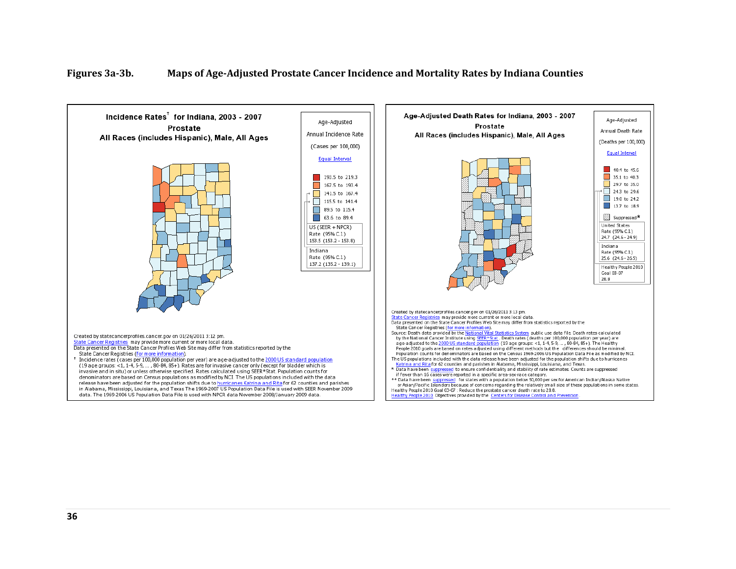**Figures 3a-3b. Maps of Age-Adjusted Prostate Cancer Incidence and Mortality Rates by Indiana Counties**

**Incidence Rates† for Indiana, 2003 - 2007**
**Prostate**
**All Races (includes Hispanic), Male, All Ages**

Age-Adjusted Annual Incidence Rate (Cases per 100,000)

Equal Interval

- 193.5 to 219.3
- 167.5 to 193.4
- 141.5 to 167.4
- 115.5 to 141.4
- 89.5 to 115.4
- 63.6 to 89.4

US (SEER + NPCR) Rate (95% C.I.) 153.5 (153.2 - 153.8)

Indiana Rate (95% C.I.) 137.2 (135.2 - 139.1)

Created by statecancerprofiles.cancer.gov on 01/26/2011 3:12 pm.
State Cancer Registries may provide more current or more local data.
Data presented on the State Cancer Profiles Web Site may differ from statistics reported by the State Cancer Registries (for more information).
† Incidence rates (cases per 100,000 population per year) are age-adjusted to the 2000 US standard population (19 age groups: <1, 1-4, 5-9, ... , 80-84, 85+). Rates are for invasive cancer only (except for bladder which is invasive and in situ) or unless otherwise specified. Rates calculated using SEER*Stat. Population counts for denominators are based on Census populations as modified by NCI. The US populations included with the data release have been adjusted for the population shifts due to hurricanes Katrina and Rita for 62 counties and parishes in Alabama, Mississippi, Louisiana, and Texas The 1969-2007 US Population Data File is used with SEER November 2009 data. The 1969-2006 US Population Data File is used with NPCR data November 2008/January 2009 data.

**Age-Adjusted Death Rates for Indiana, 2003 - 2007**
**Prostate**
**All Races (includes Hispanic), Male, All Ages**

Age-Adjusted Annual Death Rate (Deaths per 100,000)

Equal Interval

- 40.4 to 45.6
- 35.1 to 40.3
- 29.7 to 35.0
- 24.3 to 29.6
- 19.0 to 24.2
- 13.7 to 18.9
- Suppressed*

United States Rate (95% C.I.) 24.7 (24.6 - 24.9)

Indiana Rate (95% C.I.) 25.6 (24.6 - 26.5)

Healthy People 2010 Goal 03-07 28.8

Created by statecancerprofiles.cancer.gov on 01/26/2011 3:13 pm.
State Cancer Registries may provide more current or more local data.
Data presented on the State Cancer Profiles Web Site may differ from statistics reported by the State Cancer Registries (for more information).
Source: Death data provided by the National Vital Statistics System public use data file. Death rates calculated by the National Cancer Institute using SEER*Stat. Death rates (deaths per 100,000 population per year) are age-adjusted to the 2000 US standard population (19 age groups: <1, 1-4, 5-9, ... , 80-84, 85+). The Healthy People 2010 goals are based on rates adjusted using different methods but the differences should be minimal. Population counts for denominators are based on the Census 1969-2006 US Population Data File as modified by NCI.
The US populations included with the data release have been adjusted for the population shifts due to hurricanes Katrina and Rita for 62 counties and parishes in Alabama, Mississippi, Louisiana, and Texas.
* Data have been suppressed to ensure confidentiality and stability of rate estimates. Counts are suppressed if fewer than 16 cases were reported in a specific area-sex-race category.
** Data have been suppressed for states with a population below 50,000 per sex for American Indian/Alaska Native or Asian/Pacific Islanders because of concerns regarding the relatively small size of these populations in some states.
Healthy People 2010 Goal 03-07 : Reduce the prostate cancer death rate to 28.8.
Healthy People 2010 Objectives provided by the Centers for Disease Control and Prevention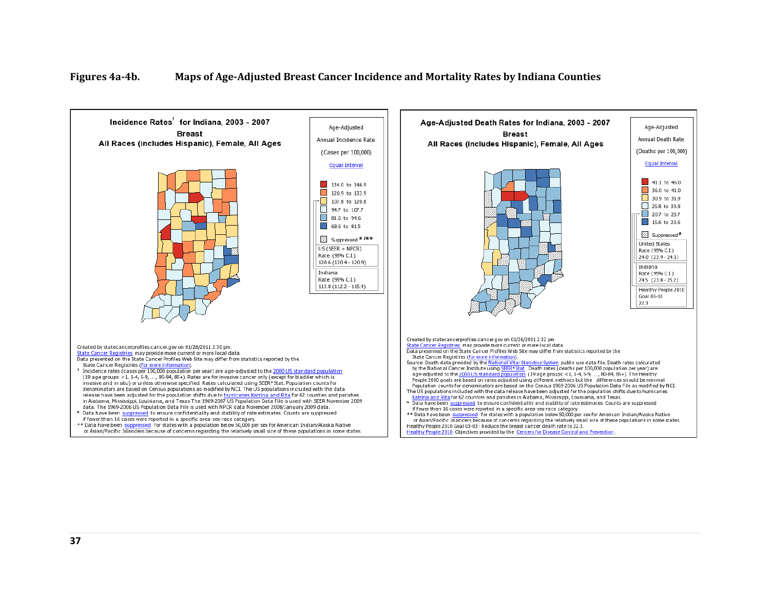# Figures 4a-4b. Maps of Age-Adjusted Breast Cancer Incidence and Mortality Rates by Indiana Counties

**Incidence Rates† for Indiana, 2003 - 2007**
**Breast**
**All Races (includes Hispanic), Female, All Ages**

Age-Adjusted
Annual Incidence Rate
(Cases per 100,000)
Equal Interval

- 134.0 to 146.9
- 120.9 to 133.9
- 107.8 to 120.8
- 94.7 to 107.7
- 81.6 to 94.6
- 68.6 to 81.5
- Suppressed * /**

US (SEER + NPCR)
Rate (95% C.I.)
120.6 (120.4 - 120.9)

Indiana
Rate (95% C.I.)
113.8 (112.2 - 115.4)

Created by statecancerprofiles.cancer.gov on 01/26/2011 2:30 pm.
State Cancer Registries may provide more current or more local data.
Data presented on the State Cancer Profiles Web Site may differ from statistics reported by the State Cancer Registries (for more information).

† Incidence rates (cases per 100,000 population per year) are age-adjusted to the 2000 US standard population (19 age groups: <1, 1-4, 5-9, ... , 80-84, 85+). Rates are for invasive cancer only (except for bladder which is invasive and in situ) or unless otherwise specified. Rates calculated using SEER*Stat. Population counts for denominators are based on Census populations as modified by NCI. The US populations included with the data release have been adjusted for the population shifts due to hurricanes Katrina and Rita for 62 counties and parishes in Alabama, Mississippi, Louisiana, and Texas The 1969-2007 US Population Data File is used with SEER November 2009 data. The 1969-2006 US Population Data File is used with NPCR data November 2008/January 2009 data.

* Data have been suppressed to ensure confidentiality and stability of rate estimates. Counts are suppressed if fewer than 16 cases were reported in a specific area-sex-race category.

** Data have been suppressed for states with a population below 50,000 per sex for American Indian/Alaska Native or Asian/Pacific Islanders because of concerns regarding the relatively small size of these populations in some states.

**Age-Adjusted Death Rates for Indiana, 2003 - 2007**
**Breast**
**All Races (includes Hispanic), Female, All Ages**

Age-Adjusted
Annual Death Rate
(Deaths per 100,000)
Equal Interval

- 41.1 to 46.0
- 36.0 to 41.0
- 30.9 to 35.9
- 25.8 to 30.8
- 20.7 to 25.7
- 15.6 to 20.6
- Suppressed*

United States
Rate (95% C.I.)
24.0 (23.9 - 24.1)

Indiana
Rate (95% C.I.)
24.5 (23.8 - 25.2)

Healthy People 2010
Goal 03-03
22.3

Created by statecancerprofiles.cancer.gov on 01/26/2011 2:32 pm.
State Cancer Registries may provide more current or more local data.
Data presented on the State Cancer Profiles Web Site may differ from statistics reported by the State Cancer Registries (for more information).
Source: Death data provided by the National Vital Statistics System public use data file. Death rates calculated by the National Cancer Institute using SEER*Stat. Death rates (deaths per 100,000 population per year) are age-adjusted to the 2000 US standard population (19 age groups: <1, 1-4, 5-9, ... , 80-84, 85+). The Healthy People 2010 goals are based on rates adjusted using different methods but the differences should be minimal. Population counts for denominators are based on the Census 1969-2006 US Population Data File as modified by NCI.
The US populations included with the data release have been adjusted for the population shifts due to hurricanes Katrina and Rita for 62 counties and parishes in Alabama, Mississippi, Louisiana, and Texas.

* Data have been suppressed to ensure confidentiality and stability of rate estimates. Counts are suppressed if fewer than 16 cases were reported in a specific area-sex-race category.

** Data have been suppressed for states with a population below 50,000 per sex for American Indian/Alaska Native or Asian/Pacific Islanders because of concerns regarding the relatively small size of these populations in some states.

Healthy People 2010 Goal 03-03 : Reduce the breast cancer death rate to 22.3.
Healthy People 2010 Objectives provided by the Centers for Disease Control and Prevention.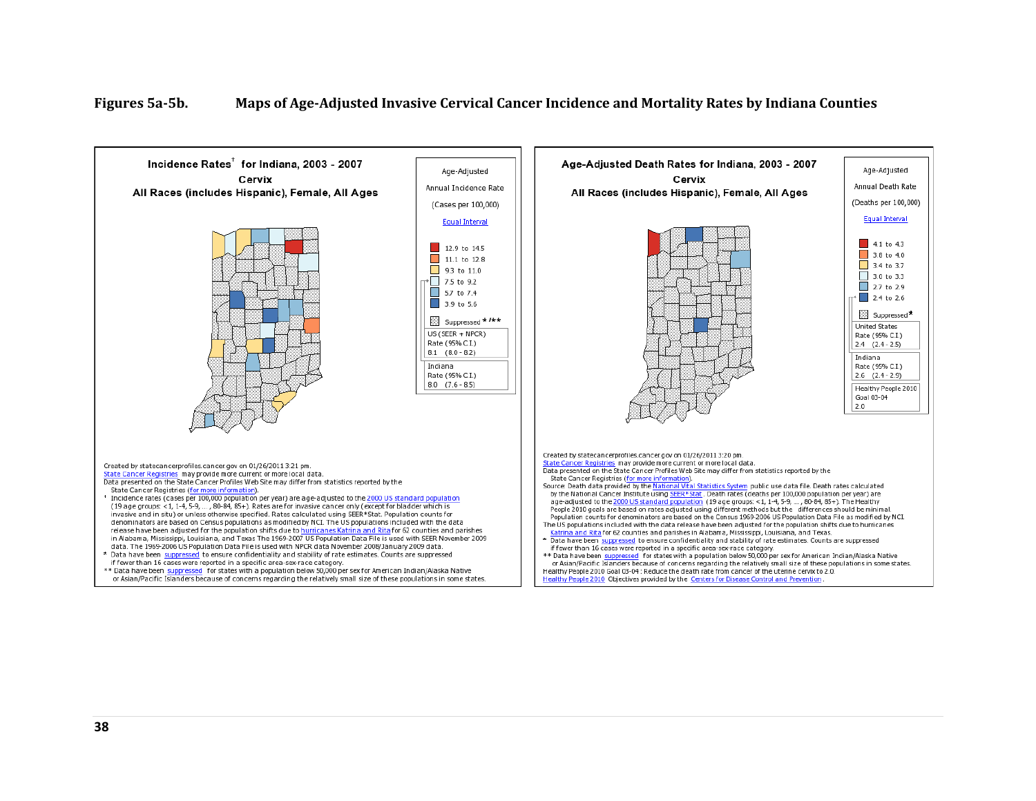**Figures 5a-5b. Maps of Age-Adjusted Invasive Cervical Cancer Incidence and Mortality Rates by Indiana Counties**

Incidence Rates† for Indiana, 2003 - 2007
Cervix
All Races (includes Hispanic), Female, All Ages

Age-Adjusted
Annual Incidence Rate
(Cases per 100,000)
Equal Interval

- 12.9 to 14.5
- 11.1 to 12.8
- 9.3 to 11.0
- 7.5 to 9.2
- 5.7 to 7.4
- 3.9 to 5.6
- Suppressed * /**

US (SEER + NPCR)
Rate (95% C.I.)
8.1 (8.0 - 8.2)

Indiana
Rate (95% C.I.)
8.0 (7.6 - 8.5)

Created by statecancerprofiles.cancer.gov on 01/26/2011 3:21 pm.
State Cancer Registries may provide more current or more local data.
Data presented on the State Cancer Profiles Web Site may differ from statistics reported by the State Cancer Registries (for more information).
† Incidence rates (cases per 100,000 population per year) are age-adjusted to the 2000 US standard population (19 age groups: <1, 1-4, 5-9, ... , 80-84, 85+). Rates are for invasive cancer only (except for bladder which is invasive and in situ) or unless otherwise specified. Rates calculated using SEER*Stat. Population counts for denominators are based on Census populations as modified by NCI. The US populations included with the data release have been adjusted for the population shifts due to hurricanes Katrina and Rita for 62 counties and parishes in Alabama, Mississippi, Louisiana, and Texas The 1969-2007 US Population Data File is used with SEER November 2009 data. The 1969-2006 US Population Data File is used with NPCR data November 2008/January 2009 data.
* Data have been suppressed to ensure confidentiality and stability of rate estimates. Counts are suppressed if fewer than 16 cases were reported in a specific area-sex-race category.
** Data have been suppressed for states with a population below 50,000 per sex for American Indian/Alaska Native or Asian/Pacific Islanders because of concerns regarding the relatively small size of these populations in some states.

Age-Adjusted Death Rates for Indiana, 2003 - 2007
Cervix
All Races (includes Hispanic), Female, All Ages

Age-Adjusted
Annual Death Rate
(Deaths per 100,000)
Equal Interval

- 4.1 to 4.3
- 3.8 to 4.0
- 3.4 to 3.7
- 3.0 to 3.3
- 2.7 to 2.9
- 2.4 to 2.6
- Suppressed*

United States
Rate (95% C.I.)
2.4 (2.4 - 2.5)

Indiana
Rate (95% C.I.)
2.6 (2.4 - 2.9)

Healthy People 2010
Goal 03-04
2.0

Created by statecancerprofiles.cancer.gov on 01/26/2011 3:20 pm.
State Cancer Registries may provide more current or more local data.
Data presented on the State Cancer Profiles Web Site may differ from statistics reported by the State Cancer Registries (for more information).
Source: Death data provided by the National Vital Statistics System public use data file. Death rates calculated by the National Cancer Institute using SEER*Stat. Death rates (deaths per 100,000 population per year) are age-adjusted to the 2000 US standard population (19 age groups: <1, 1-4, 5-9, ... , 80-84, 85+). The Healthy People 2010 goals are based on rates adjusted using different methods but the differences should be minimal. Population counts for denominators are based on the Census 1969-2006 US Population Data File as modified by NCI.
The US populations included with the data release have been adjusted for the population shifts due to hurricanes Katrina and Rita for 62 counties and parishes in Alabama, Mississippi, Louisiana, and Texas.
* Data have been suppressed to ensure confidentiality and stability of rate estimates. Counts are suppressed if fewer than 16 cases were reported in a specific area-sex-race category.
** Data have been suppressed for states with a population below 50,000 per sex for American Indian/Alaska Native or Asian/Pacific Islanders because of concerns regarding the relatively small size of these populations in some states.
Healthy People 2010 Goal 03-04: Reduce the death rate from cancer of the uterine cervix to 2.0.
Healthy People 2010 Objectives provided by the Centers for Disease Control and Prevention.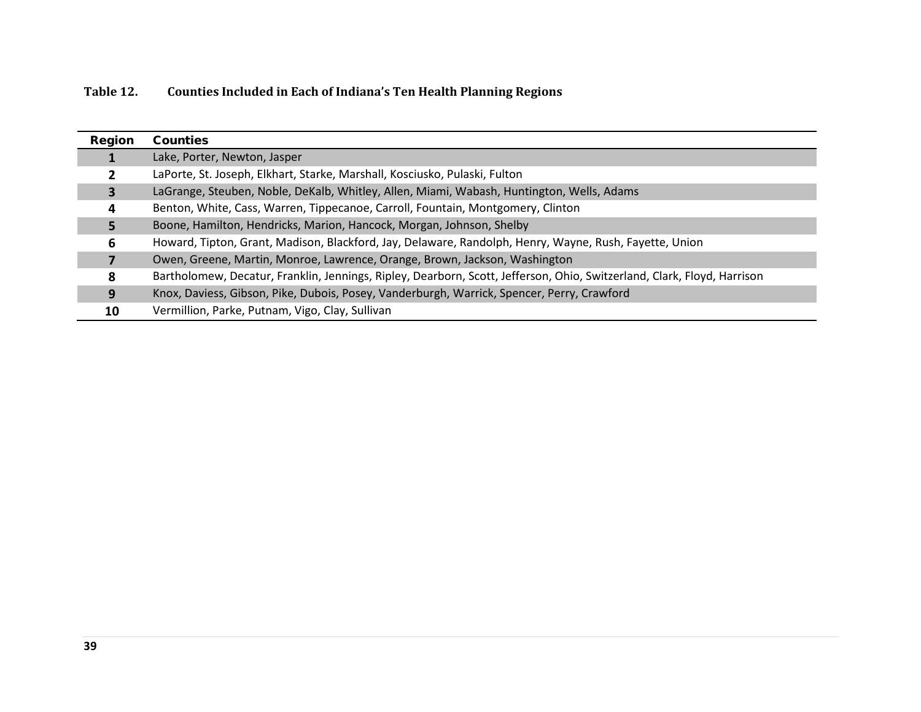**Table 12. Counties Included in Each of Indiana's Ten Health Planning Regions**

| Region | Counties |
|---|---|
| 1 | Lake, Porter, Newton, Jasper |
| 2 | LaPorte, St. Joseph, Elkhart, Starke, Marshall, Kosciusko, Pulaski, Fulton |
| 3 | LaGrange, Steuben, Noble, DeKalb, Whitley, Allen, Miami, Wabash, Huntington, Wells, Adams |
| 4 | Benton, White, Cass, Warren, Tippecanoe, Carroll, Fountain, Montgomery, Clinton |
| 5 | Boone, Hamilton, Hendricks, Marion, Hancock, Morgan, Johnson, Shelby |
| 6 | Howard, Tipton, Grant, Madison, Blackford, Jay, Delaware, Randolph, Henry, Wayne, Rush, Fayette, Union |
| 7 | Owen, Greene, Martin, Monroe, Lawrence, Orange, Brown, Jackson, Washington |
| 8 | Bartholomew, Decatur, Franklin, Jennings, Ripley, Dearborn, Scott, Jefferson, Ohio, Switzerland, Clark, Floyd, Harrison |
| 9 | Knox, Daviess, Gibson, Pike, Dubois, Posey, Vanderburgh, Warrick, Spencer, Perry, Crawford |
| 10 | Vermillion, Parke, Putnam, Vigo, Clay, Sullivan |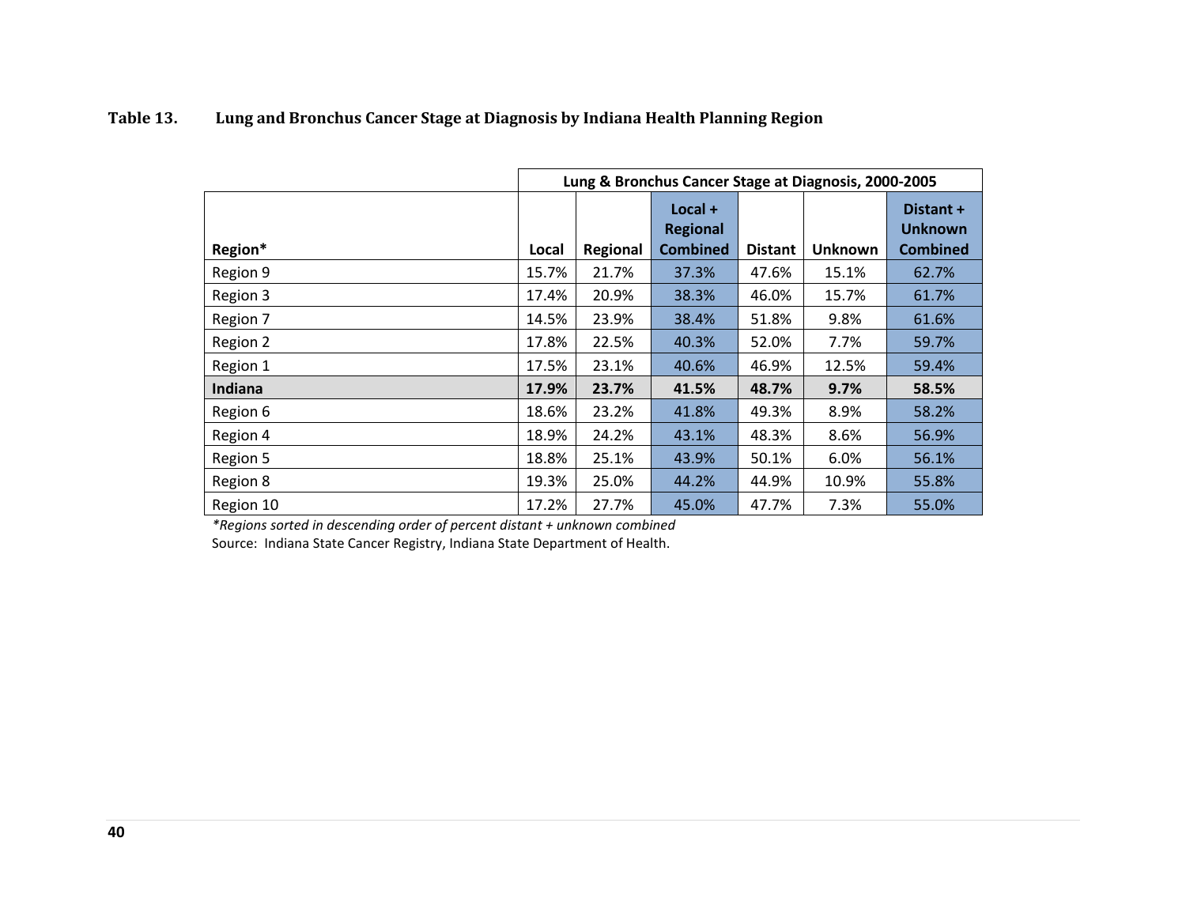**Table 13. Lung and Bronchus Cancer Stage at Diagnosis by Indiana Health Planning Region**

| | Lung & Bronchus Cancer Stage at Diagnosis, 2000-2005 | | | | | |
|---|---|---|---|---|---|---|
| **Region*** | **Local** | **Regional** | **Local + Regional Combined** | **Distant** | **Unknown** | **Distant + Unknown Combined** |
| Region 9 | 15.7% | 21.7% | 37.3% | 47.6% | 15.1% | 62.7% |
| Region 3 | 17.4% | 20.9% | 38.3% | 46.0% | 15.7% | 61.7% |
| Region 7 | 14.5% | 23.9% | 38.4% | 51.8% | 9.8% | 61.6% |
| Region 2 | 17.8% | 22.5% | 40.3% | 52.0% | 7.7% | 59.7% |
| Region 1 | 17.5% | 23.1% | 40.6% | 46.9% | 12.5% | 59.4% |
| **Indiana** | **17.9%** | **23.7%** | **41.5%** | **48.7%** | **9.7%** | **58.5%** |
| Region 6 | 18.6% | 23.2% | 41.8% | 49.3% | 8.9% | 58.2% |
| Region 4 | 18.9% | 24.2% | 43.1% | 48.3% | 8.6% | 56.9% |
| Region 5 | 18.8% | 25.1% | 43.9% | 50.1% | 6.0% | 56.1% |
| Region 8 | 19.3% | 25.0% | 44.2% | 44.9% | 10.9% | 55.8% |
| Region 10 | 17.2% | 27.7% | 45.0% | 47.7% | 7.3% | 55.0% |

*\*Regions sorted in descending order of percent distant + unknown combined*

Source: Indiana State Cancer Registry, Indiana State Department of Health.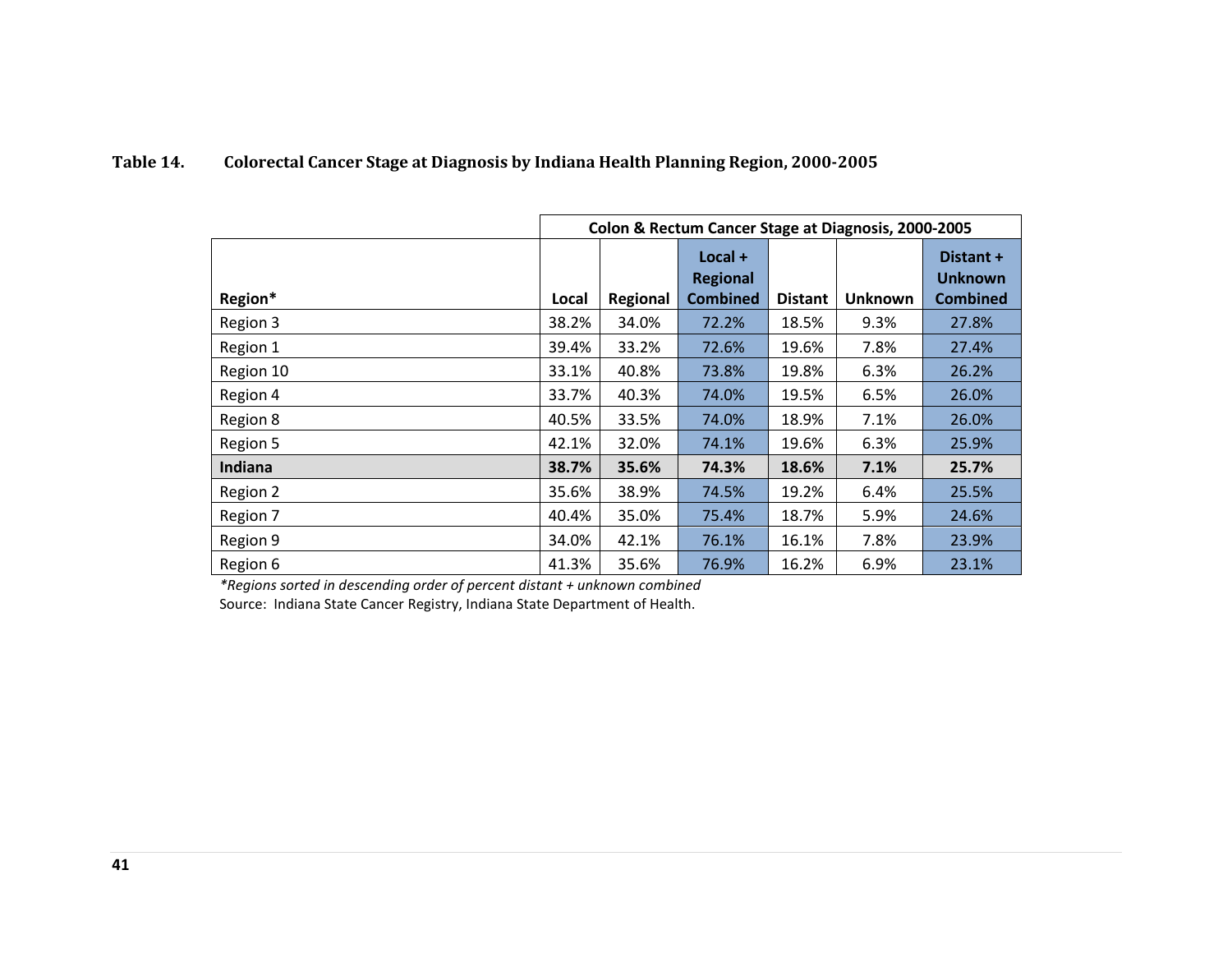**Table 14. Colorectal Cancer Stage at Diagnosis by Indiana Health Planning Region, 2000-2005**

| | Colon & Rectum Cancer Stage at Diagnosis, 2000-2005 | | | | | |
|---|---|---|---|---|---|---|
| **Region*** | **Local** | **Regional** | **Local + Regional Combined** | **Distant** | **Unknown** | **Distant + Unknown Combined** |
| Region 3 | 38.2% | 34.0% | 72.2% | 18.5% | 9.3% | 27.8% |
| Region 1 | 39.4% | 33.2% | 72.6% | 19.6% | 7.8% | 27.4% |
| Region 10 | 33.1% | 40.8% | 73.8% | 19.8% | 6.3% | 26.2% |
| Region 4 | 33.7% | 40.3% | 74.0% | 19.5% | 6.5% | 26.0% |
| Region 8 | 40.5% | 33.5% | 74.0% | 18.9% | 7.1% | 26.0% |
| Region 5 | 42.1% | 32.0% | 74.1% | 19.6% | 6.3% | 25.9% |
| **Indiana** | **38.7%** | **35.6%** | **74.3%** | **18.6%** | **7.1%** | **25.7%** |
| Region 2 | 35.6% | 38.9% | 74.5% | 19.2% | 6.4% | 25.5% |
| Region 7 | 40.4% | 35.0% | 75.4% | 18.7% | 5.9% | 24.6% |
| Region 9 | 34.0% | 42.1% | 76.1% | 16.1% | 7.8% | 23.9% |
| Region 6 | 41.3% | 35.6% | 76.9% | 16.2% | 6.9% | 23.1% |

*\*Regions sorted in descending order of percent distant + unknown combined*

Source: Indiana State Cancer Registry, Indiana State Department of Health.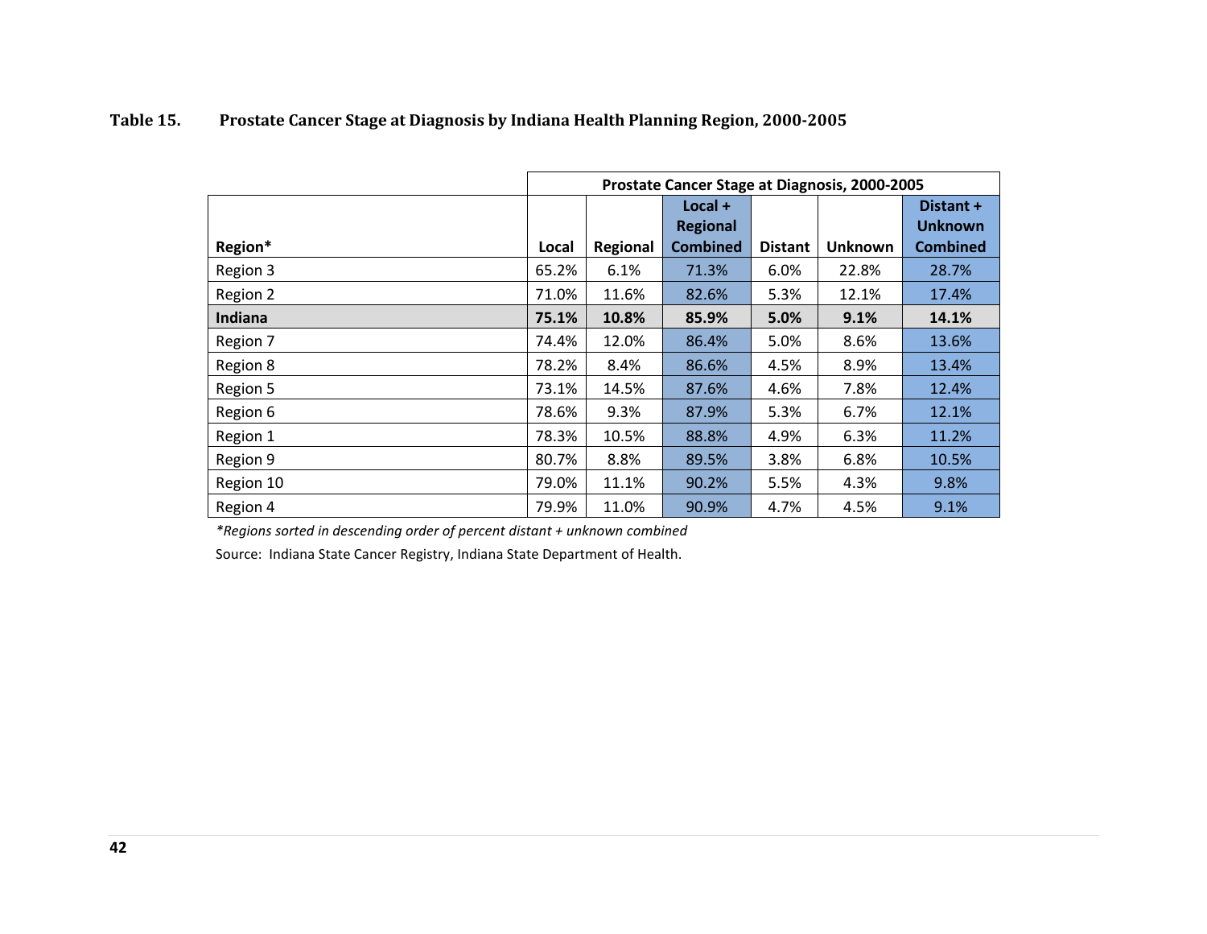**Table 15. Prostate Cancer Stage at Diagnosis by Indiana Health Planning Region, 2000-2005**

| | Prostate Cancer Stage at Diagnosis, 2000-2005 | | | | | |
|---|---|---|---|---|---|---|
| **Region*** | **Local** | **Regional** | **Local + Regional Combined** | **Distant** | **Unknown** | **Distant + Unknown Combined** |
| Region 3 | 65.2% | 6.1% | 71.3% | 6.0% | 22.8% | 28.7% |
| Region 2 | 71.0% | 11.6% | 82.6% | 5.3% | 12.1% | 17.4% |
| **Indiana** | **75.1%** | **10.8%** | **85.9%** | **5.0%** | **9.1%** | **14.1%** |
| Region 7 | 74.4% | 12.0% | 86.4% | 5.0% | 8.6% | 13.6% |
| Region 8 | 78.2% | 8.4% | 86.6% | 4.5% | 8.9% | 13.4% |
| Region 5 | 73.1% | 14.5% | 87.6% | 4.6% | 7.8% | 12.4% |
| Region 6 | 78.6% | 9.3% | 87.9% | 5.3% | 6.7% | 12.1% |
| Region 1 | 78.3% | 10.5% | 88.8% | 4.9% | 6.3% | 11.2% |
| Region 9 | 80.7% | 8.8% | 89.5% | 3.8% | 6.8% | 10.5% |
| Region 10 | 79.0% | 11.1% | 90.2% | 5.5% | 4.3% | 9.8% |
| Region 4 | 79.9% | 11.0% | 90.9% | 4.7% | 4.5% | 9.1% |

*\*Regions sorted in descending order of percent distant + unknown combined*

Source: Indiana State Cancer Registry, Indiana State Department of Health.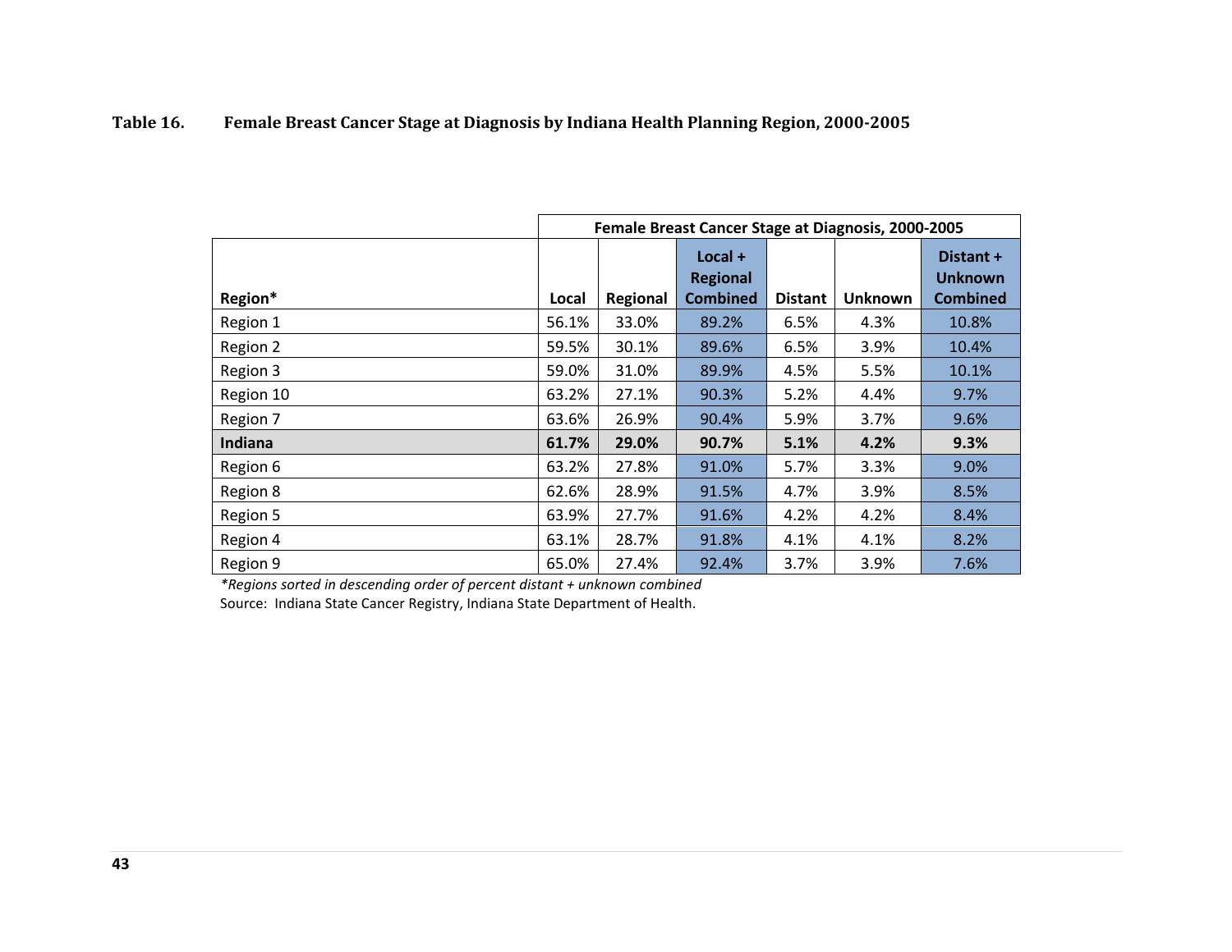**Table 16. Female Breast Cancer Stage at Diagnosis by Indiana Health Planning Region, 2000-2005**

| | Female Breast Cancer Stage at Diagnosis, 2000-2005 | | | | | |
|---|---|---|---|---|---|---|
| Region* | Local | Regional | Local + Regional Combined | Distant | Unknown | Distant + Unknown Combined |
| Region 1 | 56.1% | 33.0% | 89.2% | 6.5% | 4.3% | 10.8% |
| Region 2 | 59.5% | 30.1% | 89.6% | 6.5% | 3.9% | 10.4% |
| Region 3 | 59.0% | 31.0% | 89.9% | 4.5% | 5.5% | 10.1% |
| Region 10 | 63.2% | 27.1% | 90.3% | 5.2% | 4.4% | 9.7% |
| Region 7 | 63.6% | 26.9% | 90.4% | 5.9% | 3.7% | 9.6% |
| **Indiana** | **61.7%** | **29.0%** | **90.7%** | **5.1%** | **4.2%** | **9.3%** |
| Region 6 | 63.2% | 27.8% | 91.0% | 5.7% | 3.3% | 9.0% |
| Region 8 | 62.6% | 28.9% | 91.5% | 4.7% | 3.9% | 8.5% |
| Region 5 | 63.9% | 27.7% | 91.6% | 4.2% | 4.2% | 8.4% |
| Region 4 | 63.1% | 28.7% | 91.8% | 4.1% | 4.1% | 8.2% |
| Region 9 | 65.0% | 27.4% | 92.4% | 3.7% | 3.9% | 7.6% |

*\*Regions sorted in descending order of percent distant + unknown combined*

Source: Indiana State Cancer Registry, Indiana State Department of Health.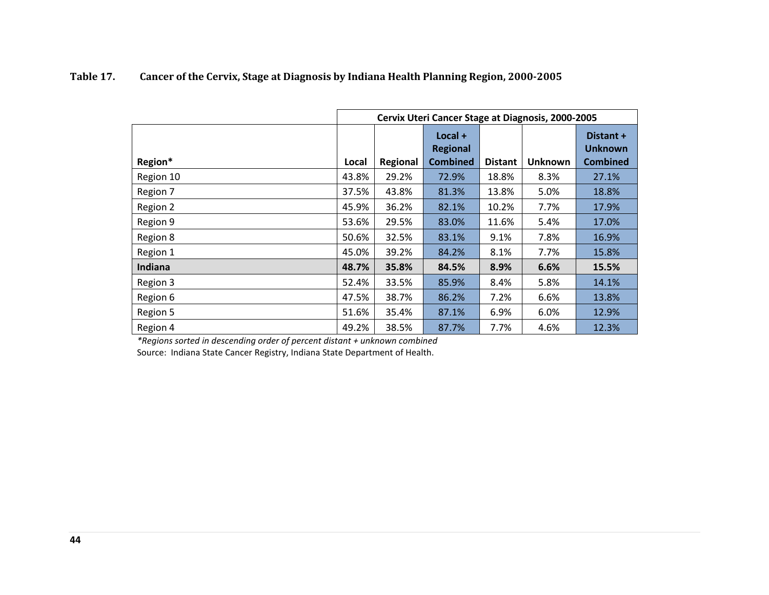**Table 17. Cancer of the Cervix, Stage at Diagnosis by Indiana Health Planning Region, 2000-2005**

| | Cervix Uteri Cancer Stage at Diagnosis, 2000-2005 | | | | | |
|---|---|---|---|---|---|---|
| **Region*** | **Local** | **Regional** | **Local + Regional Combined** | **Distant** | **Unknown** | **Distant + Unknown Combined** |
| Region 10 | 43.8% | 29.2% | 72.9% | 18.8% | 8.3% | 27.1% |
| Region 7 | 37.5% | 43.8% | 81.3% | 13.8% | 5.0% | 18.8% |
| Region 2 | 45.9% | 36.2% | 82.1% | 10.2% | 7.7% | 17.9% |
| Region 9 | 53.6% | 29.5% | 83.0% | 11.6% | 5.4% | 17.0% |
| Region 8 | 50.6% | 32.5% | 83.1% | 9.1% | 7.8% | 16.9% |
| Region 1 | 45.0% | 39.2% | 84.2% | 8.1% | 7.7% | 15.8% |
| **Indiana** | **48.7%** | **35.8%** | **84.5%** | **8.9%** | **6.6%** | **15.5%** |
| Region 3 | 52.4% | 33.5% | 85.9% | 8.4% | 5.8% | 14.1% |
| Region 6 | 47.5% | 38.7% | 86.2% | 7.2% | 6.6% | 13.8% |
| Region 5 | 51.6% | 35.4% | 87.1% | 6.9% | 6.0% | 12.9% |
| Region 4 | 49.2% | 38.5% | 87.7% | 7.7% | 4.6% | 12.3% |

*\*Regions sorted in descending order of percent distant + unknown combined*

Source: Indiana State Cancer Registry, Indiana State Department of Health.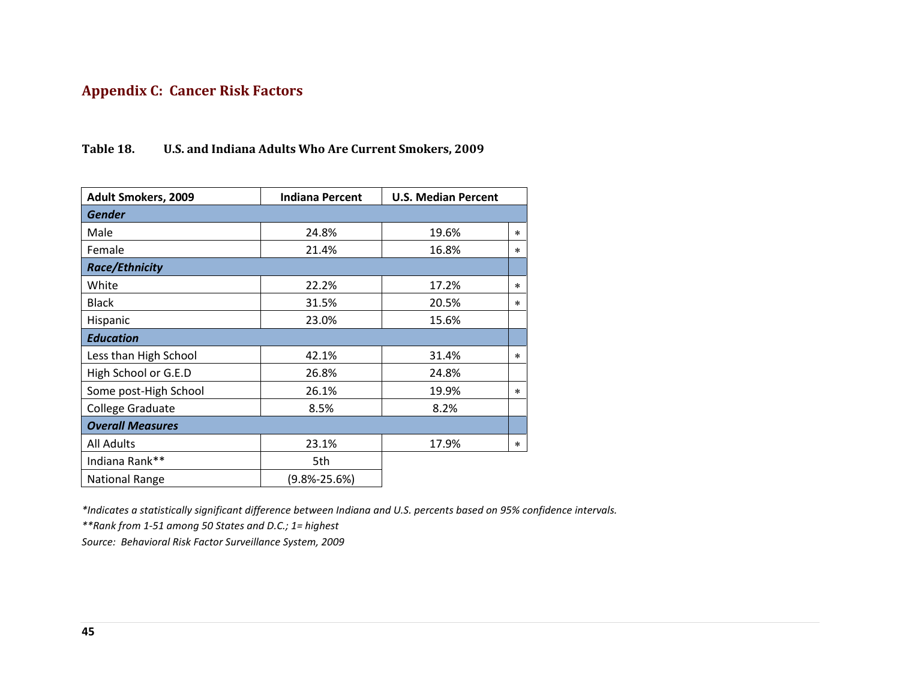## Appendix C: Cancer Risk Factors

**Table 18. U.S. and Indiana Adults Who Are Current Smokers, 2009**

| Adult Smokers, 2009 | Indiana Percent | U.S. Median Percent | |
|---|---|---|---|
| ***Gender*** | | | |
| Male | 24.8% | 19.6% | * |
| Female | 21.4% | 16.8% | * |
| ***Race/Ethnicity*** | | | |
| White | 22.2% | 17.2% | * |
| Black | 31.5% | 20.5% | * |
| Hispanic | 23.0% | 15.6% | |
| ***Education*** | | | |
| Less than High School | 42.1% | 31.4% | * |
| High School or G.E.D | 26.8% | 24.8% | |
| Some post-High School | 26.1% | 19.9% | * |
| College Graduate | 8.5% | 8.2% | |
| ***Overall Measures*** | | | |
| All Adults | 23.1% | 17.9% | * |
| Indiana Rank** | 5th | | |
| National Range | (9.8%-25.6%) | | |

*\*Indicates a statistically significant difference between Indiana and U.S. percents based on 95% confidence intervals.*

*\*\*Rank from 1-51 among 50 States and D.C.; 1= highest*

*Source: Behavioral Risk Factor Surveillance System, 2009*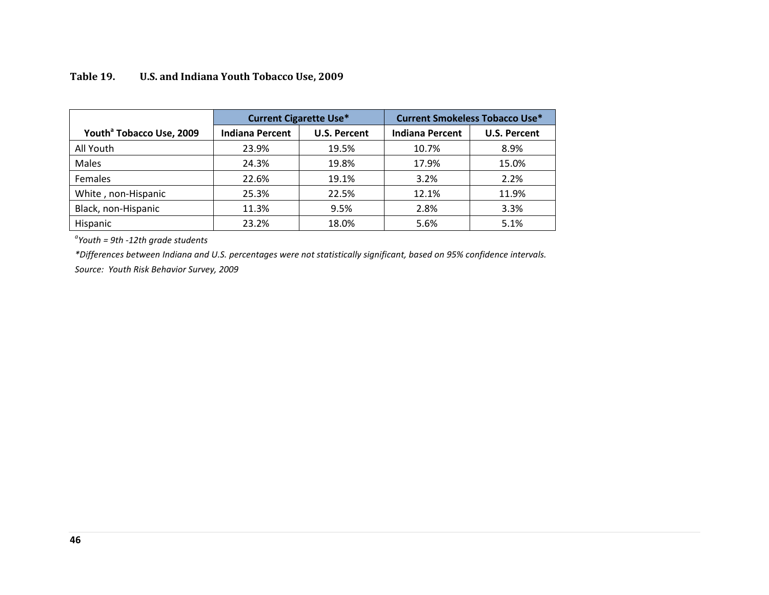**Table 19. U.S. and Indiana Youth Tobacco Use, 2009**

| Youth[a] Tobacco Use, 2009 | Current Cigarette Use* | | Current Smokeless Tobacco Use* | |
|---|---|---|---|---|
| | Indiana Percent | U.S. Percent | Indiana Percent | U.S. Percent |
| All Youth | 23.9% | 19.5% | 10.7% | 8.9% |
| Males | 24.3% | 19.8% | 17.9% | 15.0% |
| Females | 22.6% | 19.1% | 3.2% | 2.2% |
| White , non-Hispanic | 25.3% | 22.5% | 12.1% | 11.9% |
| Black, non-Hispanic | 11.3% | 9.5% | 2.8% | 3.3% |
| Hispanic | 23.2% | 18.0% | 5.6% | 5.1% |

*[a]Youth = 9th -12th grade students*

**Differences between Indiana and U.S. percentages were not statistically significant, based on 95% confidence intervals.*

*Source: Youth Risk Behavior Survey, 2009*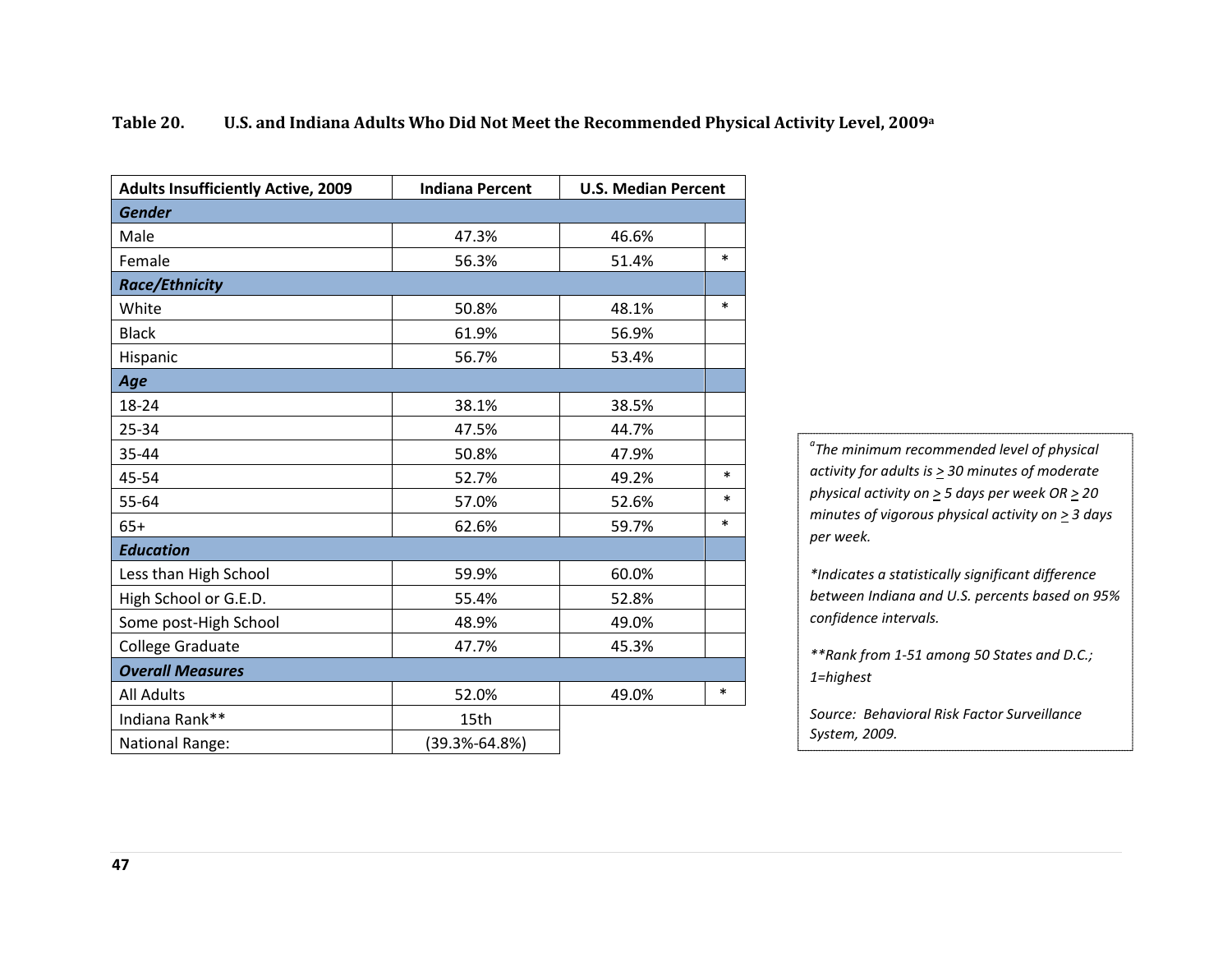**Table 20. U.S. and Indiana Adults Who Did Not Meet the Recommended Physical Activity Level, 2009[a]**

| Adults Insufficiently Active, 2009 | Indiana Percent | U.S. Median Percent | |
|---|---|---|---|
| ***Gender*** | | | |
| Male | 47.3% | 46.6% | |
| Female | 56.3% | 51.4% | * |
| ***Race/Ethnicity*** | | | |
| White | 50.8% | 48.1% | * |
| Black | 61.9% | 56.9% | |
| Hispanic | 56.7% | 53.4% | |
| ***Age*** | | | |
| 18-24 | 38.1% | 38.5% | |
| 25-34 | 47.5% | 44.7% | |
| 35-44 | 50.8% | 47.9% | |
| 45-54 | 52.7% | 49.2% | * |
| 55-64 | 57.0% | 52.6% | * |
| 65+ | 62.6% | 59.7% | * |
| ***Education*** | | | |
| Less than High School | 59.9% | 60.0% | |
| High School or G.E.D. | 55.4% | 52.8% | |
| Some post-High School | 48.9% | 49.0% | |
| College Graduate | 47.7% | 45.3% | |
| ***Overall Measures*** | | | |
| All Adults | 52.0% | 49.0% | * |
| Indiana Rank** | 15th | | |
| National Range: | (39.3%-64.8%) | | |

*[a]The minimum recommended level of physical activity for adults is ≥ 30 minutes of moderate physical activity on ≥ 5 days per week OR ≥ 20 minutes of vigorous physical activity on ≥ 3 days per week.*

**Indicates a statistically significant difference between Indiana and U.S. percents based on 95% confidence intervals.*

***Rank from 1-51 among 50 States and D.C.; 1=highest*

*Source: Behavioral Risk Factor Surveillance System, 2009.*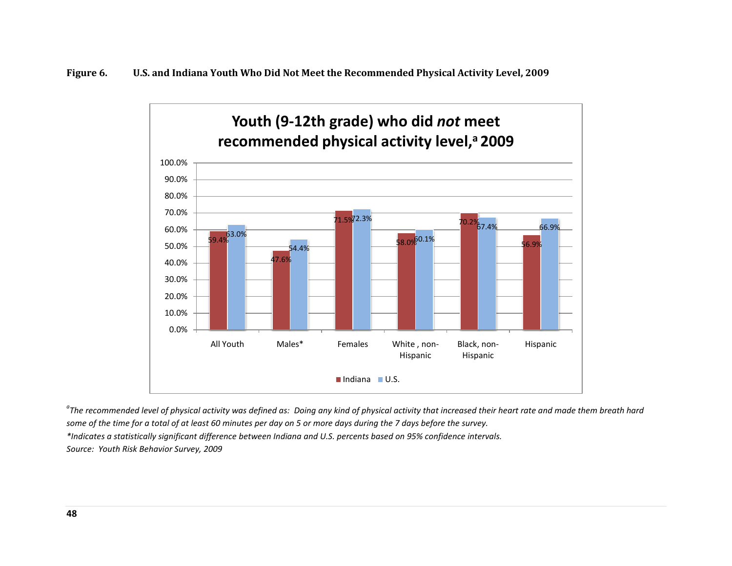**Figure 6.** **U.S. and Indiana Youth Who Did Not Meet the Recommended Physical Activity Level, 2009**

**Youth (9-12th grade) who did *not* meet recommended physical activity level,[a] 2009**

| | Indiana | U.S. |
|---|---|---|
| All Youth | 59.4% | 63.0% |
| Males* | 47.6% | 54.4% |
| Females | 71.5% | 72.3% |
| White , non-Hispanic | 58.0% | 60.1% |
| Black, non-Hispanic | 70.2% | 67.4% |
| Hispanic | 56.9% | 66.9% |

*[a]The recommended level of physical activity was defined as: Doing any kind of physical activity that increased their heart rate and made them breath hard some of the time for a total of at least 60 minutes per day on 5 or more days during the 7 days before the survey.*

*\*Indicates a statistically significant difference between Indiana and U.S. percents based on 95% confidence intervals.*

*Source: Youth Risk Behavior Survey, 2009*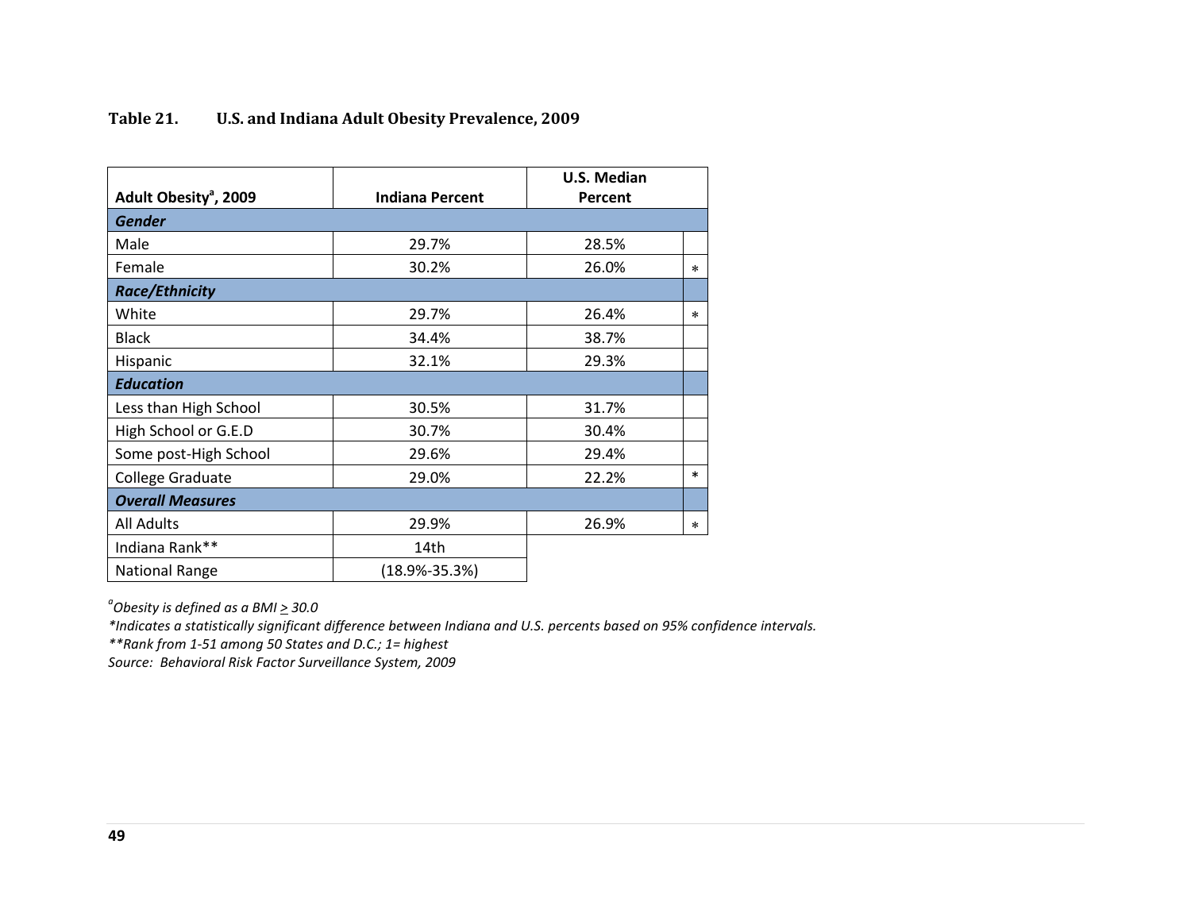**Table 21. U.S. and Indiana Adult Obesity Prevalence, 2009**

| Adult Obesity[a], 2009 | Indiana Percent | U.S. Median Percent | |
|---|---|---|---|
| ***Gender*** | | | |
| Male | 29.7% | 28.5% | |
| Female | 30.2% | 26.0% | * |
| ***Race/Ethnicity*** | | | |
| White | 29.7% | 26.4% | * |
| Black | 34.4% | 38.7% | |
| Hispanic | 32.1% | 29.3% | |
| ***Education*** | | | |
| Less than High School | 30.5% | 31.7% | |
| High School or G.E.D | 30.7% | 30.4% | |
| Some post-High School | 29.6% | 29.4% | |
| College Graduate | 29.0% | 22.2% | * |
| ***Overall Measures*** | | | |
| All Adults | 29.9% | 26.9% | * |
| Indiana Rank** | 14th | | |
| National Range | (18.9%-35.3%) | | |

*[a]Obesity is defined as a BMI ≥ 30.0*

**Indicates a statistically significant difference between Indiana and U.S. percents based on 95% confidence intervals.*

***Rank from 1-51 among 50 States and D.C.; 1= highest*

*Source: Behavioral Risk Factor Surveillance System, 2009*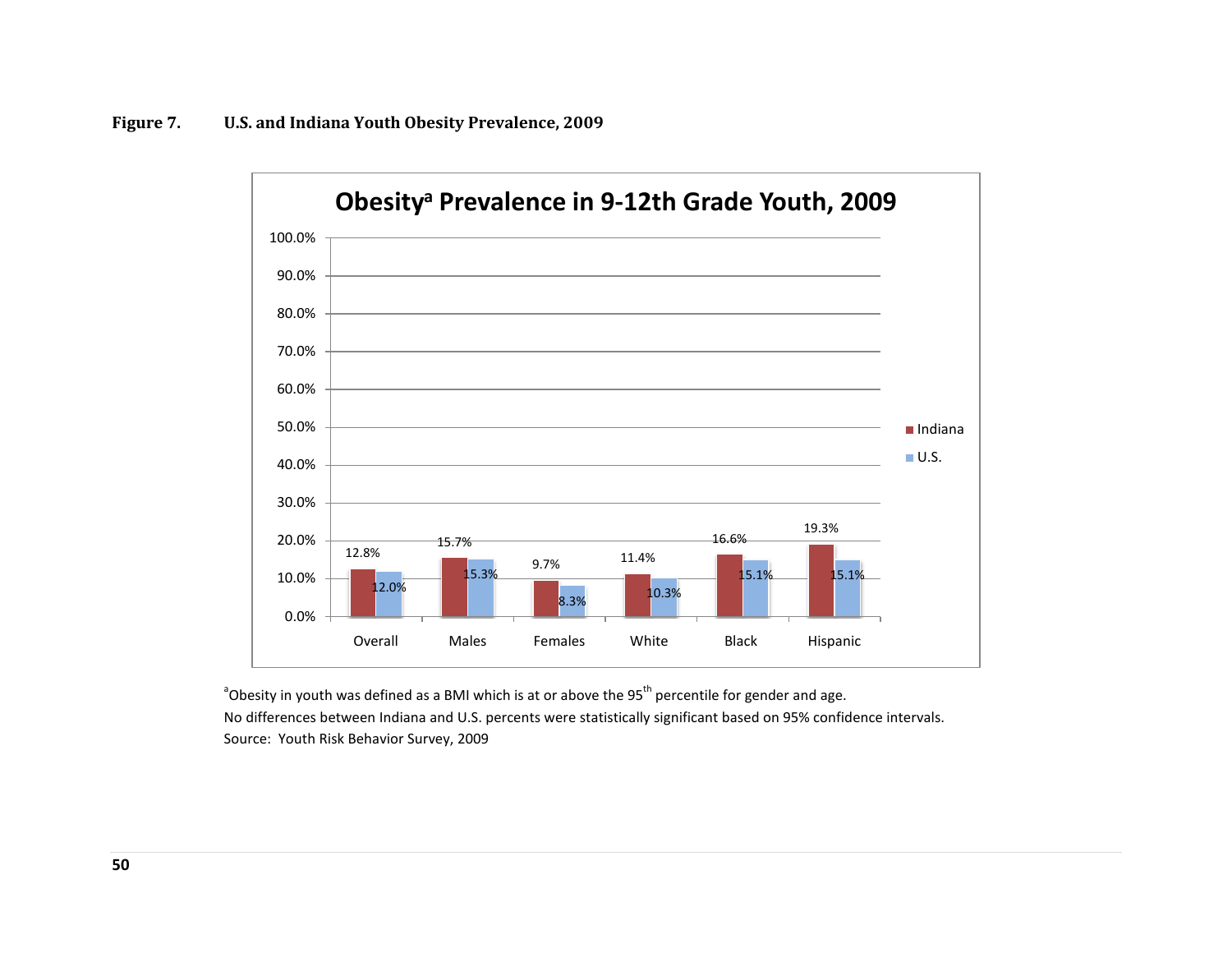**Figure 7.** **U.S. and Indiana Youth Obesity Prevalence, 2009**

**Obesity[a] Prevalence in 9-12th Grade Youth, 2009**

| | Indiana | U.S. |
|---|---|---|
| Overall | 12.8% | 12.0% |
| Males | 15.7% | 15.3% |
| Females | 9.7% | 8.3% |
| White | 11.4% | 10.3% |
| Black | 16.6% | 15.1% |
| Hispanic | 19.3% | 15.1% |

[a]Obesity in youth was defined as a BMI which is at or above the 95th percentile for gender and age.
No differences between Indiana and U.S. percents were statistically significant based on 95% confidence intervals.
Source: Youth Risk Behavior Survey, 2009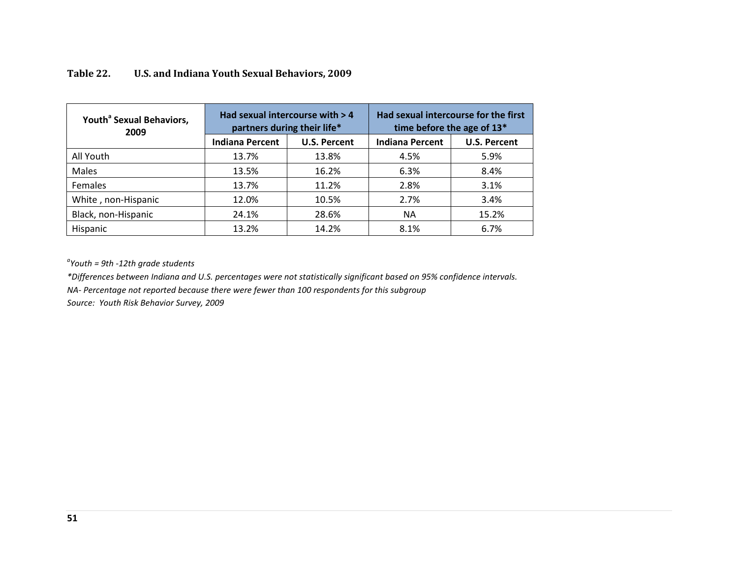**Table 22. U.S. and Indiana Youth Sexual Behaviors, 2009**

| Youth[a] Sexual Behaviors, 2009 | Had sexual intercourse with > 4 partners during their life* | | Had sexual intercourse for the first time before the age of 13* | |
|---|---|---|---|---|
| | Indiana Percent | U.S. Percent | Indiana Percent | U.S. Percent |
| All Youth | 13.7% | 13.8% | 4.5% | 5.9% |
| Males | 13.5% | 16.2% | 6.3% | 8.4% |
| Females | 13.7% | 11.2% | 2.8% | 3.1% |
| White , non-Hispanic | 12.0% | 10.5% | 2.7% | 3.4% |
| Black, non-Hispanic | 24.1% | 28.6% | NA | 15.2% |
| Hispanic | 13.2% | 14.2% | 8.1% | 6.7% |

*[a]Youth = 9th -12th grade students*

**Differences between Indiana and U.S. percentages were not statistically significant based on 95% confidence intervals.*

*NA- Percentage not reported because there were fewer than 100 respondents for this subgroup*

*Source: Youth Risk Behavior Survey, 2009*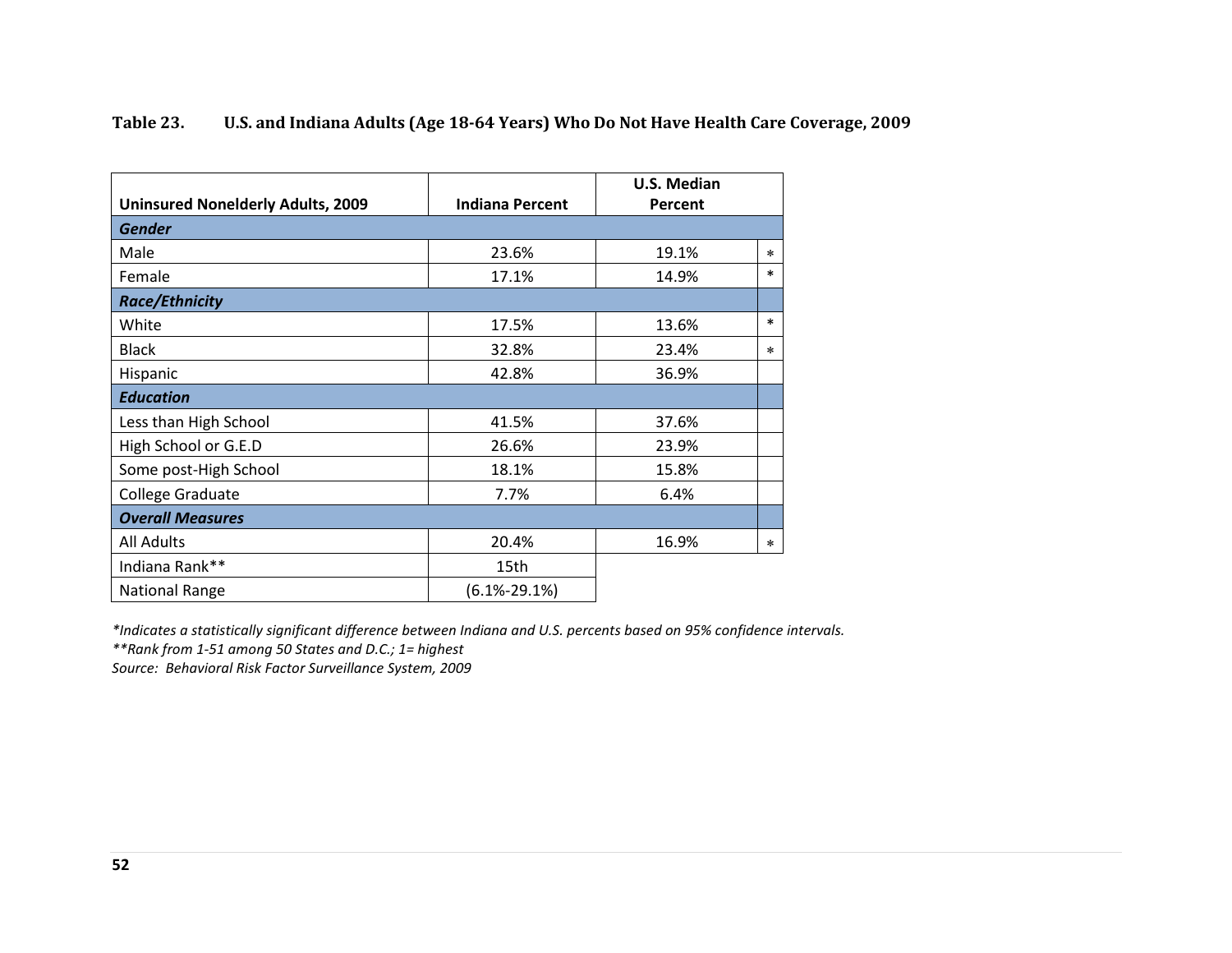**Table 23. U.S. and Indiana Adults (Age 18-64 Years) Who Do Not Have Health Care Coverage, 2009**

| Uninsured Nonelderly Adults, 2009 | Indiana Percent | U.S. Median Percent | |
|---|---|---|---|
| ***Gender*** | | | |
| Male | 23.6% | 19.1% | * |
| Female | 17.1% | 14.9% | * |
| ***Race/Ethnicity*** | | | |
| White | 17.5% | 13.6% | * |
| Black | 32.8% | 23.4% | * |
| Hispanic | 42.8% | 36.9% | |
| ***Education*** | | | |
| Less than High School | 41.5% | 37.6% | |
| High School or G.E.D | 26.6% | 23.9% | |
| Some post-High School | 18.1% | 15.8% | |
| College Graduate | 7.7% | 6.4% | |
| ***Overall Measures*** | | | |
| All Adults | 20.4% | 16.9% | * |
| Indiana Rank** | 15th | | |
| National Range | (6.1%-29.1%) | | |

*\*Indicates a statistically significant difference between Indiana and U.S. percents based on 95% confidence intervals.*
*\*\*Rank from 1-51 among 50 States and D.C.; 1= highest*
*Source: Behavioral Risk Factor Surveillance System, 2009*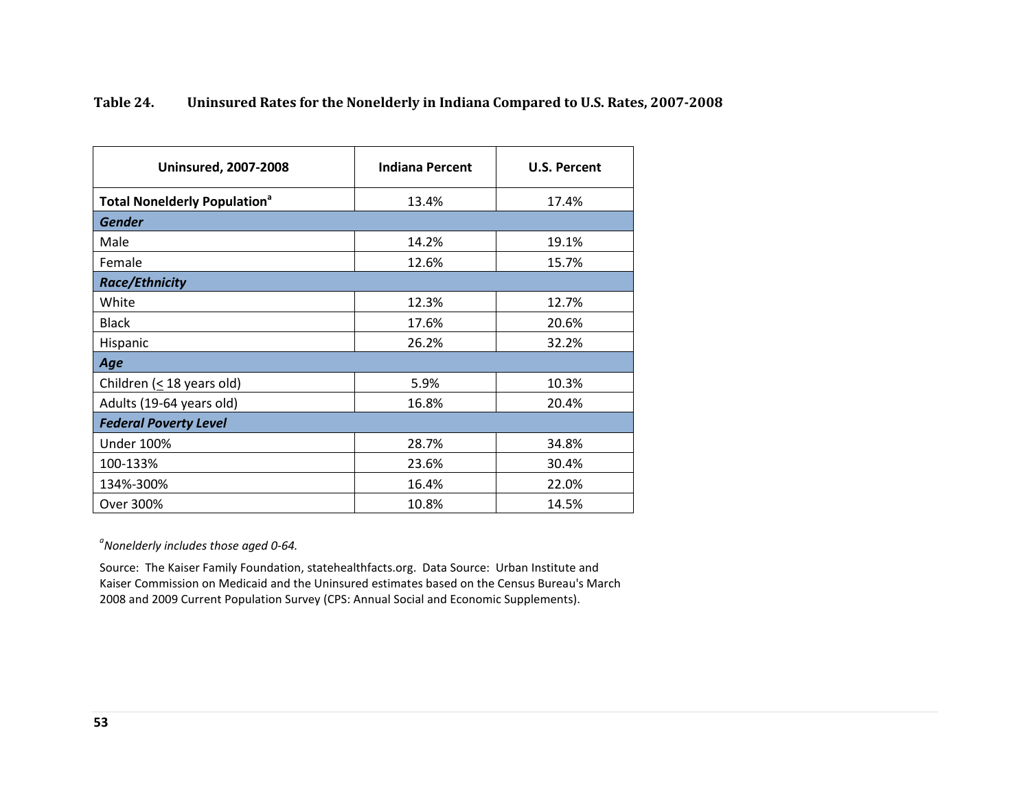**Table 24. Uninsured Rates for the Nonelderly in Indiana Compared to U.S. Rates, 2007-2008**

| Uninsured, 2007-2008 | Indiana Percent | U.S. Percent |
|---|---|---|
| **Total Nonelderly Population[a]** | 13.4% | 17.4% |
| ***Gender*** | | |
| Male | 14.2% | 19.1% |
| Female | 12.6% | 15.7% |
| ***Race/Ethnicity*** | | |
| White | 12.3% | 12.7% |
| Black | 17.6% | 20.6% |
| Hispanic | 26.2% | 32.2% |
| ***Age*** | | |
| Children (≤ 18 years old) | 5.9% | 10.3% |
| Adults (19-64 years old) | 16.8% | 20.4% |
| ***Federal Poverty Level*** | | |
| Under 100% | 28.7% | 34.8% |
| 100-133% | 23.6% | 30.4% |
| 134%-300% | 16.4% | 22.0% |
| Over 300% | 10.8% | 14.5% |

[a]*Nonelderly includes those aged 0-64.*

Source: The Kaiser Family Foundation, statehealthfacts.org. Data Source: Urban Institute and Kaiser Commission on Medicaid and the Uninsured estimates based on the Census Bureau's March 2008 and 2009 Current Population Survey (CPS: Annual Social and Economic Supplements).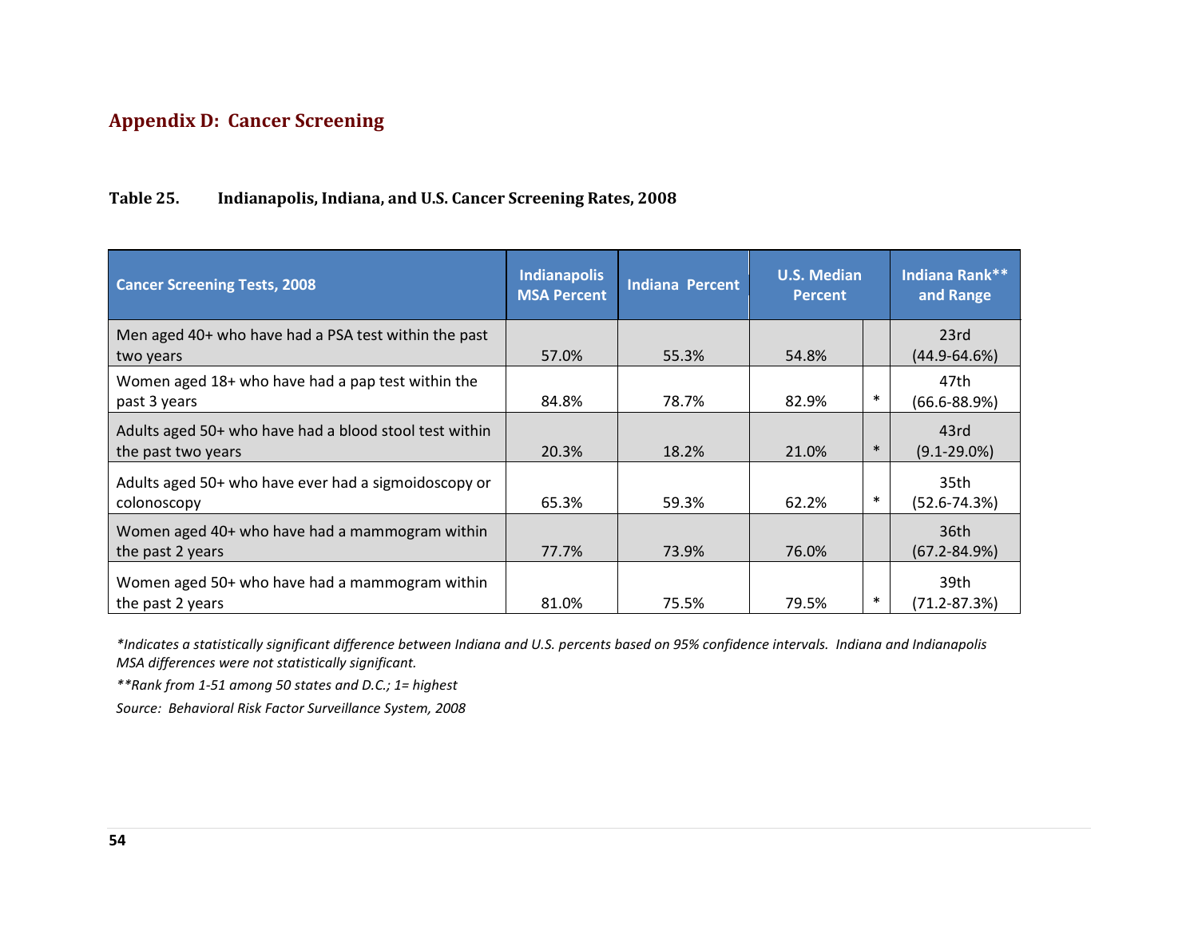## Appendix D: Cancer Screening

**Table 25. Indianapolis, Indiana, and U.S. Cancer Screening Rates, 2008**

| Cancer Screening Tests, 2008 | Indianapolis MSA Percent | Indiana Percent | U.S. Median Percent | | Indiana Rank** and Range |
|---|---|---|---|---|---|
| Men aged 40+ who have had a PSA test within the past two years | 57.0% | 55.3% | 54.8% | | 23rd (44.9-64.6%) |
| Women aged 18+ who have had a pap test within the past 3 years | 84.8% | 78.7% | 82.9% | * | 47th (66.6-88.9%) |
| Adults aged 50+ who have had a blood stool test within the past two years | 20.3% | 18.2% | 21.0% | * | 43rd (9.1-29.0%) |
| Adults aged 50+ who have ever had a sigmoidoscopy or colonoscopy | 65.3% | 59.3% | 62.2% | * | 35th (52.6-74.3%) |
| Women aged 40+ who have had a mammogram within the past 2 years | 77.7% | 73.9% | 76.0% | | 36th (67.2-84.9%) |
| Women aged 50+ who have had a mammogram within the past 2 years | 81.0% | 75.5% | 79.5% | * | 39th (71.2-87.3%) |

*\*Indicates a statistically significant difference between Indiana and U.S. percents based on 95% confidence intervals. Indiana and Indianapolis MSA differences were not statistically significant.*

*\*\*Rank from 1-51 among 50 states and D.C.; 1= highest*

*Source: Behavioral Risk Factor Surveillance System, 2008*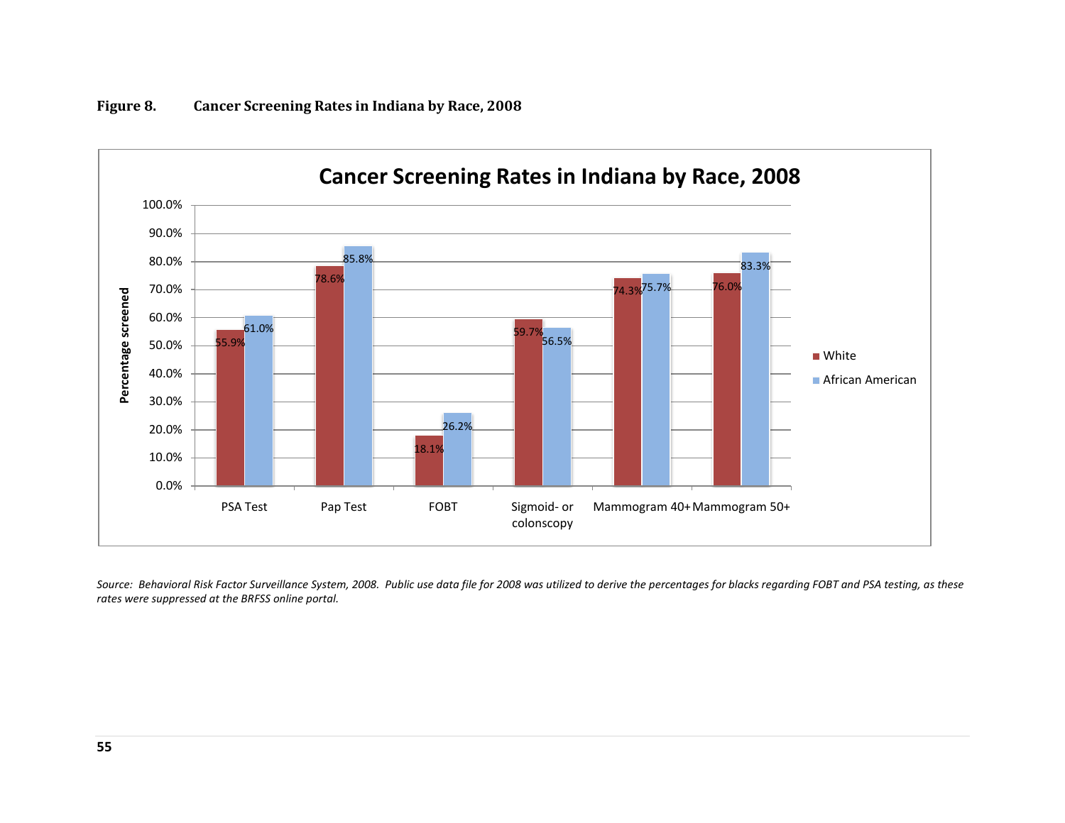**Figure 8. Cancer Screening Rates in Indiana by Race, 2008**

**Cancer Screening Rates in Indiana by Race, 2008**

| Screening | White | African American |
|---|---|---|
| PSA Test | 55.9% | 61.0% |
| Pap Test | 78.6% | 85.8% |
| FOBT | 18.1% | 26.2% |
| Sigmoid- or colonscopy | 59.7% | 56.5% |
| Mammogram 40+ | 74.3% | 75.7% |
| Mammogram 50+ | 76.0% | 83.3% |

*Source: Behavioral Risk Factor Surveillance System, 2008. Public use data file for 2008 was utilized to derive the percentages for blacks regarding FOBT and PSA testing, as these rates were suppressed at the BRFSS online portal.*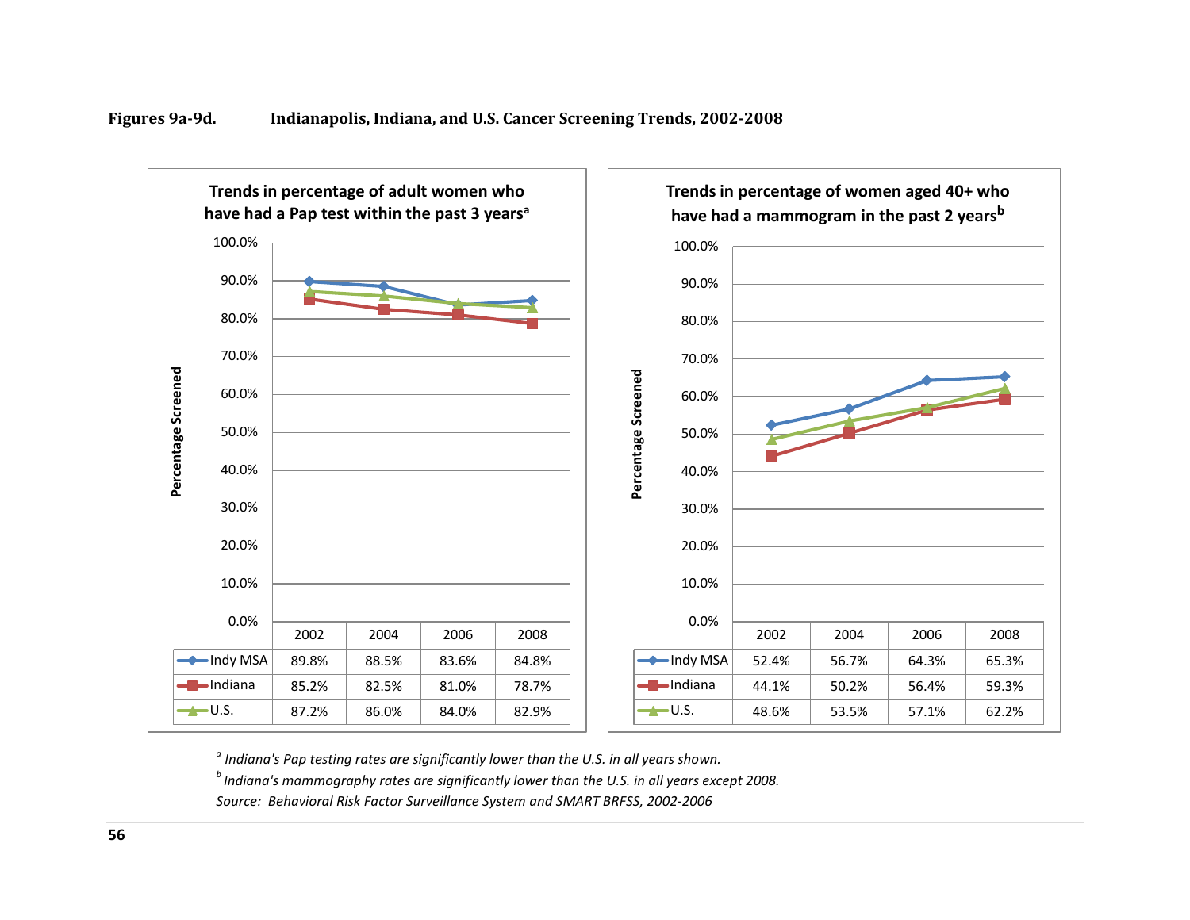**Figures 9a-9d. Indianapolis, Indiana, and U.S. Cancer Screening Trends, 2002-2008**

**Trends in percentage of adult women who have had a Pap test within the past 3 years[a]**

| | 2002 | 2004 | 2006 | 2008 |
|---|---|---|---|---|
| Indy MSA | 89.8% | 88.5% | 83.6% | 84.8% |
| Indiana | 85.2% | 82.5% | 81.0% | 78.7% |
| U.S. | 87.2% | 86.0% | 84.0% | 82.9% |

**Trends in percentage of women aged 40+ who have had a mammogram in the past 2 years[b]**

| | 2002 | 2004 | 2006 | 2008 |
|---|---|---|---|---|
| Indy MSA | 52.4% | 56.7% | 64.3% | 65.3% |
| Indiana | 44.1% | 50.2% | 56.4% | 59.3% |
| U.S. | 48.6% | 53.5% | 57.1% | 62.2% |

*[a] Indiana's Pap testing rates are significantly lower than the U.S. in all years shown.*

*[b] Indiana's mammography rates are significantly lower than the U.S. in all years except 2008.*

*Source: Behavioral Risk Factor Surveillance System and SMART BRFSS, 2002-2006*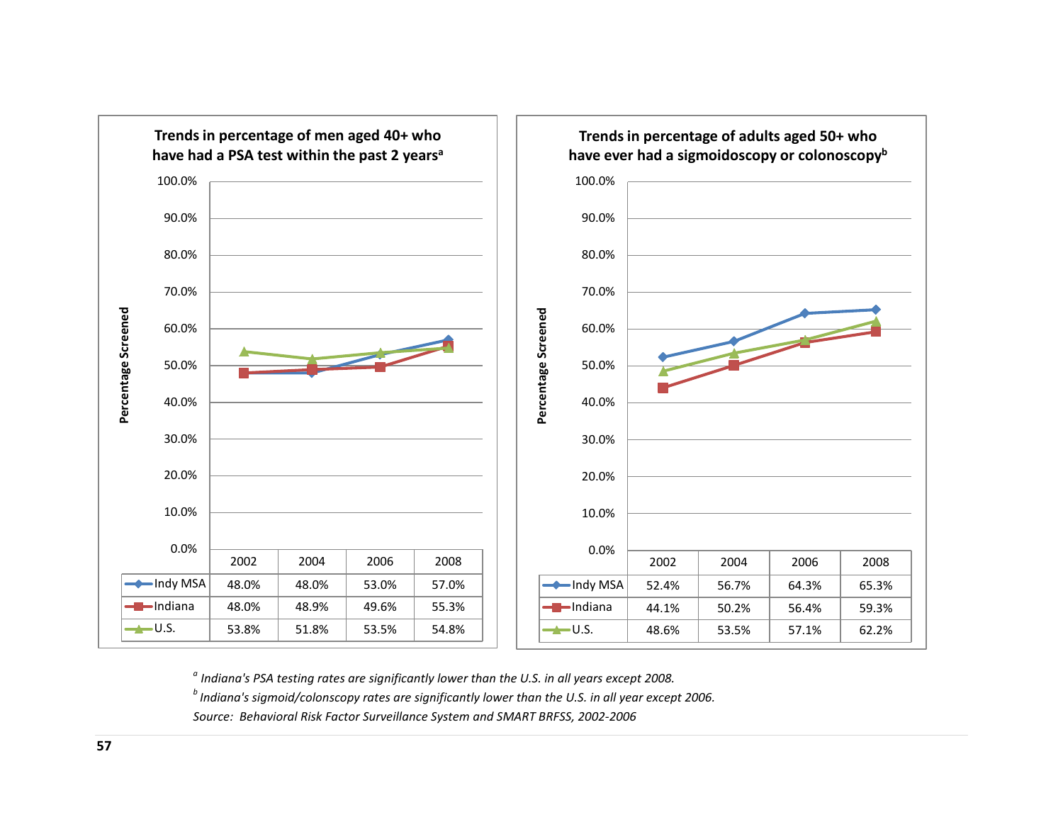**Trends in percentage of men aged 40+ who have had a PSA test within the past 2 years[a]**

Percentage Screened

100.0%
90.0%
80.0%
70.0%
60.0%
50.0%
40.0%
30.0%
20.0%
10.0%
0.0%

| | 2002 | 2004 | 2006 | 2008 |
|---|---|---|---|---|
| Indy MSA | 48.0% | 48.0% | 53.0% | 57.0% |
| Indiana | 48.0% | 48.9% | 49.6% | 55.3% |
| U.S. | 53.8% | 51.8% | 53.5% | 54.8% |

**Trends in percentage of adults aged 50+ who have ever had a sigmoidoscopy or colonoscopy[b]**

Percentage Screened

100.0%
90.0%
80.0%
70.0%
60.0%
50.0%
40.0%
30.0%
20.0%
10.0%
0.0%

| | 2002 | 2004 | 2006 | 2008 |
|---|---|---|---|---|
| Indy MSA | 52.4% | 56.7% | 64.3% | 65.3% |
| Indiana | 44.1% | 50.2% | 56.4% | 59.3% |
| U.S. | 48.6% | 53.5% | 57.1% | 62.2% |

*[a] Indiana's PSA testing rates are significantly lower than the U.S. in all years except 2008.*

*[b] Indiana's sigmoid/colonscopy rates are significantly lower than the U.S. in all year except 2006.*

*Source: Behavioral Risk Factor Surveillance System and SMART BRFSS, 2002-2006*